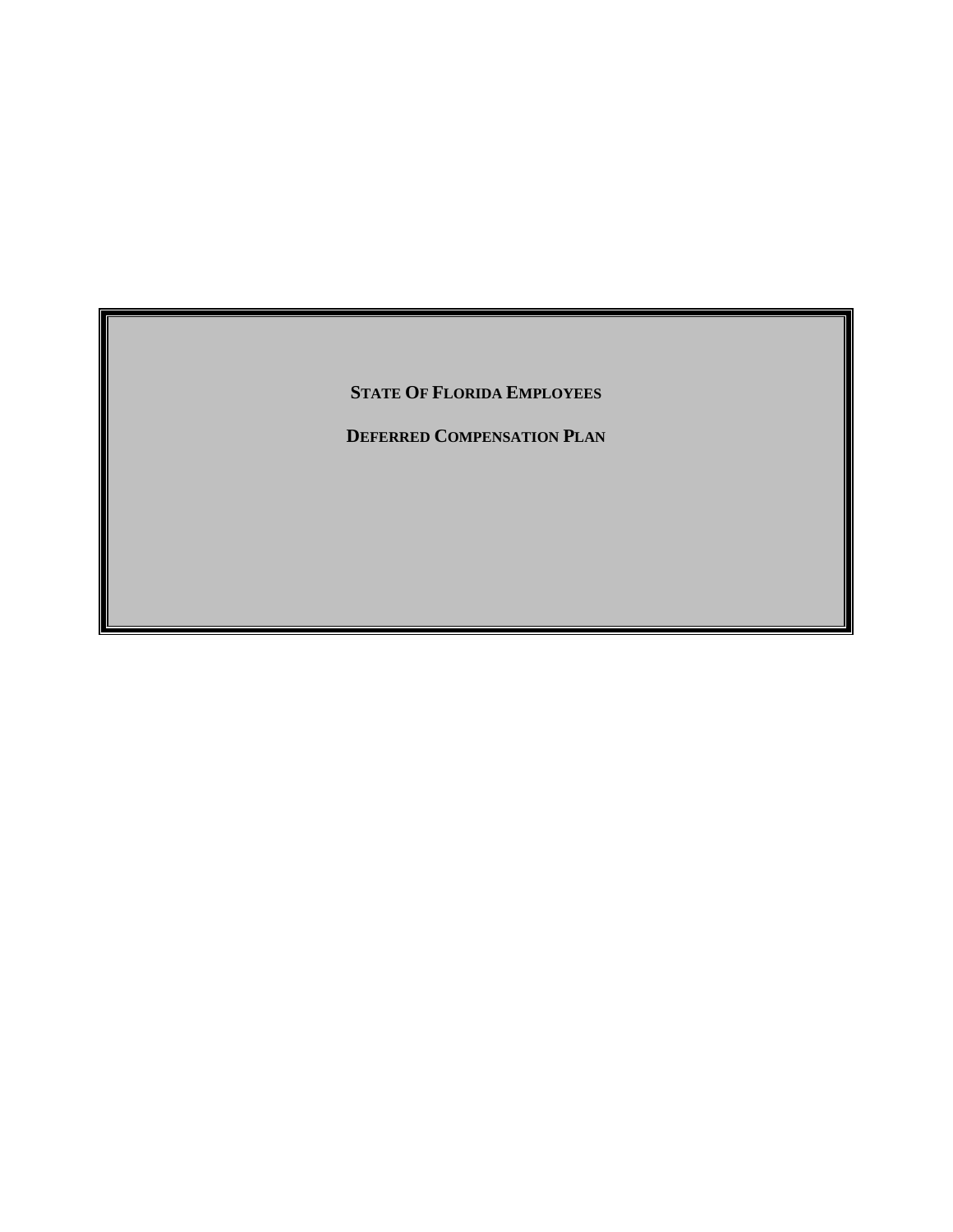# STATE OF FLORIDA EMPLOYEES

# DEFERRED COMPENSATION PLAN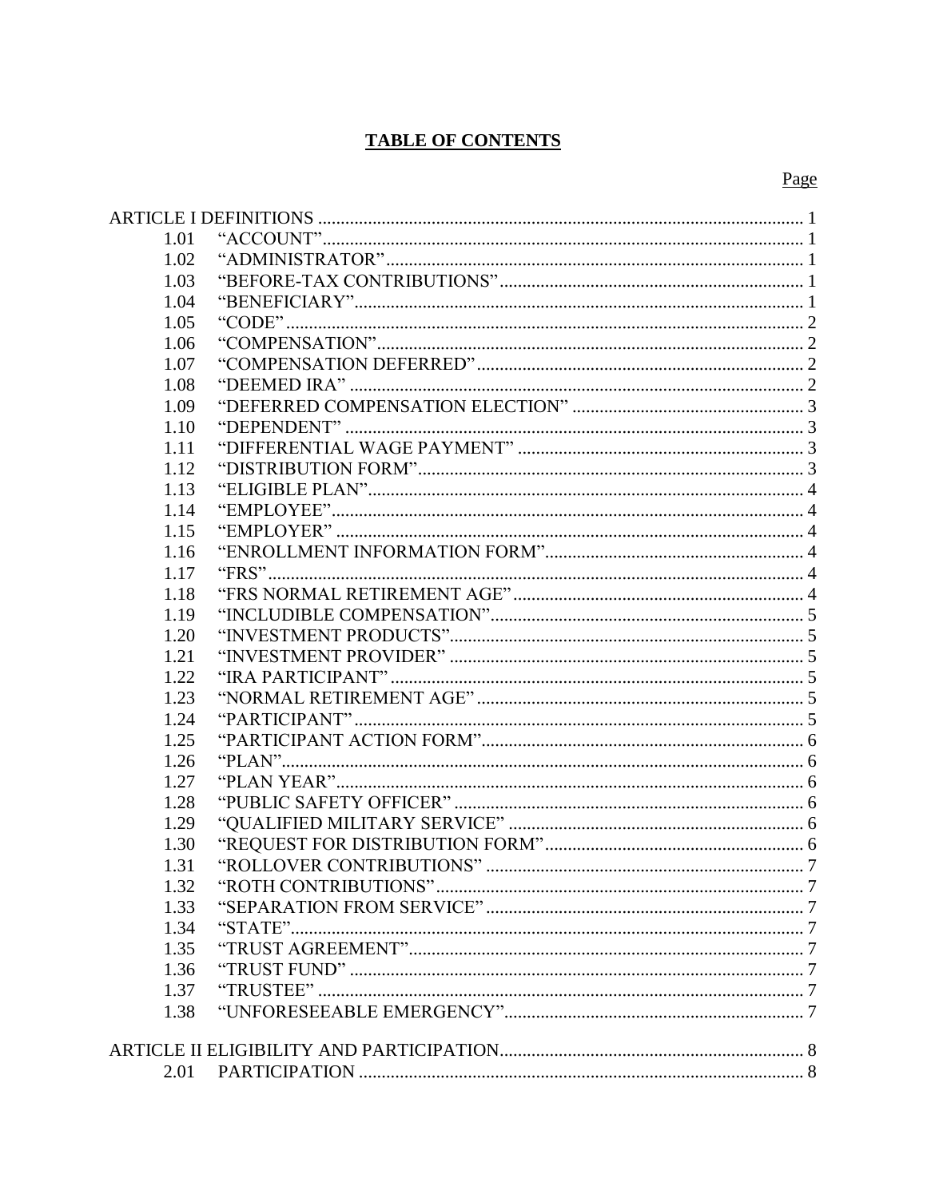# TABLE OF CONTENTS

| | | Page |
|---|---|---|
| ARTICLE I DEFINITIONS | | 1 |
| 1.01 | "ACCOUNT" | 1 |
| 1.02 | "ADMINISTRATOR" | 1 |
| 1.03 | "BEFORE-TAX CONTRIBUTIONS" | 1 |
| 1.04 | "BENEFICIARY" | 1 |
| 1.05 | "CODE" | 2 |
| 1.06 | "COMPENSATION" | 2 |
| 1.07 | "COMPENSATION DEFERRED" | 2 |
| 1.08 | "DEEMED IRA" | 2 |
| 1.09 | "DEFERRED COMPENSATION ELECTION" | 3 |
| 1.10 | "DEPENDENT" | 3 |
| 1.11 | "DIFFERENTIAL WAGE PAYMENT" | 3 |
| 1.12 | "DISTRIBUTION FORM" | 3 |
| 1.13 | "ELIGIBLE PLAN" | 4 |
| 1.14 | "EMPLOYEE" | 4 |
| 1.15 | "EMPLOYER" | 4 |
| 1.16 | "ENROLLMENT INFORMATION FORM" | 4 |
| 1.17 | "FRS" | 4 |
| 1.18 | "FRS NORMAL RETIREMENT AGE" | 4 |
| 1.19 | "INCLUDIBLE COMPENSATION" | 5 |
| 1.20 | "INVESTMENT PRODUCTS" | 5 |
| 1.21 | "INVESTMENT PROVIDER" | 5 |
| 1.22 | "IRA PARTICIPANT" | 5 |
| 1.23 | "NORMAL RETIREMENT AGE" | 5 |
| 1.24 | "PARTICIPANT" | 5 |
| 1.25 | "PARTICIPANT ACTION FORM" | 6 |
| 1.26 | "PLAN" | 6 |
| 1.27 | "PLAN YEAR" | 6 |
| 1.28 | "PUBLIC SAFETY OFFICER" | 6 |
| 1.29 | "QUALIFIED MILITARY SERVICE" | 6 |
| 1.30 | "REQUEST FOR DISTRIBUTION FORM" | 6 |
| 1.31 | "ROLLOVER CONTRIBUTIONS" | 7 |
| 1.32 | "ROTH CONTRIBUTIONS" | 7 |
| 1.33 | "SEPARATION FROM SERVICE" | 7 |
| 1.34 | "STATE" | 7 |
| 1.35 | "TRUST AGREEMENT" | 7 |
| 1.36 | "TRUST FUND" | 7 |
| 1.37 | "TRUSTEE" | 7 |
| 1.38 | "UNFORESEEABLE EMERGENCY" | 7 |
| ARTICLE II ELIGIBILITY AND PARTICIPATION | | 8 |
| 2.01 | PARTICIPATION | 8 |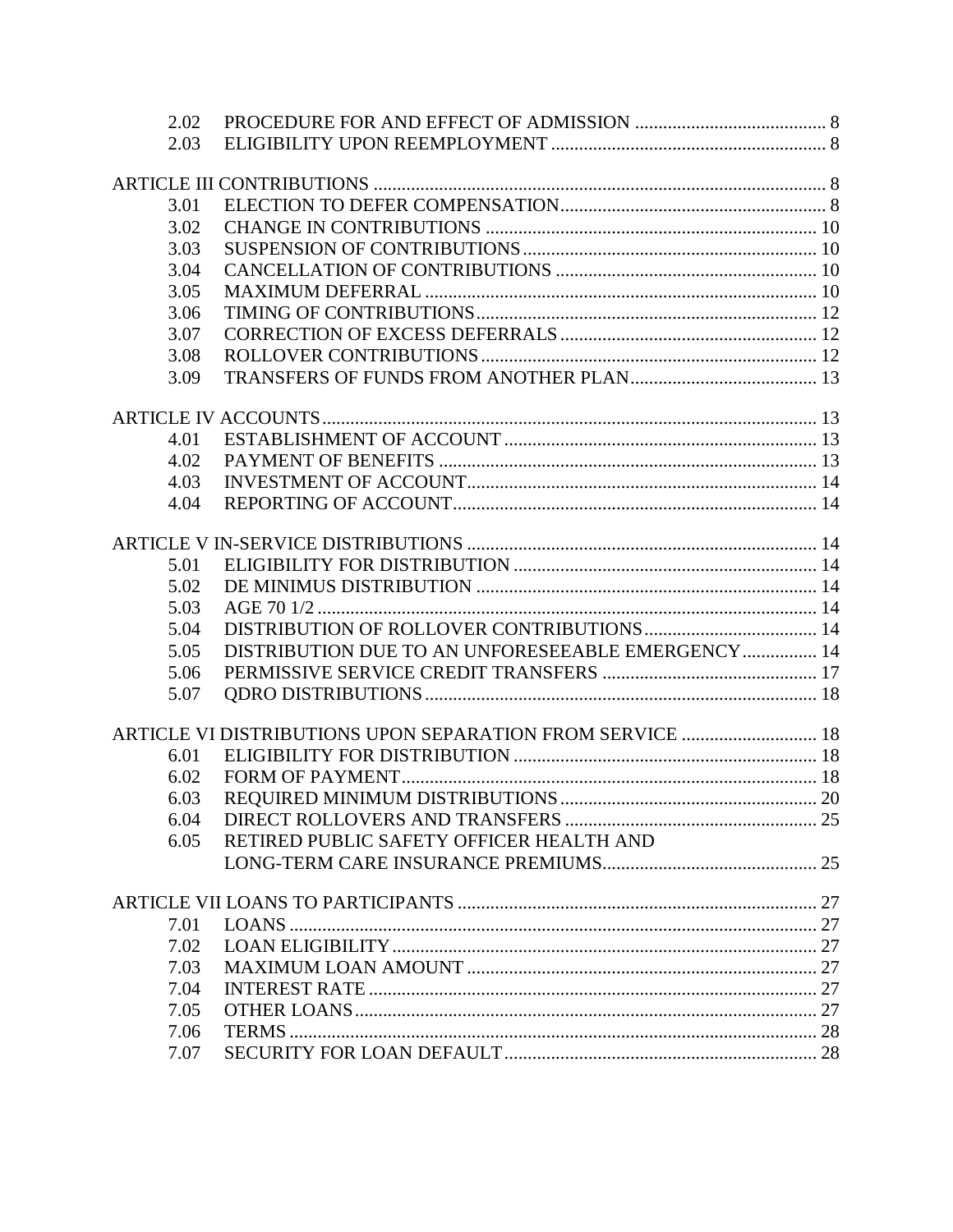| | | |
|---|---|---|
| 2.02 | PROCEDURE FOR AND EFFECT OF ADMISSION | 8 |
| 2.03 | ELIGIBILITY UPON REEMPLOYMENT | 8 |
| **ARTICLE III CONTRIBUTIONS** | | 8 |
| 3.01 | ELECTION TO DEFER COMPENSATION | 8 |
| 3.02 | CHANGE IN CONTRIBUTIONS | 10 |
| 3.03 | SUSPENSION OF CONTRIBUTIONS | 10 |
| 3.04 | CANCELLATION OF CONTRIBUTIONS | 10 |
| 3.05 | MAXIMUM DEFERRAL | 10 |
| 3.06 | TIMING OF CONTRIBUTIONS | 12 |
| 3.07 | CORRECTION OF EXCESS DEFERRALS | 12 |
| 3.08 | ROLLOVER CONTRIBUTIONS | 12 |
| 3.09 | TRANSFERS OF FUNDS FROM ANOTHER PLAN | 13 |
| **ARTICLE IV ACCOUNTS** | | 13 |
| 4.01 | ESTABLISHMENT OF ACCOUNT | 13 |
| 4.02 | PAYMENT OF BENEFITS | 13 |
| 4.03 | INVESTMENT OF ACCOUNT | 14 |
| 4.04 | REPORTING OF ACCOUNT | 14 |
| **ARTICLE V IN-SERVICE DISTRIBUTIONS** | | 14 |
| 5.01 | ELIGIBILITY FOR DISTRIBUTION | 14 |
| 5.02 | DE MINIMUS DISTRIBUTION | 14 |
| 5.03 | AGE 70 1/2 | 14 |
| 5.04 | DISTRIBUTION OF ROLLOVER CONTRIBUTIONS | 14 |
| 5.05 | DISTRIBUTION DUE TO AN UNFORESEEABLE EMERGENCY | 14 |
| 5.06 | PERMISSIVE SERVICE CREDIT TRANSFERS | 17 |
| 5.07 | QDRO DISTRIBUTIONS | 18 |
| **ARTICLE VI DISTRIBUTIONS UPON SEPARATION FROM SERVICE** | | 18 |
| 6.01 | ELIGIBILITY FOR DISTRIBUTION | 18 |
| 6.02 | FORM OF PAYMENT | 18 |
| 6.03 | REQUIRED MINIMUM DISTRIBUTIONS | 20 |
| 6.04 | DIRECT ROLLOVERS AND TRANSFERS | 25 |
| 6.05 | RETIRED PUBLIC SAFETY OFFICER HEALTH AND LONG-TERM CARE INSURANCE PREMIUMS | 25 |
| **ARTICLE VII LOANS TO PARTICIPANTS** | | 27 |
| 7.01 | LOANS | 27 |
| 7.02 | LOAN ELIGIBILITY | 27 |
| 7.03 | MAXIMUM LOAN AMOUNT | 27 |
| 7.04 | INTEREST RATE | 27 |
| 7.05 | OTHER LOANS | 27 |
| 7.06 | TERMS | 28 |
| 7.07 | SECURITY FOR LOAN DEFAULT | 28 |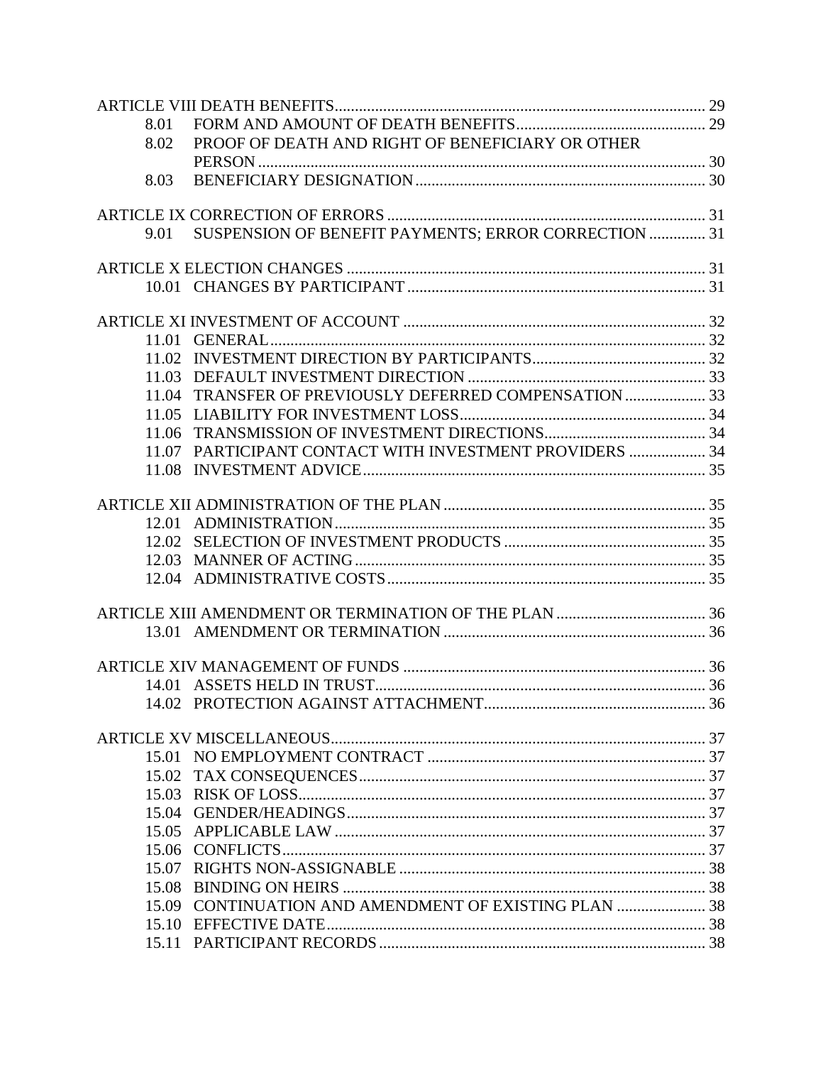ARTICLE VIII DEATH BENEFITS ..... 29

- 8.01 FORM AND AMOUNT OF DEATH BENEFITS ..... 29
- 8.02 PROOF OF DEATH AND RIGHT OF BENEFICIARY OR OTHER PERSON ..... 30
- 8.03 BENEFICIARY DESIGNATION ..... 30

ARTICLE IX CORRECTION OF ERRORS ..... 31

- 9.01 SUSPENSION OF BENEFIT PAYMENTS; ERROR CORRECTION ..... 31

ARTICLE X ELECTION CHANGES ..... 31

- 10.01 CHANGES BY PARTICIPANT ..... 31

ARTICLE XI INVESTMENT OF ACCOUNT ..... 32

- 11.01 GENERAL ..... 32
- 11.02 INVESTMENT DIRECTION BY PARTICIPANTS ..... 32
- 11.03 DEFAULT INVESTMENT DIRECTION ..... 33
- 11.04 TRANSFER OF PREVIOUSLY DEFERRED COMPENSATION ..... 33
- 11.05 LIABILITY FOR INVESTMENT LOSS ..... 34
- 11.06 TRANSMISSION OF INVESTMENT DIRECTIONS ..... 34
- 11.07 PARTICIPANT CONTACT WITH INVESTMENT PROVIDERS ..... 34
- 11.08 INVESTMENT ADVICE ..... 35

ARTICLE XII ADMINISTRATION OF THE PLAN ..... 35

- 12.01 ADMINISTRATION ..... 35
- 12.02 SELECTION OF INVESTMENT PRODUCTS ..... 35
- 12.03 MANNER OF ACTING ..... 35
- 12.04 ADMINISTRATIVE COSTS ..... 35

ARTICLE XIII AMENDMENT OR TERMINATION OF THE PLAN ..... 36

- 13.01 AMENDMENT OR TERMINATION ..... 36

ARTICLE XIV MANAGEMENT OF FUNDS ..... 36

- 14.01 ASSETS HELD IN TRUST ..... 36
- 14.02 PROTECTION AGAINST ATTACHMENT ..... 36

ARTICLE XV MISCELLANEOUS ..... 37

- 15.01 NO EMPLOYMENT CONTRACT ..... 37
- 15.02 TAX CONSEQUENCES ..... 37
- 15.03 RISK OF LOSS ..... 37
- 15.04 GENDER/HEADINGS ..... 37
- 15.05 APPLICABLE LAW ..... 37
- 15.06 CONFLICTS ..... 37
- 15.07 RIGHTS NON-ASSIGNABLE ..... 38
- 15.08 BINDING ON HEIRS ..... 38
- 15.09 CONTINUATION AND AMENDMENT OF EXISTING PLAN ..... 38
- 15.10 EFFECTIVE DATE ..... 38
- 15.11 PARTICIPANT RECORDS ..... 38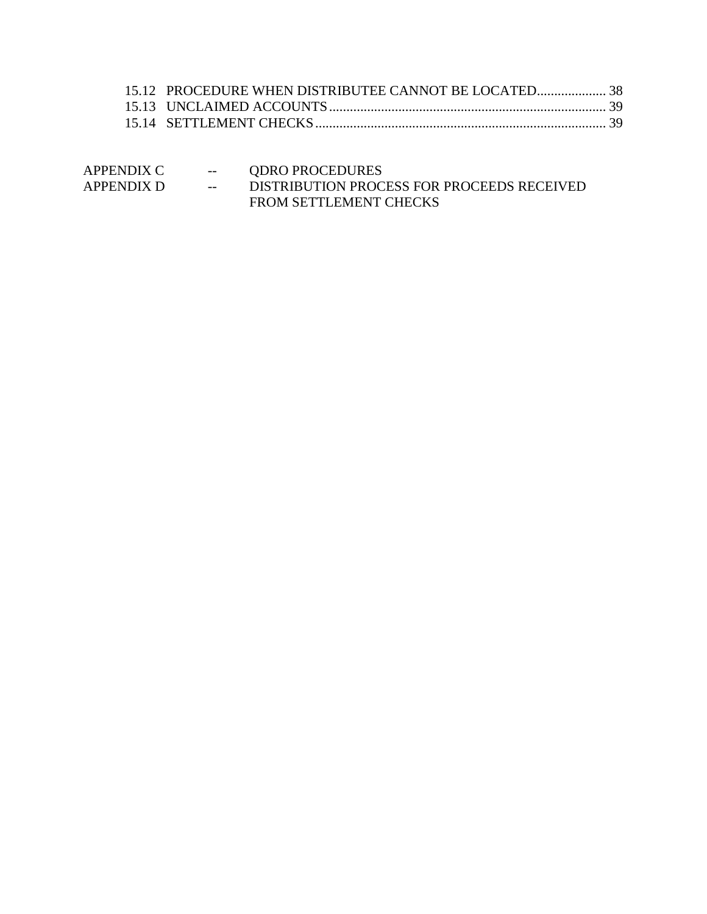15.12 PROCEDURE WHEN DISTRIBUTEE CANNOT BE LOCATED.................... 38
15.13 UNCLAIMED ACCOUNTS................................................................................ 39
15.14 SETTLEMENT CHECKS.................................................................................... 39

APPENDIX C -- QDRO PROCEDURES
APPENDIX D -- DISTRIBUTION PROCESS FOR PROCEEDS RECEIVED FROM SETTLEMENT CHECKS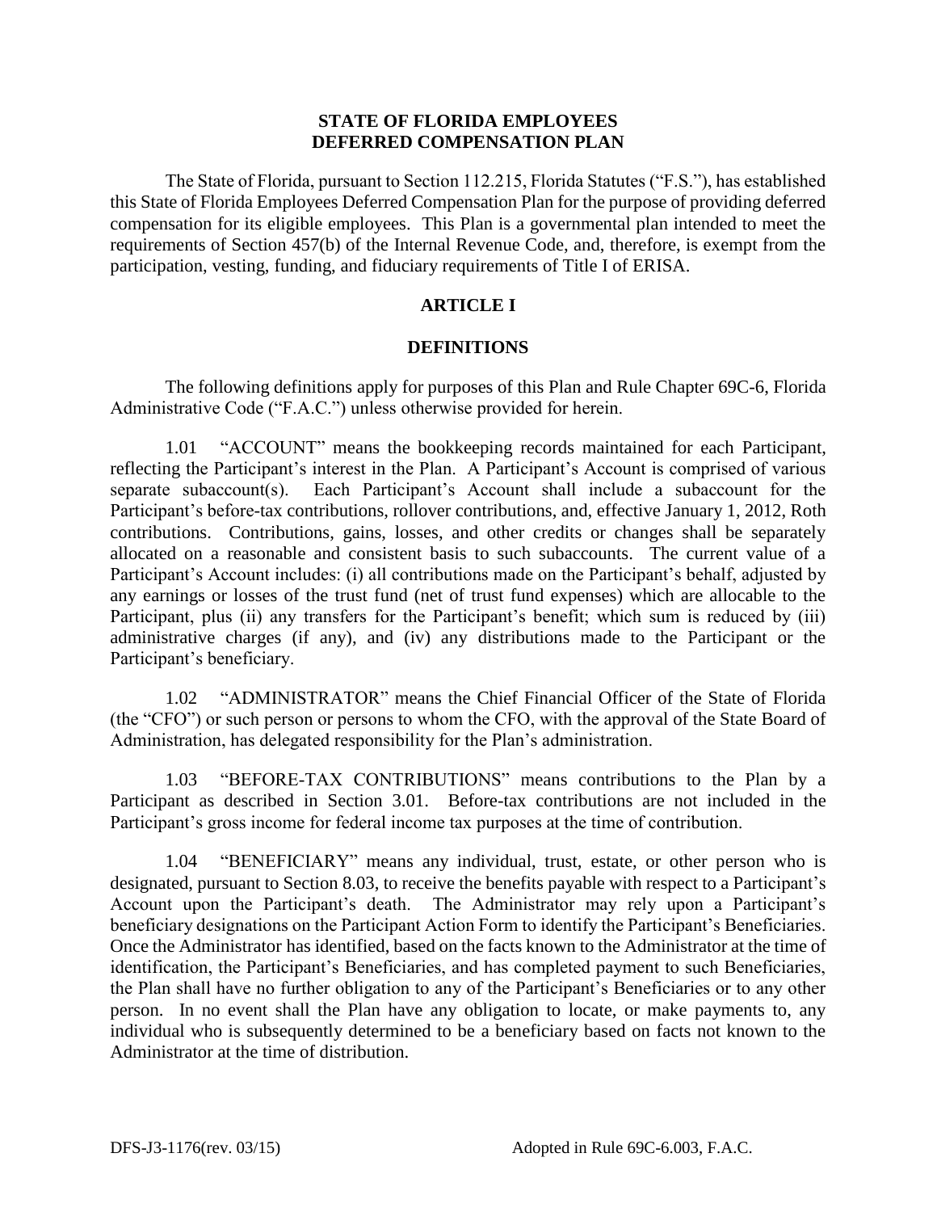# STATE OF FLORIDA EMPLOYEES DEFERRED COMPENSATION PLAN

The State of Florida, pursuant to Section 112.215, Florida Statutes ("F.S."), has established this State of Florida Employees Deferred Compensation Plan for the purpose of providing deferred compensation for its eligible employees. This Plan is a governmental plan intended to meet the requirements of Section 457(b) of the Internal Revenue Code, and, therefore, is exempt from the participation, vesting, funding, and fiduciary requirements of Title I of ERISA.

## ARTICLE I

## DEFINITIONS

The following definitions apply for purposes of this Plan and Rule Chapter 69C-6, Florida Administrative Code ("F.A.C.") unless otherwise provided for herein.

1.01 "ACCOUNT" means the bookkeeping records maintained for each Participant, reflecting the Participant's interest in the Plan. A Participant's Account is comprised of various separate subaccount(s). Each Participant's Account shall include a subaccount for the Participant's before-tax contributions, rollover contributions, and, effective January 1, 2012, Roth contributions. Contributions, gains, losses, and other credits or changes shall be separately allocated on a reasonable and consistent basis to such subaccounts. The current value of a Participant's Account includes: (i) all contributions made on the Participant's behalf, adjusted by any earnings or losses of the trust fund (net of trust fund expenses) which are allocable to the Participant, plus (ii) any transfers for the Participant's benefit; which sum is reduced by (iii) administrative charges (if any), and (iv) any distributions made to the Participant or the Participant's beneficiary.

1.02 "ADMINISTRATOR" means the Chief Financial Officer of the State of Florida (the "CFO") or such person or persons to whom the CFO, with the approval of the State Board of Administration, has delegated responsibility for the Plan's administration.

1.03 "BEFORE-TAX CONTRIBUTIONS" means contributions to the Plan by a Participant as described in Section 3.01. Before-tax contributions are not included in the Participant's gross income for federal income tax purposes at the time of contribution.

1.04 "BENEFICIARY" means any individual, trust, estate, or other person who is designated, pursuant to Section 8.03, to receive the benefits payable with respect to a Participant's Account upon the Participant's death. The Administrator may rely upon a Participant's beneficiary designations on the Participant Action Form to identify the Participant's Beneficiaries. Once the Administrator has identified, based on the facts known to the Administrator at the time of identification, the Participant's Beneficiaries, and has completed payment to such Beneficiaries, the Plan shall have no further obligation to any of the Participant's Beneficiaries or to any other person. In no event shall the Plan have any obligation to locate, or make payments to, any individual who is subsequently determined to be a beneficiary based on facts not known to the Administrator at the time of distribution.

DFS-J3-1176(rev. 03/15) Adopted in Rule 69C-6.003, F.A.C.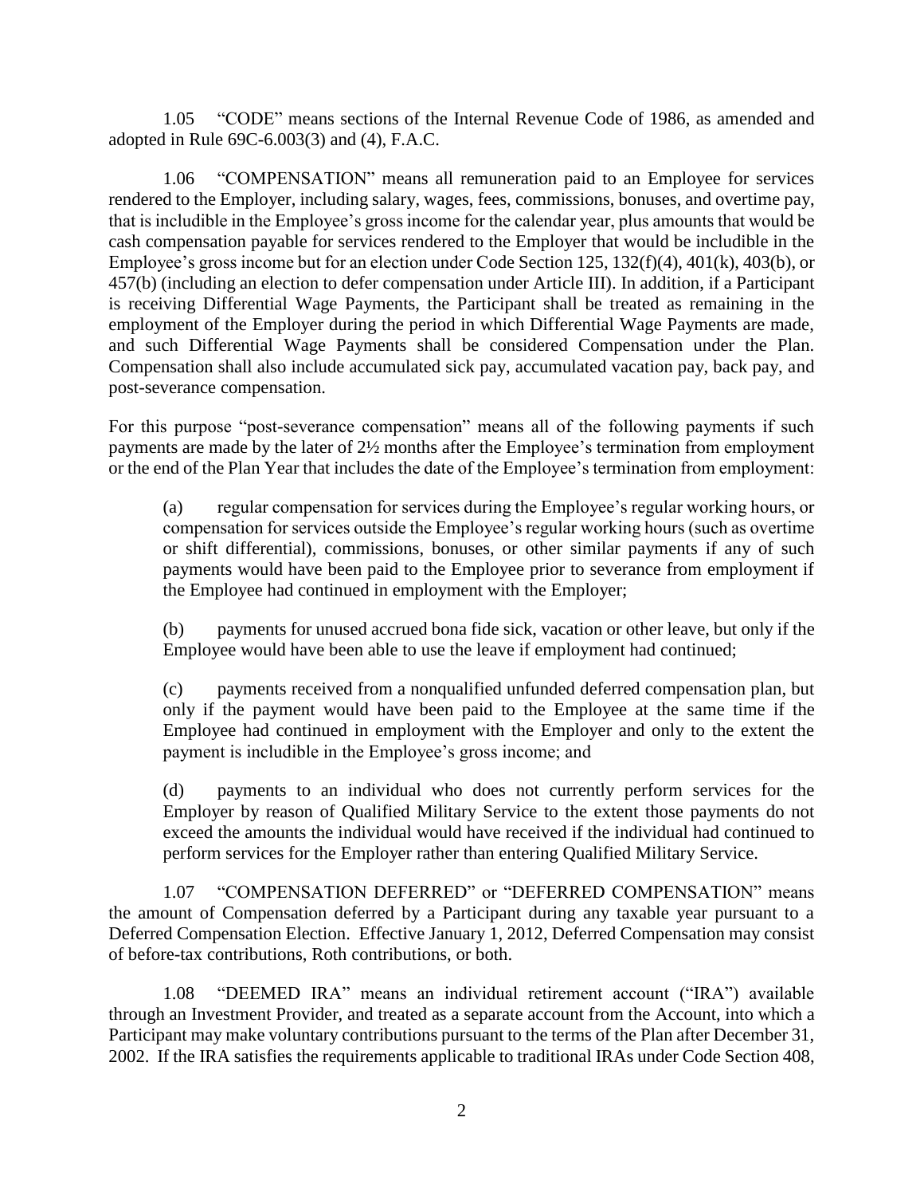1.05 "CODE" means sections of the Internal Revenue Code of 1986, as amended and adopted in Rule 69C-6.003(3) and (4), F.A.C.

1.06 "COMPENSATION" means all remuneration paid to an Employee for services rendered to the Employer, including salary, wages, fees, commissions, bonuses, and overtime pay, that is includible in the Employee's gross income for the calendar year, plus amounts that would be cash compensation payable for services rendered to the Employer that would be includible in the Employee's gross income but for an election under Code Section 125, 132(f)(4), 401(k), 403(b), or 457(b) (including an election to defer compensation under Article III). In addition, if a Participant is receiving Differential Wage Payments, the Participant shall be treated as remaining in the employment of the Employer during the period in which Differential Wage Payments are made, and such Differential Wage Payments shall be considered Compensation under the Plan. Compensation shall also include accumulated sick pay, accumulated vacation pay, back pay, and post-severance compensation.

For this purpose "post-severance compensation" means all of the following payments if such payments are made by the later of 2½ months after the Employee's termination from employment or the end of the Plan Year that includes the date of the Employee's termination from employment:

(a) regular compensation for services during the Employee's regular working hours, or compensation for services outside the Employee's regular working hours (such as overtime or shift differential), commissions, bonuses, or other similar payments if any of such payments would have been paid to the Employee prior to severance from employment if the Employee had continued in employment with the Employer;

(b) payments for unused accrued bona fide sick, vacation or other leave, but only if the Employee would have been able to use the leave if employment had continued;

(c) payments received from a nonqualified unfunded deferred compensation plan, but only if the payment would have been paid to the Employee at the same time if the Employee had continued in employment with the Employer and only to the extent the payment is includible in the Employee's gross income; and

(d) payments to an individual who does not currently perform services for the Employer by reason of Qualified Military Service to the extent those payments do not exceed the amounts the individual would have received if the individual had continued to perform services for the Employer rather than entering Qualified Military Service.

1.07 "COMPENSATION DEFERRED" or "DEFERRED COMPENSATION" means the amount of Compensation deferred by a Participant during any taxable year pursuant to a Deferred Compensation Election. Effective January 1, 2012, Deferred Compensation may consist of before-tax contributions, Roth contributions, or both.

1.08 "DEEMED IRA" means an individual retirement account ("IRA") available through an Investment Provider, and treated as a separate account from the Account, into which a Participant may make voluntary contributions pursuant to the terms of the Plan after December 31, 2002. If the IRA satisfies the requirements applicable to traditional IRAs under Code Section 408,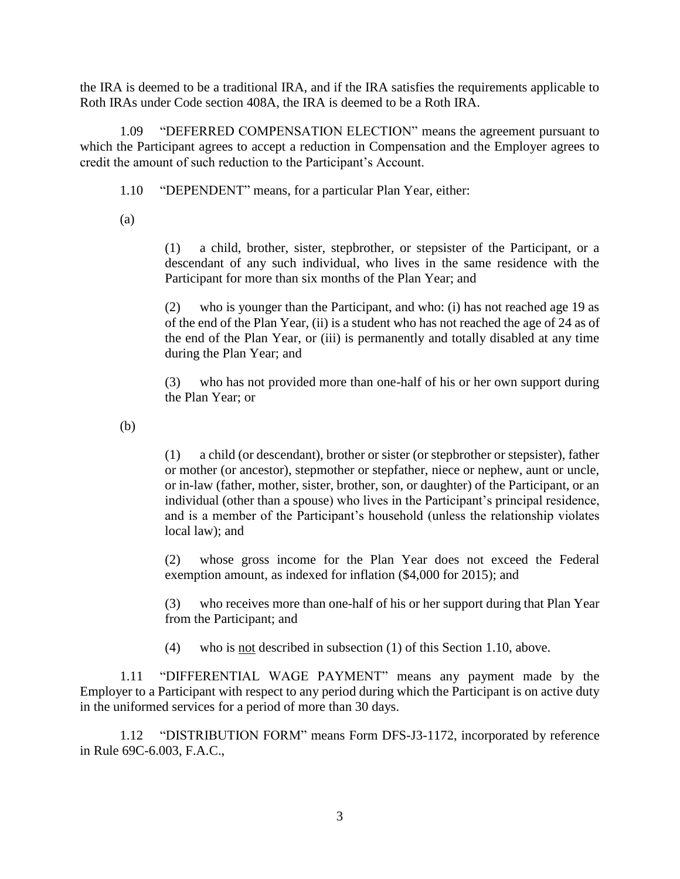the IRA is deemed to be a traditional IRA, and if the IRA satisfies the requirements applicable to Roth IRAs under Code section 408A, the IRA is deemed to be a Roth IRA.

1.09 "DEFERRED COMPENSATION ELECTION" means the agreement pursuant to which the Participant agrees to accept a reduction in Compensation and the Employer agrees to credit the amount of such reduction to the Participant's Account.

1.10 "DEPENDENT" means, for a particular Plan Year, either:

(a)

> (1) a child, brother, sister, stepbrother, or stepsister of the Participant, or a descendant of any such individual, who lives in the same residence with the Participant for more than six months of the Plan Year; and
>
> (2) who is younger than the Participant, and who: (i) has not reached age 19 as of the end of the Plan Year, (ii) is a student who has not reached the age of 24 as of the end of the Plan Year, or (iii) is permanently and totally disabled at any time during the Plan Year; and
>
> (3) who has not provided more than one-half of his or her own support during the Plan Year; or

(b)

> (1) a child (or descendant), brother or sister (or stepbrother or stepsister), father or mother (or ancestor), stepmother or stepfather, niece or nephew, aunt or uncle, or in-law (father, mother, sister, brother, son, or daughter) of the Participant, or an individual (other than a spouse) who lives in the Participant's principal residence, and is a member of the Participant's household (unless the relationship violates local law); and
>
> (2) whose gross income for the Plan Year does not exceed the Federal exemption amount, as indexed for inflation ($4,000 for 2015); and
>
> (3) who receives more than one-half of his or her support during that Plan Year from the Participant; and
>
> (4) who is not described in subsection (1) of this Section 1.10, above.

1.11 "DIFFERENTIAL WAGE PAYMENT" means any payment made by the Employer to a Participant with respect to any period during which the Participant is on active duty in the uniformed services for a period of more than 30 days.

1.12 "DISTRIBUTION FORM" means Form DFS-J3-1172, incorporated by reference in Rule 69C-6.003, F.A.C.,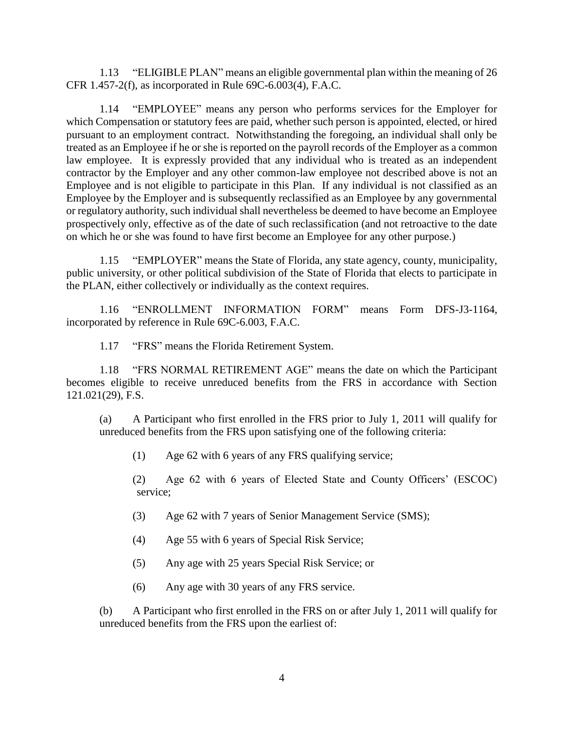1.13 "ELIGIBLE PLAN" means an eligible governmental plan within the meaning of 26 CFR 1.457-2(f), as incorporated in Rule 69C-6.003(4), F.A.C.

1.14 "EMPLOYEE" means any person who performs services for the Employer for which Compensation or statutory fees are paid, whether such person is appointed, elected, or hired pursuant to an employment contract. Notwithstanding the foregoing, an individual shall only be treated as an Employee if he or she is reported on the payroll records of the Employer as a common law employee. It is expressly provided that any individual who is treated as an independent contractor by the Employer and any other common-law employee not described above is not an Employee and is not eligible to participate in this Plan. If any individual is not classified as an Employee by the Employer and is subsequently reclassified as an Employee by any governmental or regulatory authority, such individual shall nevertheless be deemed to have become an Employee prospectively only, effective as of the date of such reclassification (and not retroactive to the date on which he or she was found to have first become an Employee for any other purpose.)

1.15 "EMPLOYER" means the State of Florida, any state agency, county, municipality, public university, or other political subdivision of the State of Florida that elects to participate in the PLAN, either collectively or individually as the context requires.

1.16 "ENROLLMENT INFORMATION FORM" means Form DFS-J3-1164, incorporated by reference in Rule 69C-6.003, F.A.C.

1.17 "FRS" means the Florida Retirement System.

1.18 "FRS NORMAL RETIREMENT AGE" means the date on which the Participant becomes eligible to receive unreduced benefits from the FRS in accordance with Section 121.021(29), F.S.

(a) A Participant who first enrolled in the FRS prior to July 1, 2011 will qualify for unreduced benefits from the FRS upon satisfying one of the following criteria:

(1) Age 62 with 6 years of any FRS qualifying service;

(2) Age 62 with 6 years of Elected State and County Officers' (ESCOC) service;

(3) Age 62 with 7 years of Senior Management Service (SMS);

(4) Age 55 with 6 years of Special Risk Service;

(5) Any age with 25 years Special Risk Service; or

(6) Any age with 30 years of any FRS service.

(b) A Participant who first enrolled in the FRS on or after July 1, 2011 will qualify for unreduced benefits from the FRS upon the earliest of: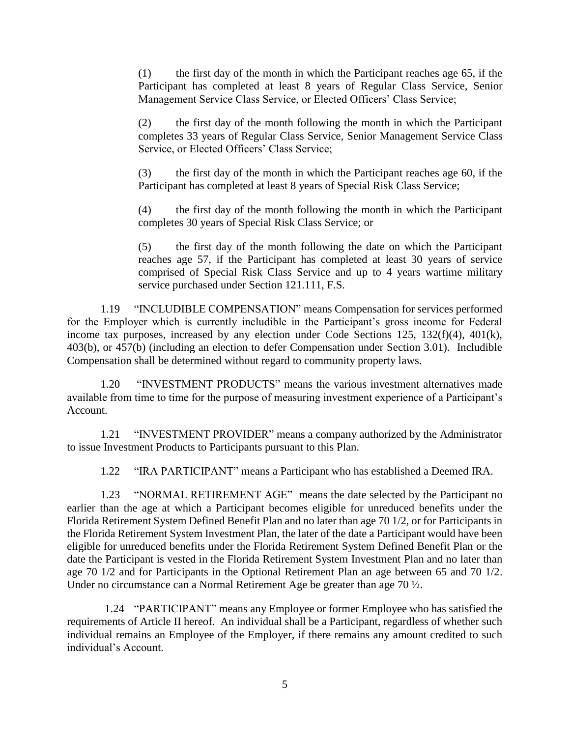(1) the first day of the month in which the Participant reaches age 65, if the Participant has completed at least 8 years of Regular Class Service, Senior Management Service Class Service, or Elected Officers' Class Service;

(2) the first day of the month following the month in which the Participant completes 33 years of Regular Class Service, Senior Management Service Class Service, or Elected Officers' Class Service;

(3) the first day of the month in which the Participant reaches age 60, if the Participant has completed at least 8 years of Special Risk Class Service;

(4) the first day of the month following the month in which the Participant completes 30 years of Special Risk Class Service; or

(5) the first day of the month following the date on which the Participant reaches age 57, if the Participant has completed at least 30 years of service comprised of Special Risk Class Service and up to 4 years wartime military service purchased under Section 121.111, F.S.

1.19 "INCLUDIBLE COMPENSATION" means Compensation for services performed for the Employer which is currently includible in the Participant's gross income for Federal income tax purposes, increased by any election under Code Sections 125, 132(f)(4), 401(k), 403(b), or 457(b) (including an election to defer Compensation under Section 3.01). Includible Compensation shall be determined without regard to community property laws.

1.20 "INVESTMENT PRODUCTS" means the various investment alternatives made available from time to time for the purpose of measuring investment experience of a Participant's Account.

1.21 "INVESTMENT PROVIDER" means a company authorized by the Administrator to issue Investment Products to Participants pursuant to this Plan.

1.22 "IRA PARTICIPANT" means a Participant who has established a Deemed IRA.

1.23 "NORMAL RETIREMENT AGE" means the date selected by the Participant no earlier than the age at which a Participant becomes eligible for unreduced benefits under the Florida Retirement System Defined Benefit Plan and no later than age 70 1/2, or for Participants in the Florida Retirement System Investment Plan, the later of the date a Participant would have been eligible for unreduced benefits under the Florida Retirement System Defined Benefit Plan or the date the Participant is vested in the Florida Retirement System Investment Plan and no later than age 70 1/2 and for Participants in the Optional Retirement Plan an age between 65 and 70 1/2. Under no circumstance can a Normal Retirement Age be greater than age 70 ½.

1.24 "PARTICIPANT" means any Employee or former Employee who has satisfied the requirements of Article II hereof. An individual shall be a Participant, regardless of whether such individual remains an Employee of the Employer, if there remains any amount credited to such individual's Account.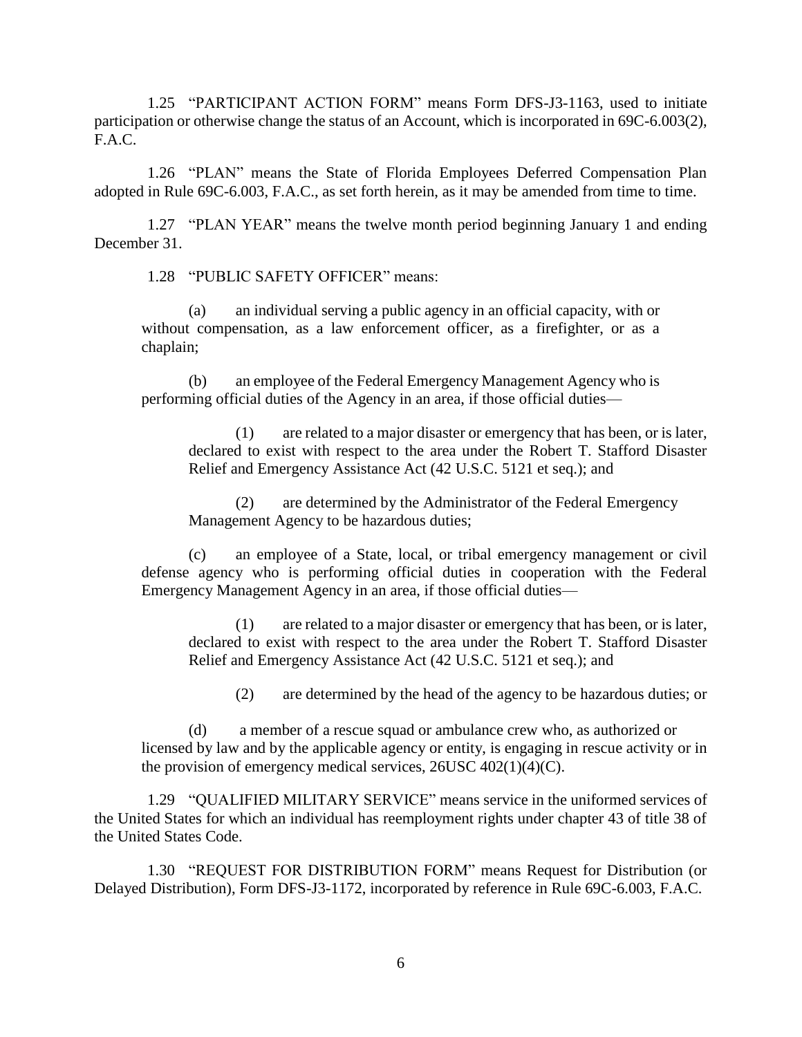1.25 "PARTICIPANT ACTION FORM" means Form DFS-J3-1163, used to initiate participation or otherwise change the status of an Account, which is incorporated in 69C-6.003(2), F.A.C.

1.26 "PLAN" means the State of Florida Employees Deferred Compensation Plan adopted in Rule 69C-6.003, F.A.C., as set forth herein, as it may be amended from time to time.

1.27 "PLAN YEAR" means the twelve month period beginning January 1 and ending December 31.

1.28 "PUBLIC SAFETY OFFICER" means:

(a) an individual serving a public agency in an official capacity, with or without compensation, as a law enforcement officer, as a firefighter, or as a chaplain;

(b) an employee of the Federal Emergency Management Agency who is performing official duties of the Agency in an area, if those official duties—

(1) are related to a major disaster or emergency that has been, or is later, declared to exist with respect to the area under the Robert T. Stafford Disaster Relief and Emergency Assistance Act (42 U.S.C. 5121 et seq.); and

(2) are determined by the Administrator of the Federal Emergency Management Agency to be hazardous duties;

(c) an employee of a State, local, or tribal emergency management or civil defense agency who is performing official duties in cooperation with the Federal Emergency Management Agency in an area, if those official duties—

(1) are related to a major disaster or emergency that has been, or is later, declared to exist with respect to the area under the Robert T. Stafford Disaster Relief and Emergency Assistance Act (42 U.S.C. 5121 et seq.); and

(2) are determined by the head of the agency to be hazardous duties; or

(d) a member of a rescue squad or ambulance crew who, as authorized or licensed by law and by the applicable agency or entity, is engaging in rescue activity or in the provision of emergency medical services, 26USC 402(1)(4)(C).

1.29 "QUALIFIED MILITARY SERVICE" means service in the uniformed services of the United States for which an individual has reemployment rights under chapter 43 of title 38 of the United States Code.

1.30 "REQUEST FOR DISTRIBUTION FORM" means Request for Distribution (or Delayed Distribution), Form DFS-J3-1172, incorporated by reference in Rule 69C-6.003, F.A.C.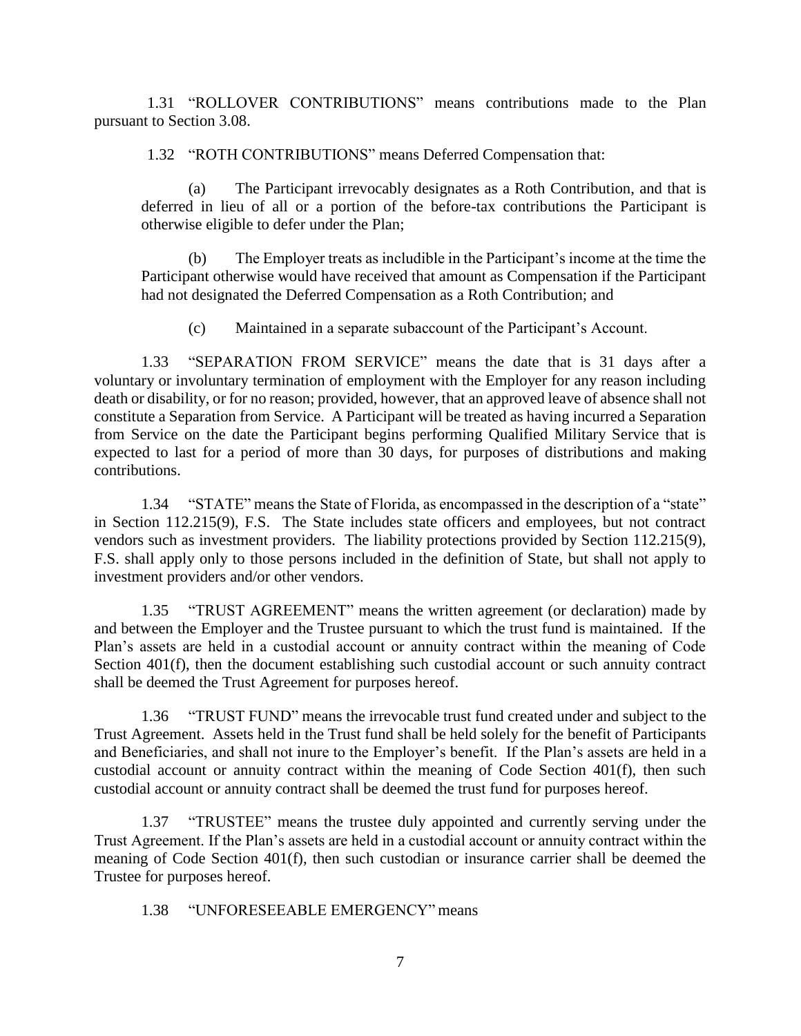1.31 “ROLLOVER CONTRIBUTIONS” means contributions made to the Plan pursuant to Section 3.08.

1.32 “ROTH CONTRIBUTIONS” means Deferred Compensation that:

(a) The Participant irrevocably designates as a Roth Contribution, and that is deferred in lieu of all or a portion of the before-tax contributions the Participant is otherwise eligible to defer under the Plan;

(b) The Employer treats as includible in the Participant’s income at the time the Participant otherwise would have received that amount as Compensation if the Participant had not designated the Deferred Compensation as a Roth Contribution; and

(c) Maintained in a separate subaccount of the Participant’s Account.

1.33 “SEPARATION FROM SERVICE” means the date that is 31 days after a voluntary or involuntary termination of employment with the Employer for any reason including death or disability, or for no reason; provided, however, that an approved leave of absence shall not constitute a Separation from Service. A Participant will be treated as having incurred a Separation from Service on the date the Participant begins performing Qualified Military Service that is expected to last for a period of more than 30 days, for purposes of distributions and making contributions.

1.34 “STATE” means the State of Florida, as encompassed in the description of a “state” in Section 112.215(9), F.S. The State includes state officers and employees, but not contract vendors such as investment providers. The liability protections provided by Section 112.215(9), F.S. shall apply only to those persons included in the definition of State, but shall not apply to investment providers and/or other vendors.

1.35 “TRUST AGREEMENT” means the written agreement (or declaration) made by and between the Employer and the Trustee pursuant to which the trust fund is maintained. If the Plan’s assets are held in a custodial account or annuity contract within the meaning of Code Section 401(f), then the document establishing such custodial account or such annuity contract shall be deemed the Trust Agreement for purposes hereof.

1.36 “TRUST FUND” means the irrevocable trust fund created under and subject to the Trust Agreement. Assets held in the Trust fund shall be held solely for the benefit of Participants and Beneficiaries, and shall not inure to the Employer’s benefit. If the Plan’s assets are held in a custodial account or annuity contract within the meaning of Code Section 401(f), then such custodial account or annuity contract shall be deemed the trust fund for purposes hereof.

1.37 “TRUSTEE” means the trustee duly appointed and currently serving under the Trust Agreement. If the Plan’s assets are held in a custodial account or annuity contract within the meaning of Code Section 401(f), then such custodian or insurance carrier shall be deemed the Trustee for purposes hereof.

1.38 “UNFORESEEABLE EMERGENCY” means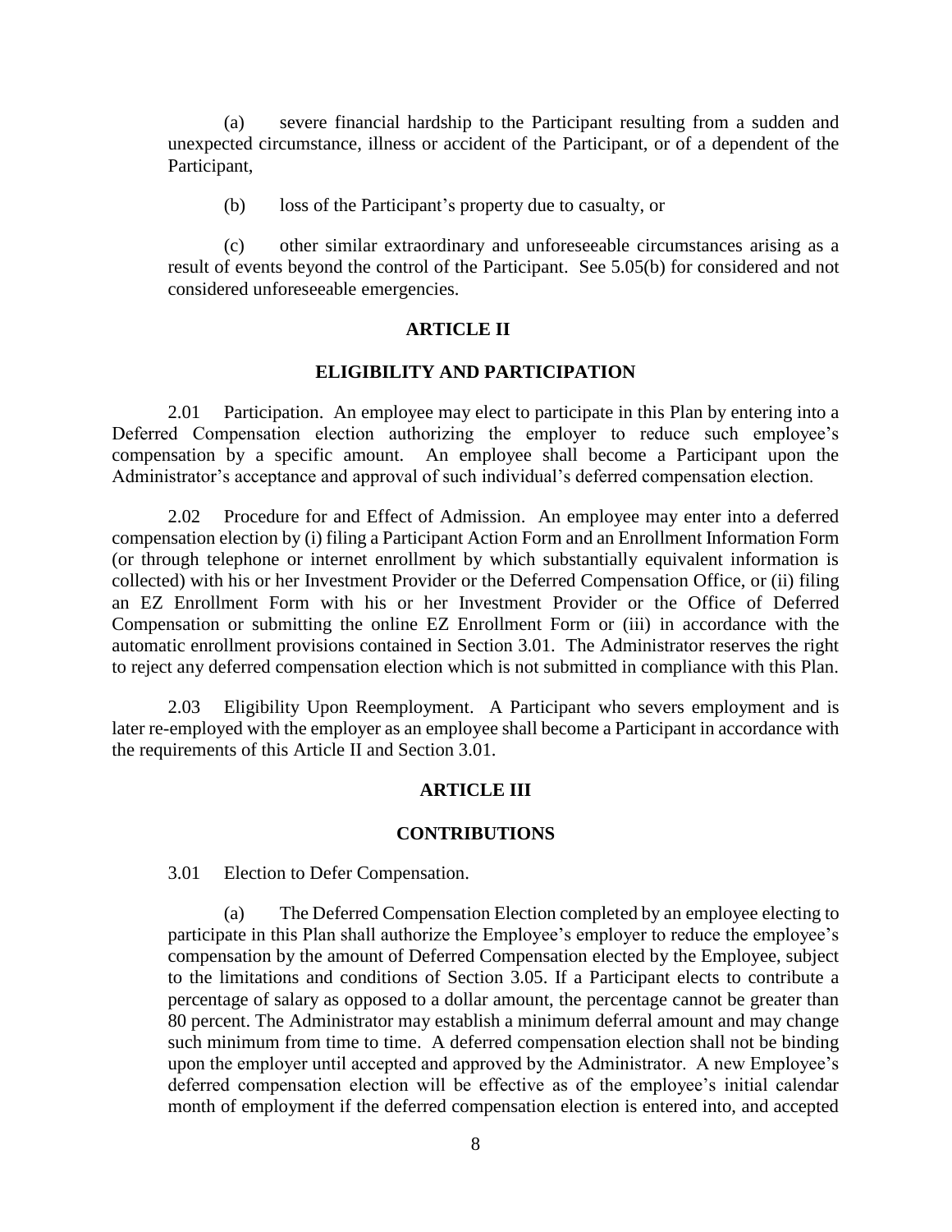(a) severe financial hardship to the Participant resulting from a sudden and unexpected circumstance, illness or accident of the Participant, or of a dependent of the Participant,

(b) loss of the Participant's property due to casualty, or

(c) other similar extraordinary and unforeseeable circumstances arising as a result of events beyond the control of the Participant. See 5.05(b) for considered and not considered unforeseeable emergencies.

## ARTICLE II

## ELIGIBILITY AND PARTICIPATION

2.01 Participation. An employee may elect to participate in this Plan by entering into a Deferred Compensation election authorizing the employer to reduce such employee's compensation by a specific amount. An employee shall become a Participant upon the Administrator's acceptance and approval of such individual's deferred compensation election.

2.02 Procedure for and Effect of Admission. An employee may enter into a deferred compensation election by (i) filing a Participant Action Form and an Enrollment Information Form (or through telephone or internet enrollment by which substantially equivalent information is collected) with his or her Investment Provider or the Deferred Compensation Office, or (ii) filing an EZ Enrollment Form with his or her Investment Provider or the Office of Deferred Compensation or submitting the online EZ Enrollment Form or (iii) in accordance with the automatic enrollment provisions contained in Section 3.01. The Administrator reserves the right to reject any deferred compensation election which is not submitted in compliance with this Plan.

2.03 Eligibility Upon Reemployment. A Participant who severs employment and is later re-employed with the employer as an employee shall become a Participant in accordance with the requirements of this Article II and Section 3.01.

## ARTICLE III

## CONTRIBUTIONS

3.01 Election to Defer Compensation.

(a) The Deferred Compensation Election completed by an employee electing to participate in this Plan shall authorize the Employee's employer to reduce the employee's compensation by the amount of Deferred Compensation elected by the Employee, subject to the limitations and conditions of Section 3.05. If a Participant elects to contribute a percentage of salary as opposed to a dollar amount, the percentage cannot be greater than 80 percent. The Administrator may establish a minimum deferral amount and may change such minimum from time to time. A deferred compensation election shall not be binding upon the employer until accepted and approved by the Administrator. A new Employee's deferred compensation election will be effective as of the employee's initial calendar month of employment if the deferred compensation election is entered into, and accepted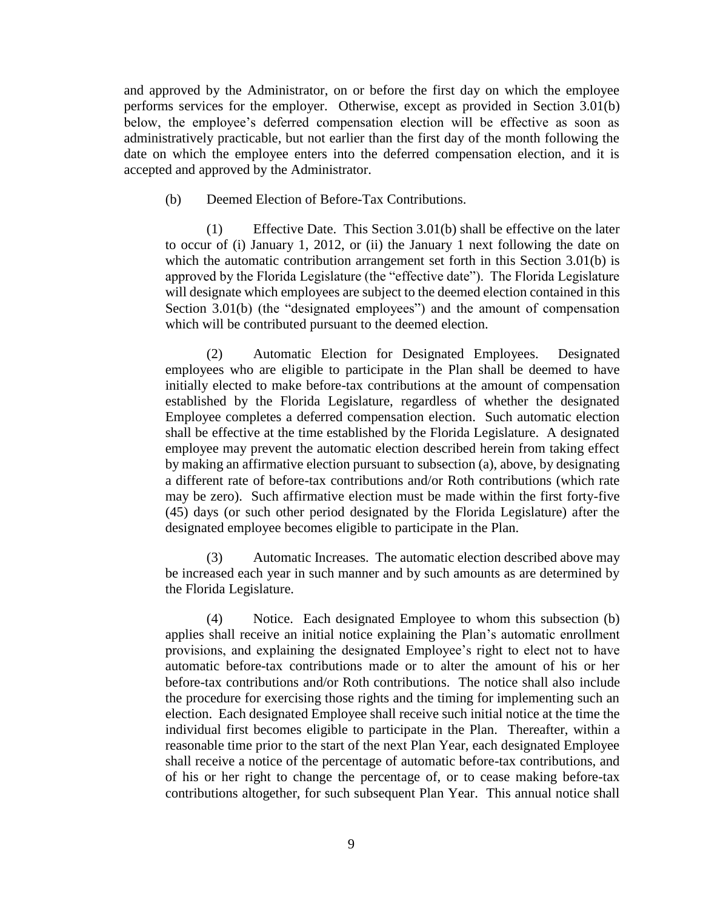and approved by the Administrator, on or before the first day on which the employee performs services for the employer. Otherwise, except as provided in Section 3.01(b) below, the employee's deferred compensation election will be effective as soon as administratively practicable, but not earlier than the first day of the month following the date on which the employee enters into the deferred compensation election, and it is accepted and approved by the Administrator.

(b) Deemed Election of Before-Tax Contributions.

(1) Effective Date. This Section 3.01(b) shall be effective on the later to occur of (i) January 1, 2012, or (ii) the January 1 next following the date on which the automatic contribution arrangement set forth in this Section 3.01(b) is approved by the Florida Legislature (the "effective date"). The Florida Legislature will designate which employees are subject to the deemed election contained in this Section 3.01(b) (the "designated employees") and the amount of compensation which will be contributed pursuant to the deemed election.

(2) Automatic Election for Designated Employees. Designated employees who are eligible to participate in the Plan shall be deemed to have initially elected to make before-tax contributions at the amount of compensation established by the Florida Legislature, regardless of whether the designated Employee completes a deferred compensation election. Such automatic election shall be effective at the time established by the Florida Legislature. A designated employee may prevent the automatic election described herein from taking effect by making an affirmative election pursuant to subsection (a), above, by designating a different rate of before-tax contributions and/or Roth contributions (which rate may be zero). Such affirmative election must be made within the first forty-five (45) days (or such other period designated by the Florida Legislature) after the designated employee becomes eligible to participate in the Plan.

(3) Automatic Increases. The automatic election described above may be increased each year in such manner and by such amounts as are determined by the Florida Legislature.

(4) Notice. Each designated Employee to whom this subsection (b) applies shall receive an initial notice explaining the Plan's automatic enrollment provisions, and explaining the designated Employee's right to elect not to have automatic before-tax contributions made or to alter the amount of his or her before-tax contributions and/or Roth contributions. The notice shall also include the procedure for exercising those rights and the timing for implementing such an election. Each designated Employee shall receive such initial notice at the time the individual first becomes eligible to participate in the Plan. Thereafter, within a reasonable time prior to the start of the next Plan Year, each designated Employee shall receive a notice of the percentage of automatic before-tax contributions, and of his or her right to change the percentage of, or to cease making before-tax contributions altogether, for such subsequent Plan Year. This annual notice shall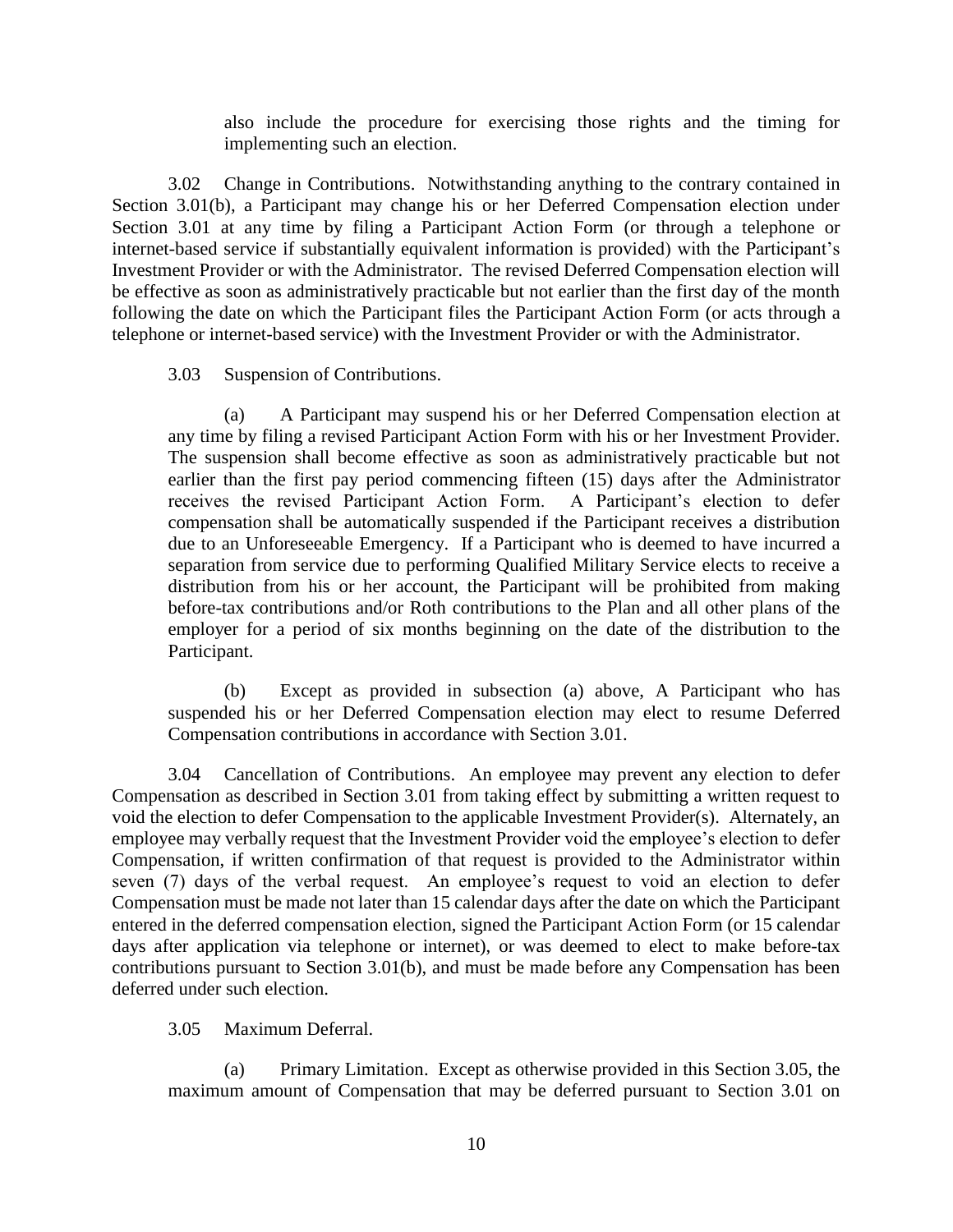also include the procedure for exercising those rights and the timing for implementing such an election.

3.02 Change in Contributions. Notwithstanding anything to the contrary contained in Section 3.01(b), a Participant may change his or her Deferred Compensation election under Section 3.01 at any time by filing a Participant Action Form (or through a telephone or internet-based service if substantially equivalent information is provided) with the Participant's Investment Provider or with the Administrator. The revised Deferred Compensation election will be effective as soon as administratively practicable but not earlier than the first day of the month following the date on which the Participant files the Participant Action Form (or acts through a telephone or internet-based service) with the Investment Provider or with the Administrator.

3.03 Suspension of Contributions.

(a) A Participant may suspend his or her Deferred Compensation election at any time by filing a revised Participant Action Form with his or her Investment Provider. The suspension shall become effective as soon as administratively practicable but not earlier than the first pay period commencing fifteen (15) days after the Administrator receives the revised Participant Action Form. A Participant's election to defer compensation shall be automatically suspended if the Participant receives a distribution due to an Unforeseeable Emergency. If a Participant who is deemed to have incurred a separation from service due to performing Qualified Military Service elects to receive a distribution from his or her account, the Participant will be prohibited from making before-tax contributions and/or Roth contributions to the Plan and all other plans of the employer for a period of six months beginning on the date of the distribution to the Participant.

(b) Except as provided in subsection (a) above, A Participant who has suspended his or her Deferred Compensation election may elect to resume Deferred Compensation contributions in accordance with Section 3.01.

3.04 Cancellation of Contributions. An employee may prevent any election to defer Compensation as described in Section 3.01 from taking effect by submitting a written request to void the election to defer Compensation to the applicable Investment Provider(s). Alternately, an employee may verbally request that the Investment Provider void the employee's election to defer Compensation, if written confirmation of that request is provided to the Administrator within seven (7) days of the verbal request. An employee's request to void an election to defer Compensation must be made not later than 15 calendar days after the date on which the Participant entered in the deferred compensation election, signed the Participant Action Form (or 15 calendar days after application via telephone or internet), or was deemed to elect to make before-tax contributions pursuant to Section 3.01(b), and must be made before any Compensation has been deferred under such election.

3.05 Maximum Deferral.

(a) Primary Limitation. Except as otherwise provided in this Section 3.05, the maximum amount of Compensation that may be deferred pursuant to Section 3.01 on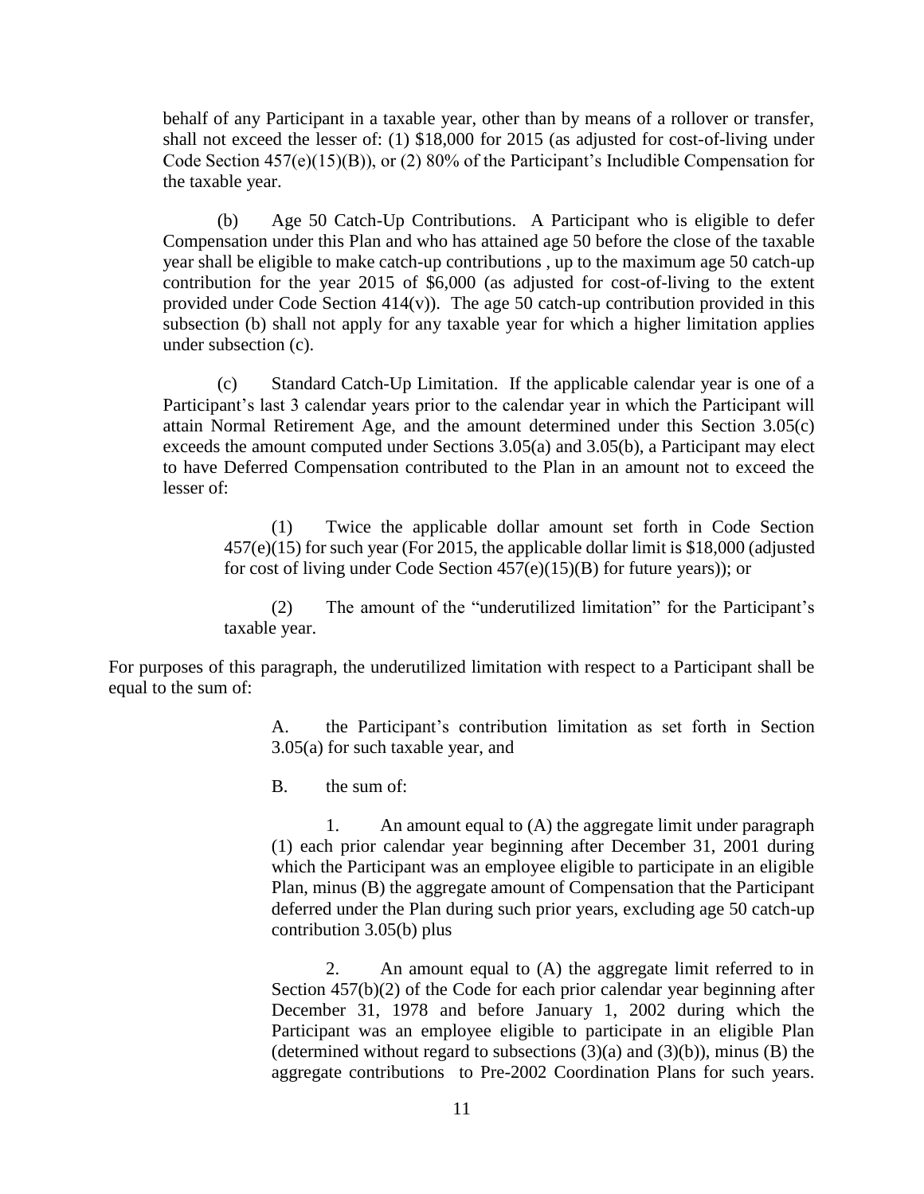behalf of any Participant in a taxable year, other than by means of a rollover or transfer, shall not exceed the lesser of: (1) $18,000 for 2015 (as adjusted for cost-of-living under Code Section 457(e)(15)(B)), or (2) 80% of the Participant's Includible Compensation for the taxable year.

(b) Age 50 Catch-Up Contributions. A Participant who is eligible to defer Compensation under this Plan and who has attained age 50 before the close of the taxable year shall be eligible to make catch-up contributions , up to the maximum age 50 catch-up contribution for the year 2015 of $6,000 (as adjusted for cost-of-living to the extent provided under Code Section 414(v)). The age 50 catch-up contribution provided in this subsection (b) shall not apply for any taxable year for which a higher limitation applies under subsection (c).

(c) Standard Catch-Up Limitation. If the applicable calendar year is one of a Participant's last 3 calendar years prior to the calendar year in which the Participant will attain Normal Retirement Age, and the amount determined under this Section 3.05(c) exceeds the amount computed under Sections 3.05(a) and 3.05(b), a Participant may elect to have Deferred Compensation contributed to the Plan in an amount not to exceed the lesser of:

(1) Twice the applicable dollar amount set forth in Code Section 457(e)(15) for such year (For 2015, the applicable dollar limit is $18,000 (adjusted for cost of living under Code Section 457(e)(15)(B) for future years)); or

(2) The amount of the "underutilized limitation" for the Participant's taxable year.

For purposes of this paragraph, the underutilized limitation with respect to a Participant shall be equal to the sum of:

A. the Participant's contribution limitation as set forth in Section 3.05(a) for such taxable year, and

B. the sum of:

1. An amount equal to (A) the aggregate limit under paragraph (1) each prior calendar year beginning after December 31, 2001 during which the Participant was an employee eligible to participate in an eligible Plan, minus (B) the aggregate amount of Compensation that the Participant deferred under the Plan during such prior years, excluding age 50 catch-up contribution 3.05(b) plus

2. An amount equal to (A) the aggregate limit referred to in Section 457(b)(2) of the Code for each prior calendar year beginning after December 31, 1978 and before January 1, 2002 during which the Participant was an employee eligible to participate in an eligible Plan (determined without regard to subsections (3)(a) and (3)(b)), minus (B) the aggregate contributions to Pre-2002 Coordination Plans for such years.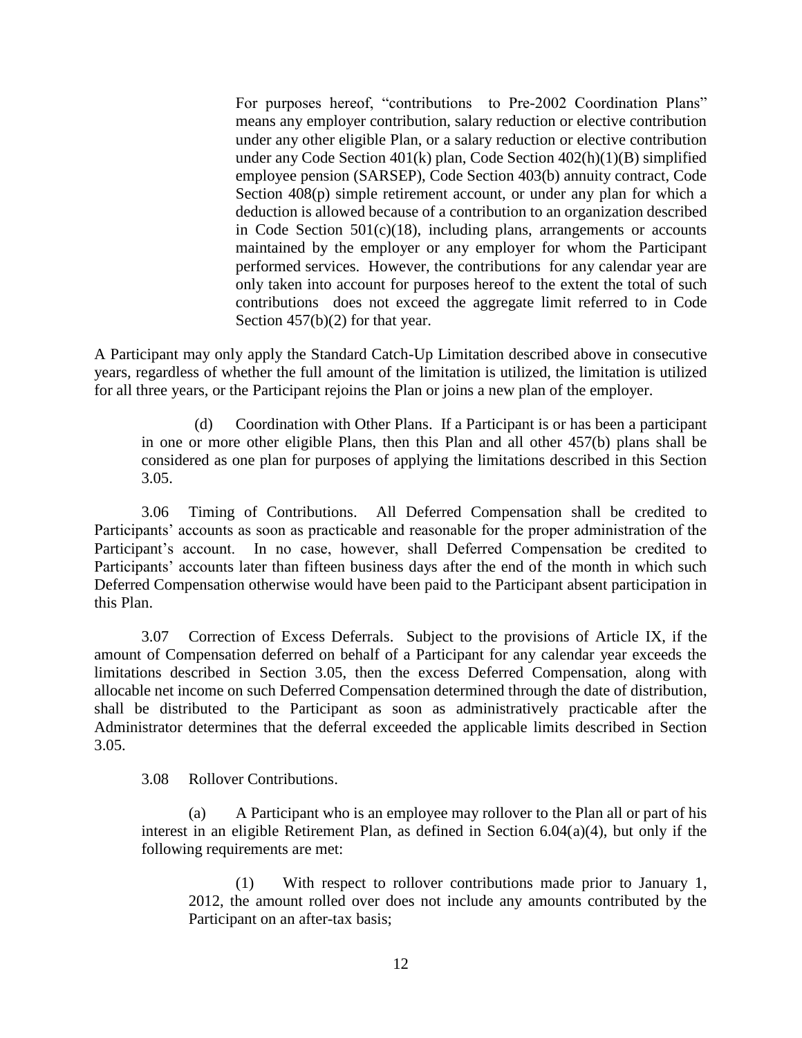For purposes hereof, "contributions to Pre-2002 Coordination Plans" means any employer contribution, salary reduction or elective contribution under any other eligible Plan, or a salary reduction or elective contribution under any Code Section 401(k) plan, Code Section 402(h)(1)(B) simplified employee pension (SARSEP), Code Section 403(b) annuity contract, Code Section 408(p) simple retirement account, or under any plan for which a deduction is allowed because of a contribution to an organization described in Code Section 501(c)(18), including plans, arrangements or accounts maintained by the employer or any employer for whom the Participant performed services. However, the contributions for any calendar year are only taken into account for purposes hereof to the extent the total of such contributions does not exceed the aggregate limit referred to in Code Section 457(b)(2) for that year.

A Participant may only apply the Standard Catch-Up Limitation described above in consecutive years, regardless of whether the full amount of the limitation is utilized, the limitation is utilized for all three years, or the Participant rejoins the Plan or joins a new plan of the employer.

(d) Coordination with Other Plans. If a Participant is or has been a participant in one or more other eligible Plans, then this Plan and all other 457(b) plans shall be considered as one plan for purposes of applying the limitations described in this Section 3.05.

3.06 Timing of Contributions. All Deferred Compensation shall be credited to Participants' accounts as soon as practicable and reasonable for the proper administration of the Participant's account. In no case, however, shall Deferred Compensation be credited to Participants' accounts later than fifteen business days after the end of the month in which such Deferred Compensation otherwise would have been paid to the Participant absent participation in this Plan.

3.07 Correction of Excess Deferrals. Subject to the provisions of Article IX, if the amount of Compensation deferred on behalf of a Participant for any calendar year exceeds the limitations described in Section 3.05, then the excess Deferred Compensation, along with allocable net income on such Deferred Compensation determined through the date of distribution, shall be distributed to the Participant as soon as administratively practicable after the Administrator determines that the deferral exceeded the applicable limits described in Section 3.05.

3.08 Rollover Contributions.

(a) A Participant who is an employee may rollover to the Plan all or part of his interest in an eligible Retirement Plan, as defined in Section 6.04(a)(4), but only if the following requirements are met:

(1) With respect to rollover contributions made prior to January 1, 2012, the amount rolled over does not include any amounts contributed by the Participant on an after-tax basis;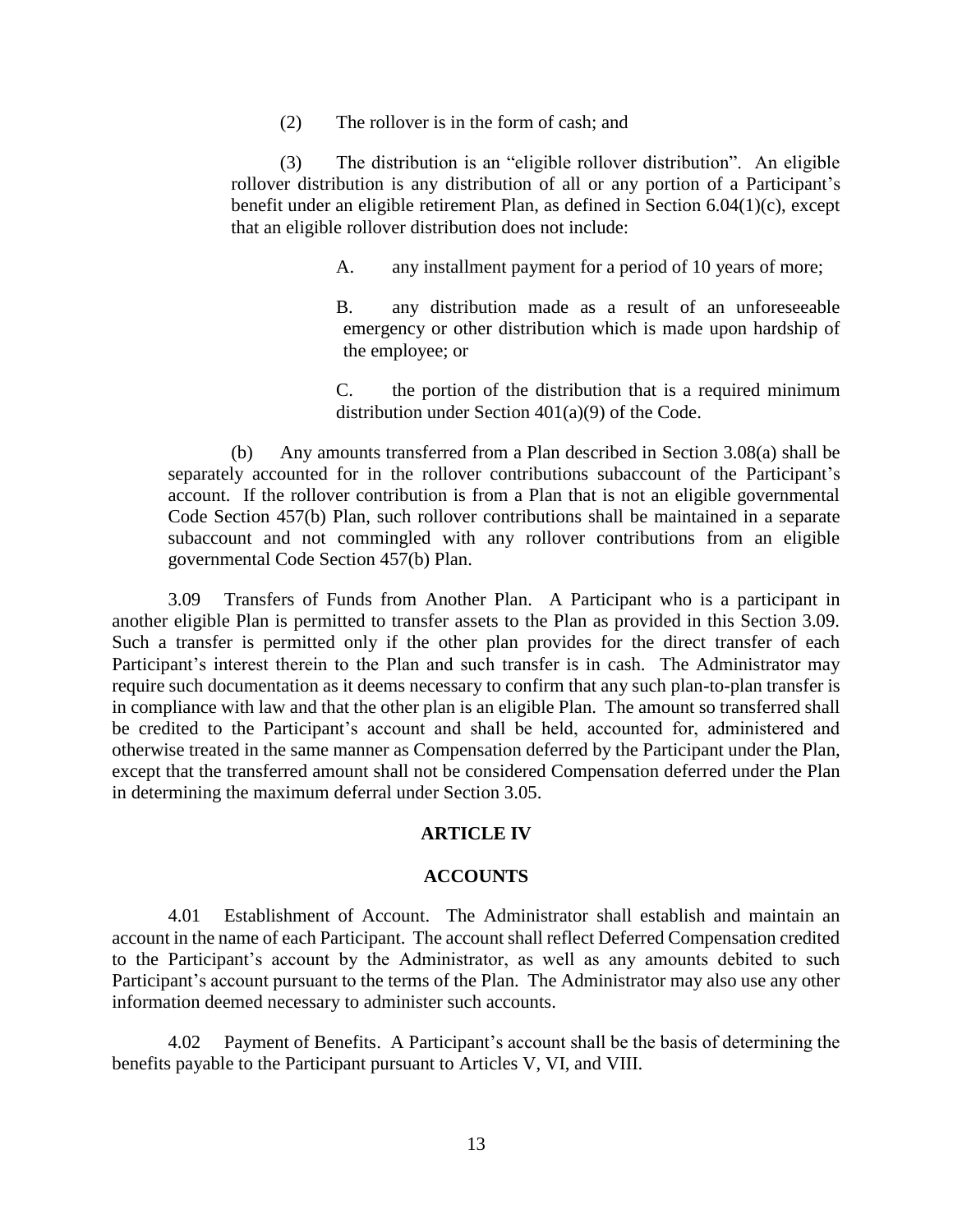(2) The rollover is in the form of cash; and

(3) The distribution is an "eligible rollover distribution". An eligible rollover distribution is any distribution of all or any portion of a Participant's benefit under an eligible retirement Plan, as defined in Section 6.04(1)(c), except that an eligible rollover distribution does not include:

A. any installment payment for a period of 10 years of more;

B. any distribution made as a result of an unforeseeable emergency or other distribution which is made upon hardship of the employee; or

C. the portion of the distribution that is a required minimum distribution under Section 401(a)(9) of the Code.

(b) Any amounts transferred from a Plan described in Section 3.08(a) shall be separately accounted for in the rollover contributions subaccount of the Participant's account. If the rollover contribution is from a Plan that is not an eligible governmental Code Section 457(b) Plan, such rollover contributions shall be maintained in a separate subaccount and not commingled with any rollover contributions from an eligible governmental Code Section 457(b) Plan.

3.09 Transfers of Funds from Another Plan. A Participant who is a participant in another eligible Plan is permitted to transfer assets to the Plan as provided in this Section 3.09. Such a transfer is permitted only if the other plan provides for the direct transfer of each Participant's interest therein to the Plan and such transfer is in cash. The Administrator may require such documentation as it deems necessary to confirm that any such plan-to-plan transfer is in compliance with law and that the other plan is an eligible Plan. The amount so transferred shall be credited to the Participant's account and shall be held, accounted for, administered and otherwise treated in the same manner as Compensation deferred by the Participant under the Plan, except that the transferred amount shall not be considered Compensation deferred under the Plan in determining the maximum deferral under Section 3.05.

## ARTICLE IV

## ACCOUNTS

4.01 Establishment of Account. The Administrator shall establish and maintain an account in the name of each Participant. The account shall reflect Deferred Compensation credited to the Participant's account by the Administrator, as well as any amounts debited to such Participant's account pursuant to the terms of the Plan. The Administrator may also use any other information deemed necessary to administer such accounts.

4.02 Payment of Benefits. A Participant's account shall be the basis of determining the benefits payable to the Participant pursuant to Articles V, VI, and VIII.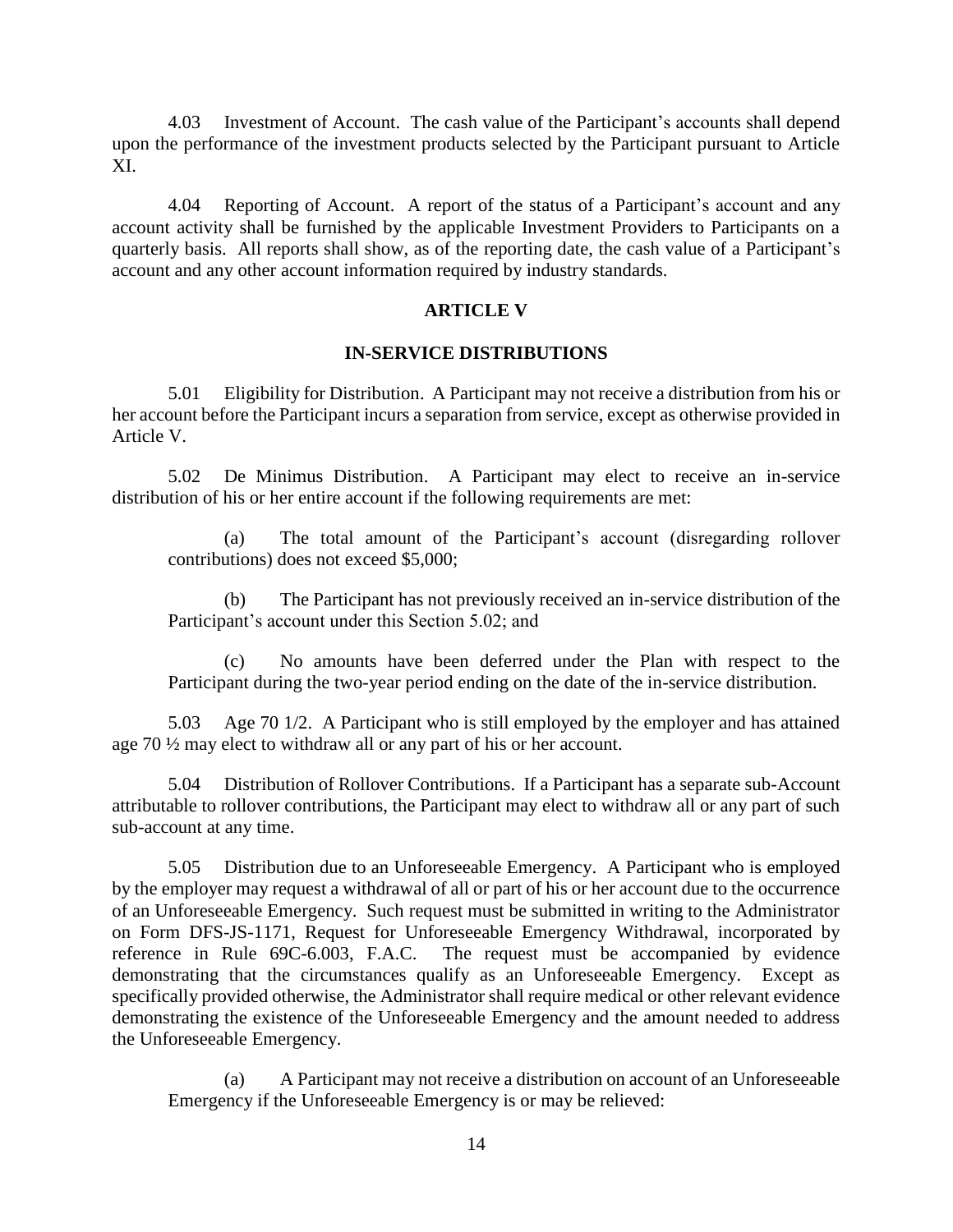4.03 Investment of Account. The cash value of the Participant's accounts shall depend upon the performance of the investment products selected by the Participant pursuant to Article XI.

4.04 Reporting of Account. A report of the status of a Participant's account and any account activity shall be furnished by the applicable Investment Providers to Participants on a quarterly basis. All reports shall show, as of the reporting date, the cash value of a Participant's account and any other account information required by industry standards.

## ARTICLE V

## IN-SERVICE DISTRIBUTIONS

5.01 Eligibility for Distribution. A Participant may not receive a distribution from his or her account before the Participant incurs a separation from service, except as otherwise provided in Article V.

5.02 De Minimus Distribution. A Participant may elect to receive an in-service distribution of his or her entire account if the following requirements are met:

(a) The total amount of the Participant's account (disregarding rollover contributions) does not exceed $5,000;

(b) The Participant has not previously received an in-service distribution of the Participant's account under this Section 5.02; and

(c) No amounts have been deferred under the Plan with respect to the Participant during the two-year period ending on the date of the in-service distribution.

5.03 Age 70 1/2. A Participant who is still employed by the employer and has attained age 70 ½ may elect to withdraw all or any part of his or her account.

5.04 Distribution of Rollover Contributions. If a Participant has a separate sub-Account attributable to rollover contributions, the Participant may elect to withdraw all or any part of such sub-account at any time.

5.05 Distribution due to an Unforeseeable Emergency. A Participant who is employed by the employer may request a withdrawal of all or part of his or her account due to the occurrence of an Unforeseeable Emergency. Such request must be submitted in writing to the Administrator on Form DFS-JS-1171, Request for Unforeseeable Emergency Withdrawal, incorporated by reference in Rule 69C-6.003, F.A.C. The request must be accompanied by evidence demonstrating that the circumstances qualify as an Unforeseeable Emergency. Except as specifically provided otherwise, the Administrator shall require medical or other relevant evidence demonstrating the existence of the Unforeseeable Emergency and the amount needed to address the Unforeseeable Emergency.

(a) A Participant may not receive a distribution on account of an Unforeseeable Emergency if the Unforeseeable Emergency is or may be relieved: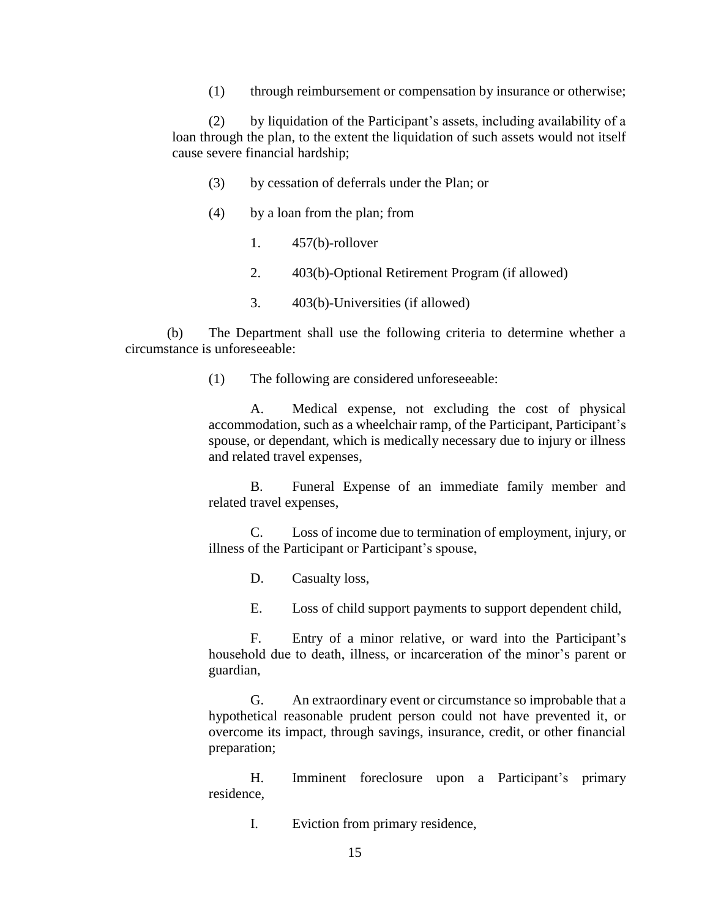(1) through reimbursement or compensation by insurance or otherwise;

(2) by liquidation of the Participant's assets, including availability of a loan through the plan, to the extent the liquidation of such assets would not itself cause severe financial hardship;

(3) by cessation of deferrals under the Plan; or

(4) by a loan from the plan; from

1. 457(b)-rollover

2. 403(b)-Optional Retirement Program (if allowed)

3. 403(b)-Universities (if allowed)

(b) The Department shall use the following criteria to determine whether a circumstance is unforeseeable:

(1) The following are considered unforeseeable:

A. Medical expense, not excluding the cost of physical accommodation, such as a wheelchair ramp, of the Participant, Participant's spouse, or dependant, which is medically necessary due to injury or illness and related travel expenses,

B. Funeral Expense of an immediate family member and related travel expenses,

C. Loss of income due to termination of employment, injury, or illness of the Participant or Participant's spouse,

D. Casualty loss,

E. Loss of child support payments to support dependent child,

F. Entry of a minor relative, or ward into the Participant's household due to death, illness, or incarceration of the minor's parent or guardian,

G. An extraordinary event or circumstance so improbable that a hypothetical reasonable prudent person could not have prevented it, or overcome its impact, through savings, insurance, credit, or other financial preparation;

H. Imminent foreclosure upon a Participant's primary residence,

I. Eviction from primary residence,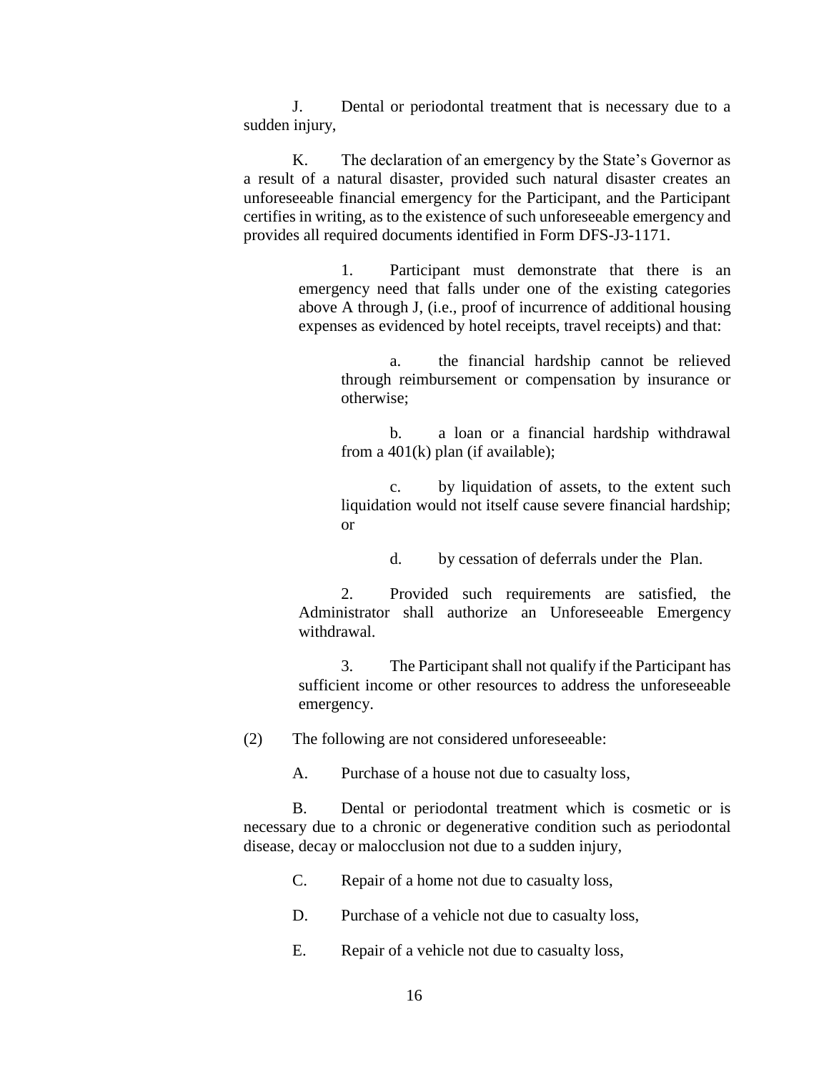J. Dental or periodontal treatment that is necessary due to a sudden injury,

K. The declaration of an emergency by the State's Governor as a result of a natural disaster, provided such natural disaster creates an unforeseeable financial emergency for the Participant, and the Participant certifies in writing, as to the existence of such unforeseeable emergency and provides all required documents identified in Form DFS-J3-1171.

> 1. Participant must demonstrate that there is an emergency need that falls under one of the existing categories above A through J, (i.e., proof of incurrence of additional housing expenses as evidenced by hotel receipts, travel receipts) and that:
>
> > a. the financial hardship cannot be relieved through reimbursement or compensation by insurance or otherwise;
> >
> > b. a loan or a financial hardship withdrawal from a 401(k) plan (if available);
> >
> > c. by liquidation of assets, to the extent such liquidation would not itself cause severe financial hardship; or
> >
> > d. by cessation of deferrals under the Plan.
>
> 2. Provided such requirements are satisfied, the Administrator shall authorize an Unforeseeable Emergency withdrawal.
>
> 3. The Participant shall not qualify if the Participant has sufficient income or other resources to address the unforeseeable emergency.

(2) The following are not considered unforeseeable:

A. Purchase of a house not due to casualty loss,

B. Dental or periodontal treatment which is cosmetic or is necessary due to a chronic or degenerative condition such as periodontal disease, decay or malocclusion not due to a sudden injury,

C. Repair of a home not due to casualty loss,

D. Purchase of a vehicle not due to casualty loss,

E. Repair of a vehicle not due to casualty loss,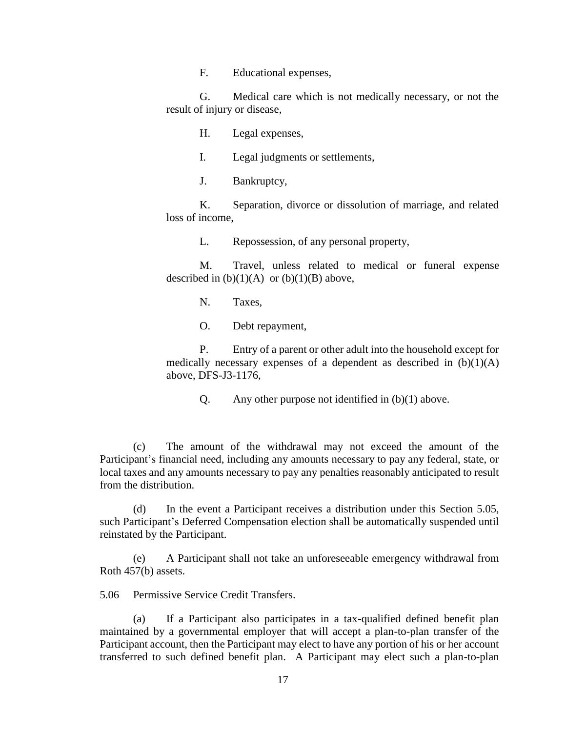F. Educational expenses,

G. Medical care which is not medically necessary, or not the result of injury or disease,

H. Legal expenses,

I. Legal judgments or settlements,

J. Bankruptcy,

K. Separation, divorce or dissolution of marriage, and related loss of income,

L. Repossession, of any personal property,

M. Travel, unless related to medical or funeral expense described in (b)(1)(A) or (b)(1)(B) above,

N. Taxes,

O. Debt repayment,

P. Entry of a parent or other adult into the household except for medically necessary expenses of a dependent as described in (b)(1)(A) above, DFS-J3-1176,

Q. Any other purpose not identified in (b)(1) above.

(c) The amount of the withdrawal may not exceed the amount of the Participant's financial need, including any amounts necessary to pay any federal, state, or local taxes and any amounts necessary to pay any penalties reasonably anticipated to result from the distribution.

(d) In the event a Participant receives a distribution under this Section 5.05, such Participant's Deferred Compensation election shall be automatically suspended until reinstated by the Participant.

(e) A Participant shall not take an unforeseeable emergency withdrawal from Roth 457(b) assets.

5.06 Permissive Service Credit Transfers.

(a) If a Participant also participates in a tax-qualified defined benefit plan maintained by a governmental employer that will accept a plan-to-plan transfer of the Participant account, then the Participant may elect to have any portion of his or her account transferred to such defined benefit plan. A Participant may elect such a plan-to-plan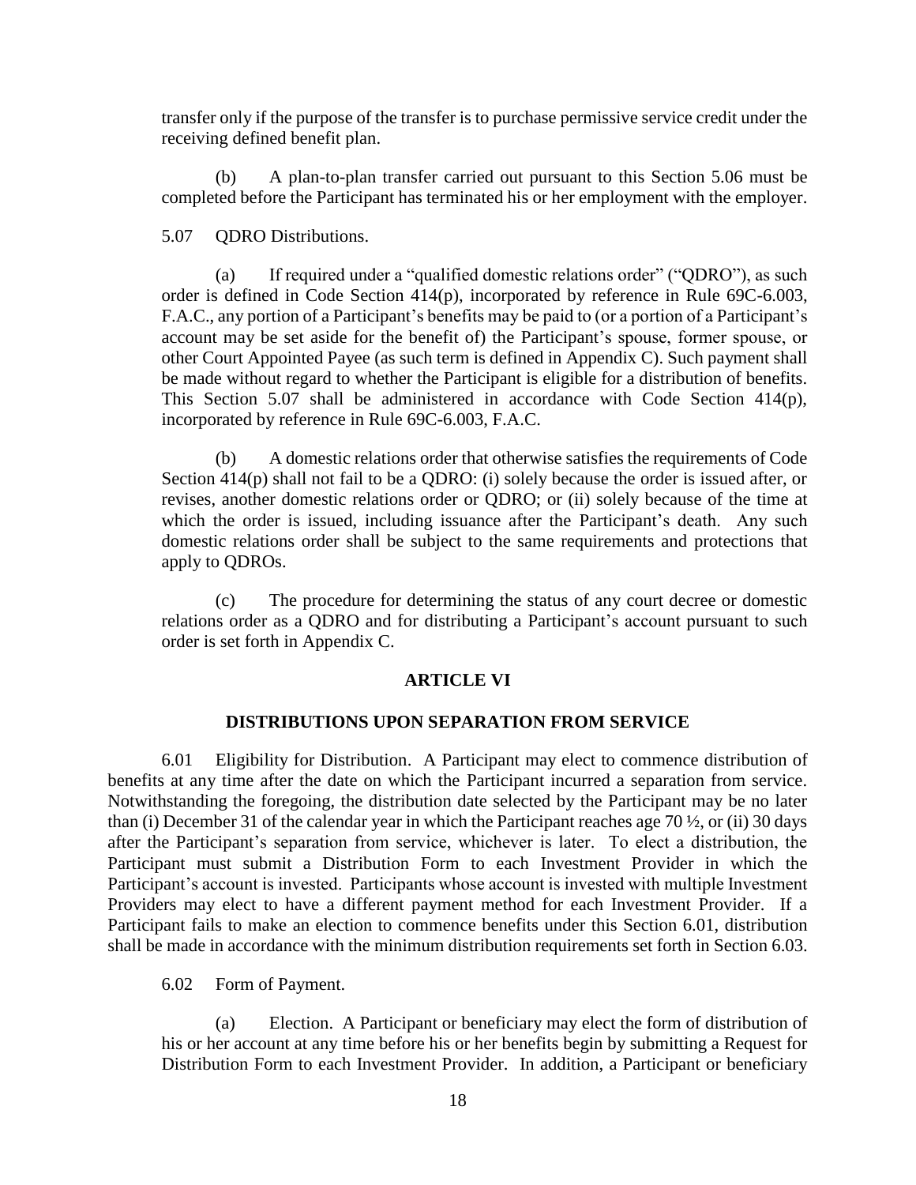transfer only if the purpose of the transfer is to purchase permissive service credit under the receiving defined benefit plan.

(b) A plan-to-plan transfer carried out pursuant to this Section 5.06 must be completed before the Participant has terminated his or her employment with the employer.

5.07 QDRO Distributions.

(a) If required under a "qualified domestic relations order" ("QDRO"), as such order is defined in Code Section 414(p), incorporated by reference in Rule 69C-6.003, F.A.C., any portion of a Participant's benefits may be paid to (or a portion of a Participant's account may be set aside for the benefit of) the Participant's spouse, former spouse, or other Court Appointed Payee (as such term is defined in Appendix C). Such payment shall be made without regard to whether the Participant is eligible for a distribution of benefits. This Section 5.07 shall be administered in accordance with Code Section 414(p), incorporated by reference in Rule 69C-6.003, F.A.C.

(b) A domestic relations order that otherwise satisfies the requirements of Code Section 414(p) shall not fail to be a QDRO: (i) solely because the order is issued after, or revises, another domestic relations order or QDRO; or (ii) solely because of the time at which the order is issued, including issuance after the Participant's death. Any such domestic relations order shall be subject to the same requirements and protections that apply to QDROs.

(c) The procedure for determining the status of any court decree or domestic relations order as a QDRO and for distributing a Participant's account pursuant to such order is set forth in Appendix C.

## ARTICLE VI

## DISTRIBUTIONS UPON SEPARATION FROM SERVICE

6.01 Eligibility for Distribution. A Participant may elect to commence distribution of benefits at any time after the date on which the Participant incurred a separation from service. Notwithstanding the foregoing, the distribution date selected by the Participant may be no later than (i) December 31 of the calendar year in which the Participant reaches age 70 ½, or (ii) 30 days after the Participant's separation from service, whichever is later. To elect a distribution, the Participant must submit a Distribution Form to each Investment Provider in which the Participant's account is invested. Participants whose account is invested with multiple Investment Providers may elect to have a different payment method for each Investment Provider. If a Participant fails to make an election to commence benefits under this Section 6.01, distribution shall be made in accordance with the minimum distribution requirements set forth in Section 6.03.

6.02 Form of Payment.

(a) Election. A Participant or beneficiary may elect the form of distribution of his or her account at any time before his or her benefits begin by submitting a Request for Distribution Form to each Investment Provider. In addition, a Participant or beneficiary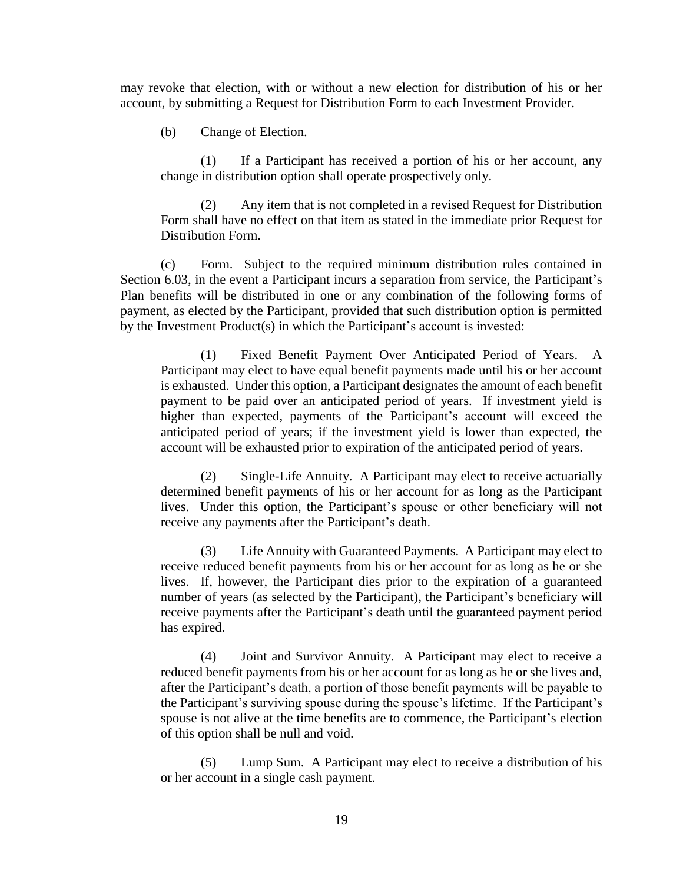may revoke that election, with or without a new election for distribution of his or her account, by submitting a Request for Distribution Form to each Investment Provider.

(b) Change of Election.

(1) If a Participant has received a portion of his or her account, any change in distribution option shall operate prospectively only.

(2) Any item that is not completed in a revised Request for Distribution Form shall have no effect on that item as stated in the immediate prior Request for Distribution Form.

(c) Form. Subject to the required minimum distribution rules contained in Section 6.03, in the event a Participant incurs a separation from service, the Participant's Plan benefits will be distributed in one or any combination of the following forms of payment, as elected by the Participant, provided that such distribution option is permitted by the Investment Product(s) in which the Participant's account is invested:

(1) Fixed Benefit Payment Over Anticipated Period of Years. A Participant may elect to have equal benefit payments made until his or her account is exhausted. Under this option, a Participant designates the amount of each benefit payment to be paid over an anticipated period of years. If investment yield is higher than expected, payments of the Participant's account will exceed the anticipated period of years; if the investment yield is lower than expected, the account will be exhausted prior to expiration of the anticipated period of years.

(2) Single-Life Annuity. A Participant may elect to receive actuarially determined benefit payments of his or her account for as long as the Participant lives. Under this option, the Participant's spouse or other beneficiary will not receive any payments after the Participant's death.

(3) Life Annuity with Guaranteed Payments. A Participant may elect to receive reduced benefit payments from his or her account for as long as he or she lives. If, however, the Participant dies prior to the expiration of a guaranteed number of years (as selected by the Participant), the Participant's beneficiary will receive payments after the Participant's death until the guaranteed payment period has expired.

(4) Joint and Survivor Annuity. A Participant may elect to receive a reduced benefit payments from his or her account for as long as he or she lives and, after the Participant's death, a portion of those benefit payments will be payable to the Participant's surviving spouse during the spouse's lifetime. If the Participant's spouse is not alive at the time benefits are to commence, the Participant's election of this option shall be null and void.

(5) Lump Sum. A Participant may elect to receive a distribution of his or her account in a single cash payment.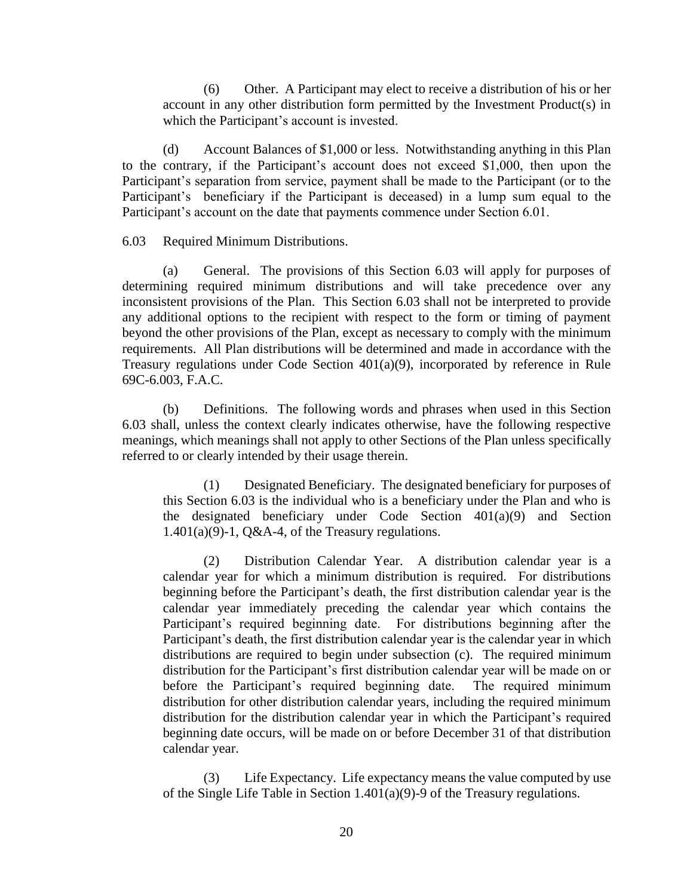(6) Other. A Participant may elect to receive a distribution of his or her account in any other distribution form permitted by the Investment Product(s) in which the Participant's account is invested.

(d) Account Balances of $1,000 or less. Notwithstanding anything in this Plan to the contrary, if the Participant's account does not exceed $1,000, then upon the Participant's separation from service, payment shall be made to the Participant (or to the Participant's beneficiary if the Participant is deceased) in a lump sum equal to the Participant's account on the date that payments commence under Section 6.01.

6.03 Required Minimum Distributions.

(a) General. The provisions of this Section 6.03 will apply for purposes of determining required minimum distributions and will take precedence over any inconsistent provisions of the Plan. This Section 6.03 shall not be interpreted to provide any additional options to the recipient with respect to the form or timing of payment beyond the other provisions of the Plan, except as necessary to comply with the minimum requirements. All Plan distributions will be determined and made in accordance with the Treasury regulations under Code Section 401(a)(9), incorporated by reference in Rule 69C-6.003, F.A.C.

(b) Definitions. The following words and phrases when used in this Section 6.03 shall, unless the context clearly indicates otherwise, have the following respective meanings, which meanings shall not apply to other Sections of the Plan unless specifically referred to or clearly intended by their usage therein.

(1) Designated Beneficiary. The designated beneficiary for purposes of this Section 6.03 is the individual who is a beneficiary under the Plan and who is the designated beneficiary under Code Section 401(a)(9) and Section 1.401(a)(9)-1, Q&A-4, of the Treasury regulations.

(2) Distribution Calendar Year. A distribution calendar year is a calendar year for which a minimum distribution is required. For distributions beginning before the Participant's death, the first distribution calendar year is the calendar year immediately preceding the calendar year which contains the Participant's required beginning date. For distributions beginning after the Participant's death, the first distribution calendar year is the calendar year in which distributions are required to begin under subsection (c). The required minimum distribution for the Participant's first distribution calendar year will be made on or before the Participant's required beginning date. The required minimum distribution for other distribution calendar years, including the required minimum distribution for the distribution calendar year in which the Participant's required beginning date occurs, will be made on or before December 31 of that distribution calendar year.

(3) Life Expectancy. Life expectancy means the value computed by use of the Single Life Table in Section 1.401(a)(9)-9 of the Treasury regulations.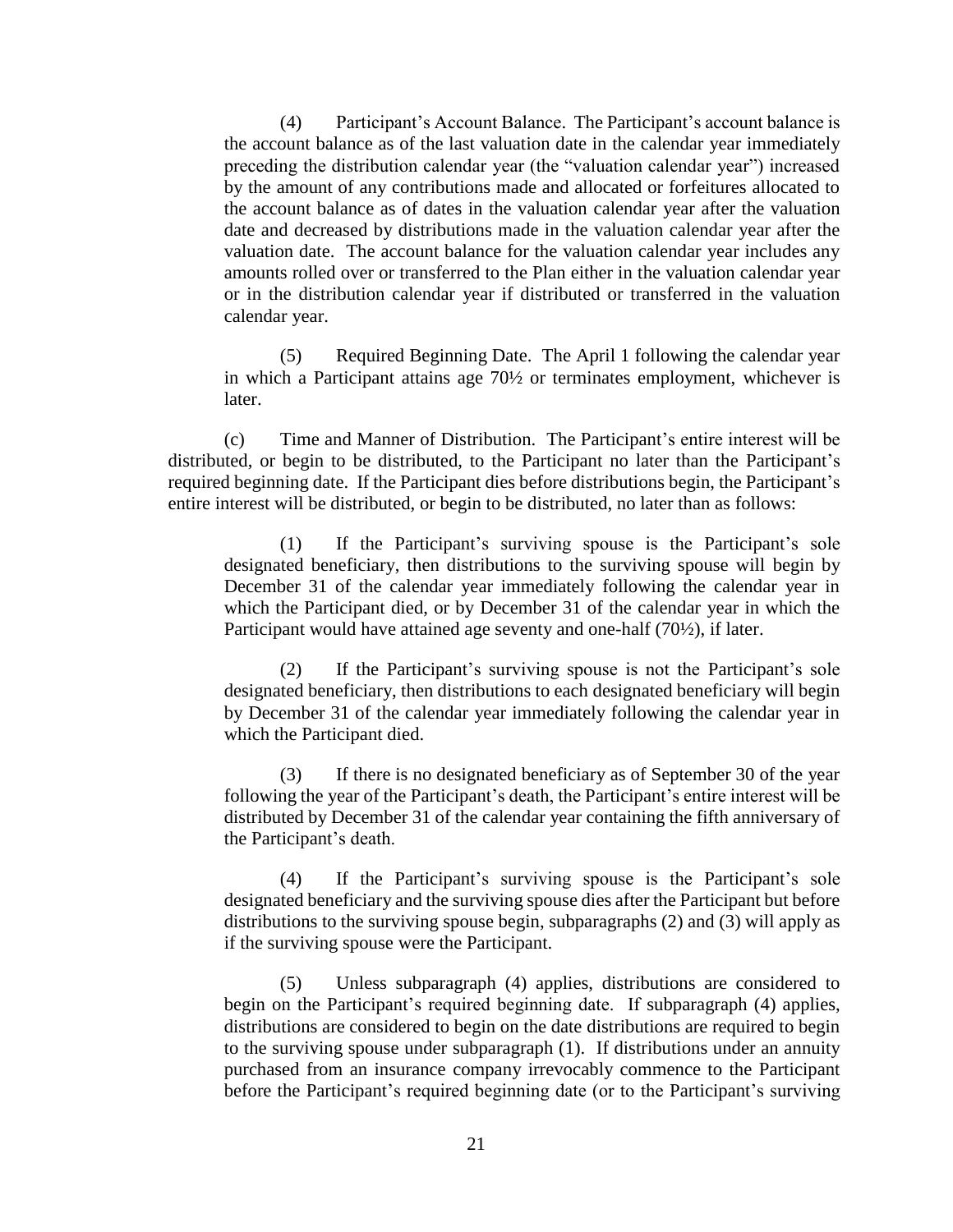(4) Participant's Account Balance. The Participant's account balance is the account balance as of the last valuation date in the calendar year immediately preceding the distribution calendar year (the "valuation calendar year") increased by the amount of any contributions made and allocated or forfeitures allocated to the account balance as of dates in the valuation calendar year after the valuation date and decreased by distributions made in the valuation calendar year after the valuation date. The account balance for the valuation calendar year includes any amounts rolled over or transferred to the Plan either in the valuation calendar year or in the distribution calendar year if distributed or transferred in the valuation calendar year.

(5) Required Beginning Date. The April 1 following the calendar year in which a Participant attains age 70½ or terminates employment, whichever is later.

(c) Time and Manner of Distribution. The Participant's entire interest will be distributed, or begin to be distributed, to the Participant no later than the Participant's required beginning date. If the Participant dies before distributions begin, the Participant's entire interest will be distributed, or begin to be distributed, no later than as follows:

(1) If the Participant's surviving spouse is the Participant's sole designated beneficiary, then distributions to the surviving spouse will begin by December 31 of the calendar year immediately following the calendar year in which the Participant died, or by December 31 of the calendar year in which the Participant would have attained age seventy and one-half (70½), if later.

(2) If the Participant's surviving spouse is not the Participant's sole designated beneficiary, then distributions to each designated beneficiary will begin by December 31 of the calendar year immediately following the calendar year in which the Participant died.

(3) If there is no designated beneficiary as of September 30 of the year following the year of the Participant's death, the Participant's entire interest will be distributed by December 31 of the calendar year containing the fifth anniversary of the Participant's death.

(4) If the Participant's surviving spouse is the Participant's sole designated beneficiary and the surviving spouse dies after the Participant but before distributions to the surviving spouse begin, subparagraphs (2) and (3) will apply as if the surviving spouse were the Participant.

(5) Unless subparagraph (4) applies, distributions are considered to begin on the Participant's required beginning date. If subparagraph (4) applies, distributions are considered to begin on the date distributions are required to begin to the surviving spouse under subparagraph (1). If distributions under an annuity purchased from an insurance company irrevocably commence to the Participant before the Participant's required beginning date (or to the Participant's surviving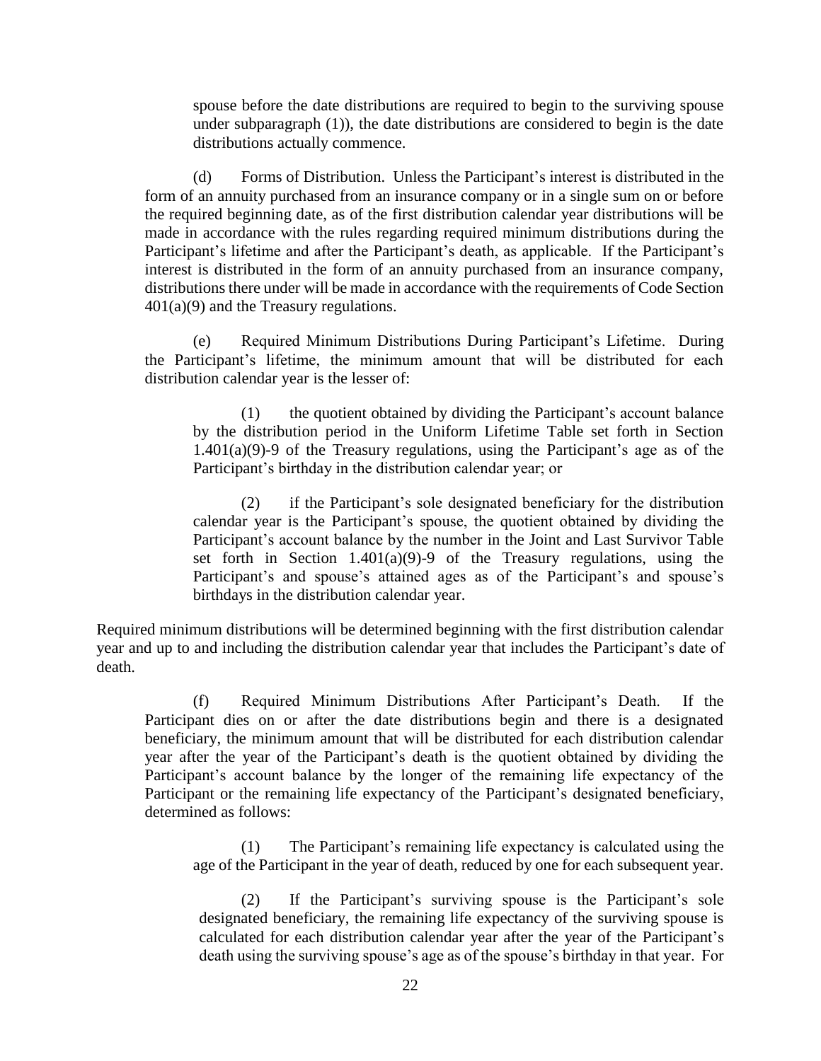spouse before the date distributions are required to begin to the surviving spouse under subparagraph (1)), the date distributions are considered to begin is the date distributions actually commence.

(d) Forms of Distribution. Unless the Participant's interest is distributed in the form of an annuity purchased from an insurance company or in a single sum on or before the required beginning date, as of the first distribution calendar year distributions will be made in accordance with the rules regarding required minimum distributions during the Participant's lifetime and after the Participant's death, as applicable. If the Participant's interest is distributed in the form of an annuity purchased from an insurance company, distributions there under will be made in accordance with the requirements of Code Section 401(a)(9) and the Treasury regulations.

(e) Required Minimum Distributions During Participant's Lifetime. During the Participant's lifetime, the minimum amount that will be distributed for each distribution calendar year is the lesser of:

(1) the quotient obtained by dividing the Participant's account balance by the distribution period in the Uniform Lifetime Table set forth in Section 1.401(a)(9)-9 of the Treasury regulations, using the Participant's age as of the Participant's birthday in the distribution calendar year; or

(2) if the Participant's sole designated beneficiary for the distribution calendar year is the Participant's spouse, the quotient obtained by dividing the Participant's account balance by the number in the Joint and Last Survivor Table set forth in Section 1.401(a)(9)-9 of the Treasury regulations, using the Participant's and spouse's attained ages as of the Participant's and spouse's birthdays in the distribution calendar year.

Required minimum distributions will be determined beginning with the first distribution calendar year and up to and including the distribution calendar year that includes the Participant's date of death.

(f) Required Minimum Distributions After Participant's Death. If the Participant dies on or after the date distributions begin and there is a designated beneficiary, the minimum amount that will be distributed for each distribution calendar year after the year of the Participant's death is the quotient obtained by dividing the Participant's account balance by the longer of the remaining life expectancy of the Participant or the remaining life expectancy of the Participant's designated beneficiary, determined as follows:

(1) The Participant's remaining life expectancy is calculated using the age of the Participant in the year of death, reduced by one for each subsequent year.

(2) If the Participant's surviving spouse is the Participant's sole designated beneficiary, the remaining life expectancy of the surviving spouse is calculated for each distribution calendar year after the year of the Participant's death using the surviving spouse's age as of the spouse's birthday in that year. For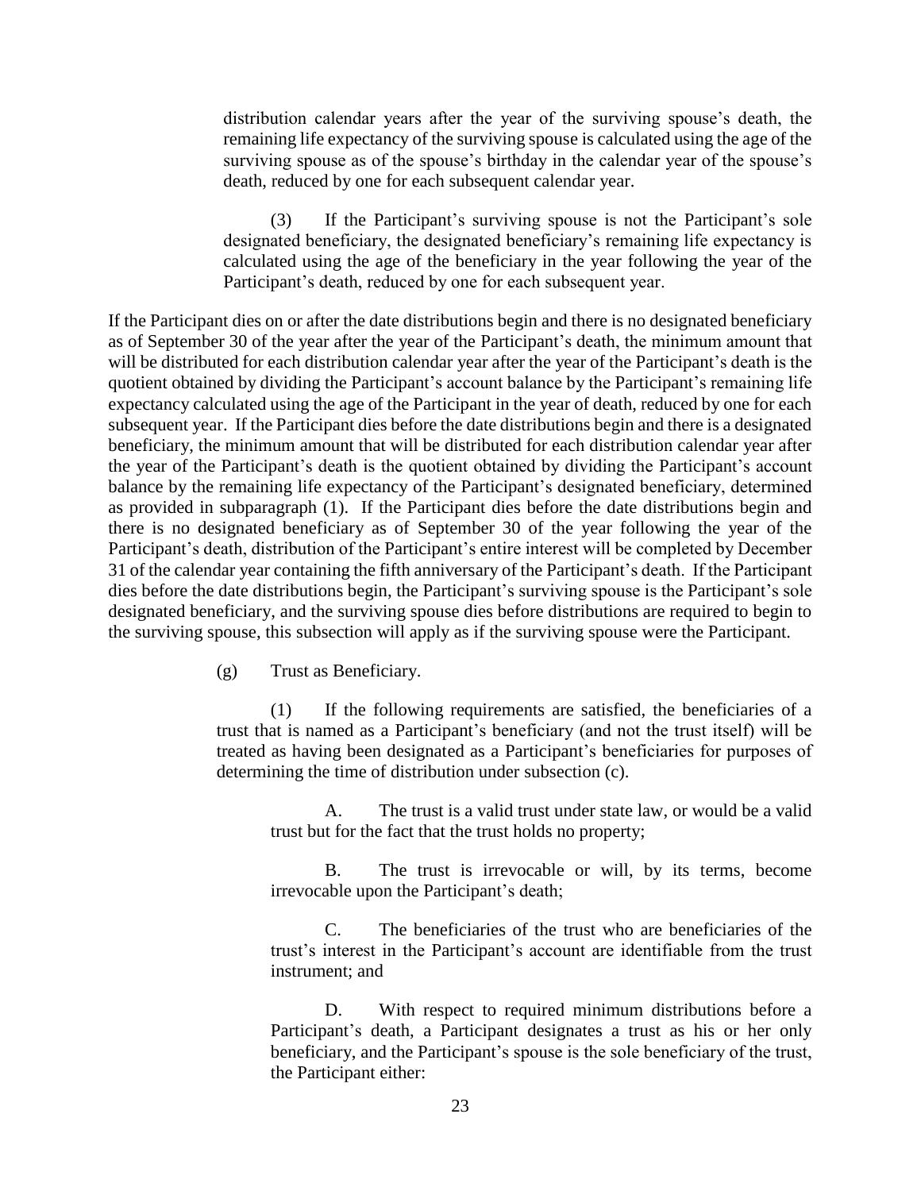distribution calendar years after the year of the surviving spouse's death, the remaining life expectancy of the surviving spouse is calculated using the age of the surviving spouse as of the spouse's birthday in the calendar year of the spouse's death, reduced by one for each subsequent calendar year.

(3) If the Participant's surviving spouse is not the Participant's sole designated beneficiary, the designated beneficiary's remaining life expectancy is calculated using the age of the beneficiary in the year following the year of the Participant's death, reduced by one for each subsequent year.

If the Participant dies on or after the date distributions begin and there is no designated beneficiary as of September 30 of the year after the year of the Participant's death, the minimum amount that will be distributed for each distribution calendar year after the year of the Participant's death is the quotient obtained by dividing the Participant's account balance by the Participant's remaining life expectancy calculated using the age of the Participant in the year of death, reduced by one for each subsequent year. If the Participant dies before the date distributions begin and there is a designated beneficiary, the minimum amount that will be distributed for each distribution calendar year after the year of the Participant's death is the quotient obtained by dividing the Participant's account balance by the remaining life expectancy of the Participant's designated beneficiary, determined as provided in subparagraph (1). If the Participant dies before the date distributions begin and there is no designated beneficiary as of September 30 of the year following the year of the Participant's death, distribution of the Participant's entire interest will be completed by December 31 of the calendar year containing the fifth anniversary of the Participant's death. If the Participant dies before the date distributions begin, the Participant's surviving spouse is the Participant's sole designated beneficiary, and the surviving spouse dies before distributions are required to begin to the surviving spouse, this subsection will apply as if the surviving spouse were the Participant.

(g) Trust as Beneficiary.

(1) If the following requirements are satisfied, the beneficiaries of a trust that is named as a Participant's beneficiary (and not the trust itself) will be treated as having been designated as a Participant's beneficiaries for purposes of determining the time of distribution under subsection (c).

A. The trust is a valid trust under state law, or would be a valid trust but for the fact that the trust holds no property;

B. The trust is irrevocable or will, by its terms, become irrevocable upon the Participant's death;

C. The beneficiaries of the trust who are beneficiaries of the trust's interest in the Participant's account are identifiable from the trust instrument; and

D. With respect to required minimum distributions before a Participant's death, a Participant designates a trust as his or her only beneficiary, and the Participant's spouse is the sole beneficiary of the trust, the Participant either: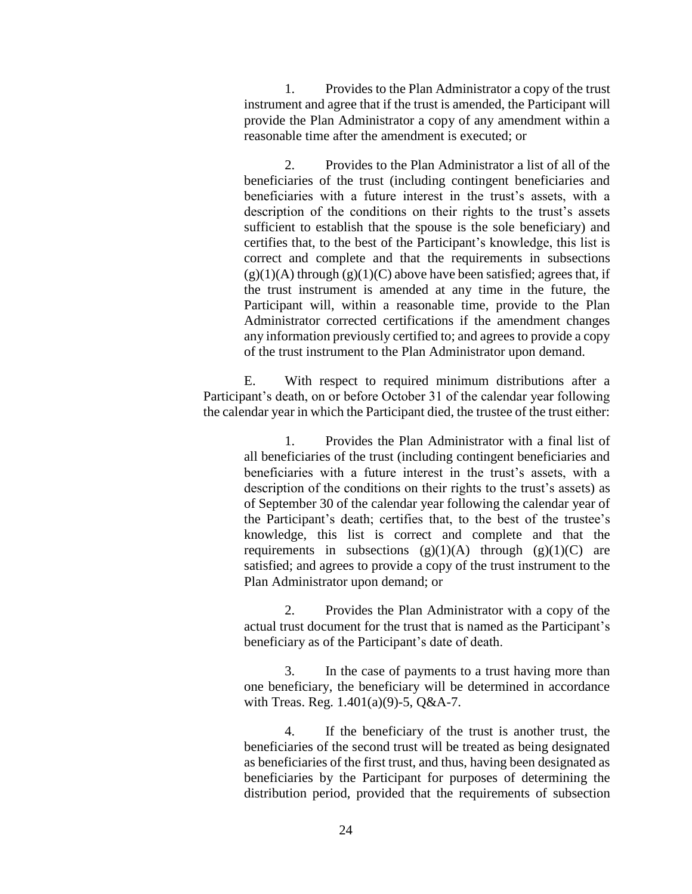1. Provides to the Plan Administrator a copy of the trust instrument and agree that if the trust is amended, the Participant will provide the Plan Administrator a copy of any amendment within a reasonable time after the amendment is executed; or

2. Provides to the Plan Administrator a list of all of the beneficiaries of the trust (including contingent beneficiaries and beneficiaries with a future interest in the trust's assets, with a description of the conditions on their rights to the trust's assets sufficient to establish that the spouse is the sole beneficiary) and certifies that, to the best of the Participant's knowledge, this list is correct and complete and that the requirements in subsections (g)(1)(A) through (g)(1)(C) above have been satisfied; agrees that, if the trust instrument is amended at any time in the future, the Participant will, within a reasonable time, provide to the Plan Administrator corrected certifications if the amendment changes any information previously certified to; and agrees to provide a copy of the trust instrument to the Plan Administrator upon demand.

E. With respect to required minimum distributions after a Participant's death, on or before October 31 of the calendar year following the calendar year in which the Participant died, the trustee of the trust either:

1. Provides the Plan Administrator with a final list of all beneficiaries of the trust (including contingent beneficiaries and beneficiaries with a future interest in the trust's assets, with a description of the conditions on their rights to the trust's assets) as of September 30 of the calendar year following the calendar year of the Participant's death; certifies that, to the best of the trustee's knowledge, this list is correct and complete and that the requirements in subsections (g)(1)(A) through (g)(1)(C) are satisfied; and agrees to provide a copy of the trust instrument to the Plan Administrator upon demand; or

2. Provides the Plan Administrator with a copy of the actual trust document for the trust that is named as the Participant's beneficiary as of the Participant's date of death.

3. In the case of payments to a trust having more than one beneficiary, the beneficiary will be determined in accordance with Treas. Reg. 1.401(a)(9)-5, Q&A-7.

4. If the beneficiary of the trust is another trust, the beneficiaries of the second trust will be treated as being designated as beneficiaries of the first trust, and thus, having been designated as beneficiaries by the Participant for purposes of determining the distribution period, provided that the requirements of subsection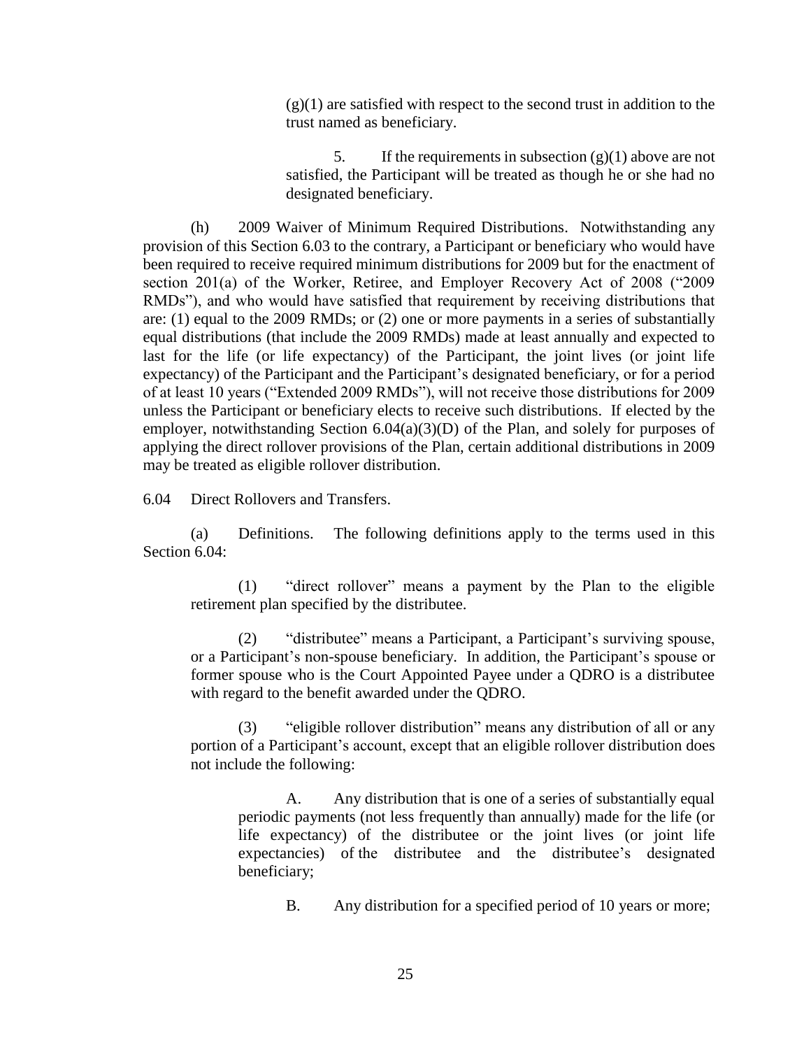(g)(1) are satisfied with respect to the second trust in addition to the trust named as beneficiary.

5. If the requirements in subsection (g)(1) above are not satisfied, the Participant will be treated as though he or she had no designated beneficiary.

(h) 2009 Waiver of Minimum Required Distributions. Notwithstanding any provision of this Section 6.03 to the contrary, a Participant or beneficiary who would have been required to receive required minimum distributions for 2009 but for the enactment of section 201(a) of the Worker, Retiree, and Employer Recovery Act of 2008 ("2009 RMDs"), and who would have satisfied that requirement by receiving distributions that are: (1) equal to the 2009 RMDs; or (2) one or more payments in a series of substantially equal distributions (that include the 2009 RMDs) made at least annually and expected to last for the life (or life expectancy) of the Participant, the joint lives (or joint life expectancy) of the Participant and the Participant's designated beneficiary, or for a period of at least 10 years ("Extended 2009 RMDs"), will not receive those distributions for 2009 unless the Participant or beneficiary elects to receive such distributions. If elected by the employer, notwithstanding Section 6.04(a)(3)(D) of the Plan, and solely for purposes of applying the direct rollover provisions of the Plan, certain additional distributions in 2009 may be treated as eligible rollover distribution.

6.04 Direct Rollovers and Transfers.

(a) Definitions. The following definitions apply to the terms used in this Section 6.04:

(1) "direct rollover" means a payment by the Plan to the eligible retirement plan specified by the distributee.

(2) "distributee" means a Participant, a Participant's surviving spouse, or a Participant's non-spouse beneficiary. In addition, the Participant's spouse or former spouse who is the Court Appointed Payee under a QDRO is a distributee with regard to the benefit awarded under the QDRO.

(3) "eligible rollover distribution" means any distribution of all or any portion of a Participant's account, except that an eligible rollover distribution does not include the following:

A. Any distribution that is one of a series of substantially equal periodic payments (not less frequently than annually) made for the life (or life expectancy) of the distributee or the joint lives (or joint life expectancies) of the distributee and the distributee's designated beneficiary;

B. Any distribution for a specified period of 10 years or more;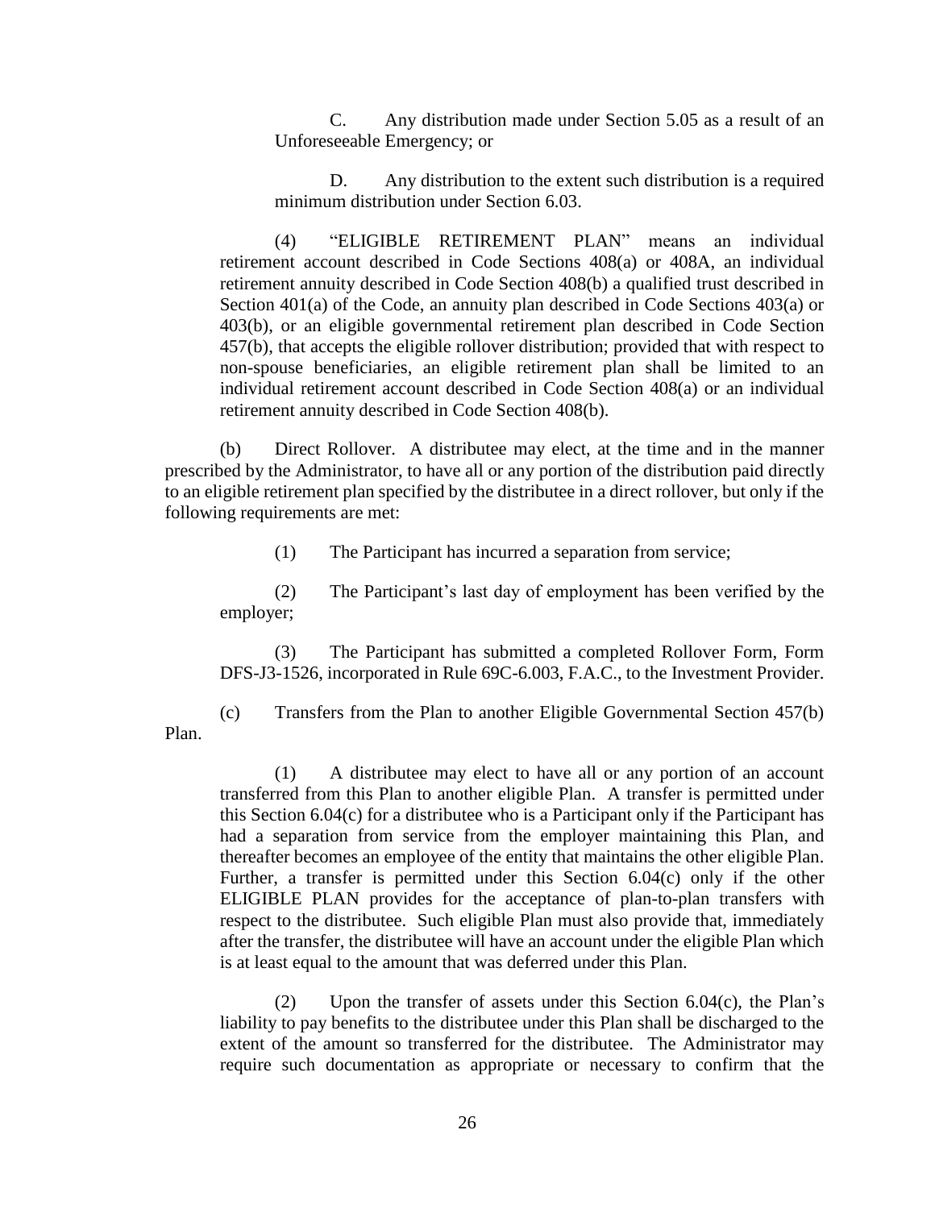C. Any distribution made under Section 5.05 as a result of an Unforeseeable Emergency; or

D. Any distribution to the extent such distribution is a required minimum distribution under Section 6.03.

(4) "ELIGIBLE RETIREMENT PLAN" means an individual retirement account described in Code Sections 408(a) or 408A, an individual retirement annuity described in Code Section 408(b) a qualified trust described in Section 401(a) of the Code, an annuity plan described in Code Sections 403(a) or 403(b), or an eligible governmental retirement plan described in Code Section 457(b), that accepts the eligible rollover distribution; provided that with respect to non-spouse beneficiaries, an eligible retirement plan shall be limited to an individual retirement account described in Code Section 408(a) or an individual retirement annuity described in Code Section 408(b).

(b) Direct Rollover. A distributee may elect, at the time and in the manner prescribed by the Administrator, to have all or any portion of the distribution paid directly to an eligible retirement plan specified by the distributee in a direct rollover, but only if the following requirements are met:

(1) The Participant has incurred a separation from service;

(2) The Participant's last day of employment has been verified by the employer;

(3) The Participant has submitted a completed Rollover Form, Form DFS-J3-1526, incorporated in Rule 69C-6.003, F.A.C., to the Investment Provider.

(c) Transfers from the Plan to another Eligible Governmental Section 457(b) Plan.

(1) A distributee may elect to have all or any portion of an account transferred from this Plan to another eligible Plan. A transfer is permitted under this Section 6.04(c) for a distributee who is a Participant only if the Participant has had a separation from service from the employer maintaining this Plan, and thereafter becomes an employee of the entity that maintains the other eligible Plan. Further, a transfer is permitted under this Section 6.04(c) only if the other ELIGIBLE PLAN provides for the acceptance of plan-to-plan transfers with respect to the distributee. Such eligible Plan must also provide that, immediately after the transfer, the distributee will have an account under the eligible Plan which is at least equal to the amount that was deferred under this Plan.

(2) Upon the transfer of assets under this Section 6.04(c), the Plan's liability to pay benefits to the distributee under this Plan shall be discharged to the extent of the amount so transferred for the distributee. The Administrator may require such documentation as appropriate or necessary to confirm that the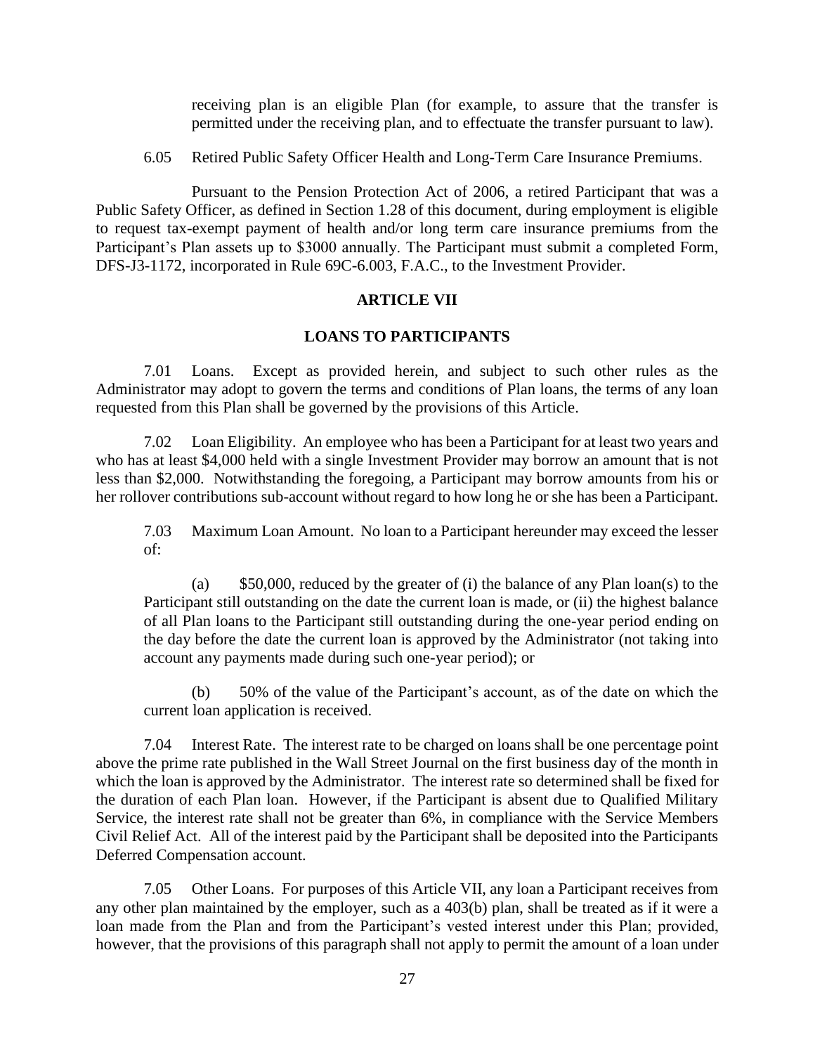receiving plan is an eligible Plan (for example, to assure that the transfer is permitted under the receiving plan, and to effectuate the transfer pursuant to law).

6.05 Retired Public Safety Officer Health and Long-Term Care Insurance Premiums.

Pursuant to the Pension Protection Act of 2006, a retired Participant that was a Public Safety Officer, as defined in Section 1.28 of this document, during employment is eligible to request tax-exempt payment of health and/or long term care insurance premiums from the Participant's Plan assets up to $3000 annually. The Participant must submit a completed Form, DFS-J3-1172, incorporated in Rule 69C-6.003, F.A.C., to the Investment Provider.

## ARTICLE VII

## LOANS TO PARTICIPANTS

7.01 Loans. Except as provided herein, and subject to such other rules as the Administrator may adopt to govern the terms and conditions of Plan loans, the terms of any loan requested from this Plan shall be governed by the provisions of this Article.

7.02 Loan Eligibility. An employee who has been a Participant for at least two years and who has at least $4,000 held with a single Investment Provider may borrow an amount that is not less than $2,000. Notwithstanding the foregoing, a Participant may borrow amounts from his or her rollover contributions sub-account without regard to how long he or she has been a Participant.

7.03 Maximum Loan Amount. No loan to a Participant hereunder may exceed the lesser of:

(a) $50,000, reduced by the greater of (i) the balance of any Plan loan(s) to the Participant still outstanding on the date the current loan is made, or (ii) the highest balance of all Plan loans to the Participant still outstanding during the one-year period ending on the day before the date the current loan is approved by the Administrator (not taking into account any payments made during such one-year period); or

(b) 50% of the value of the Participant's account, as of the date on which the current loan application is received.

7.04 Interest Rate. The interest rate to be charged on loans shall be one percentage point above the prime rate published in the Wall Street Journal on the first business day of the month in which the loan is approved by the Administrator. The interest rate so determined shall be fixed for the duration of each Plan loan. However, if the Participant is absent due to Qualified Military Service, the interest rate shall not be greater than 6%, in compliance with the Service Members Civil Relief Act. All of the interest paid by the Participant shall be deposited into the Participants Deferred Compensation account.

7.05 Other Loans. For purposes of this Article VII, any loan a Participant receives from any other plan maintained by the employer, such as a 403(b) plan, shall be treated as if it were a loan made from the Plan and from the Participant's vested interest under this Plan; provided, however, that the provisions of this paragraph shall not apply to permit the amount of a loan under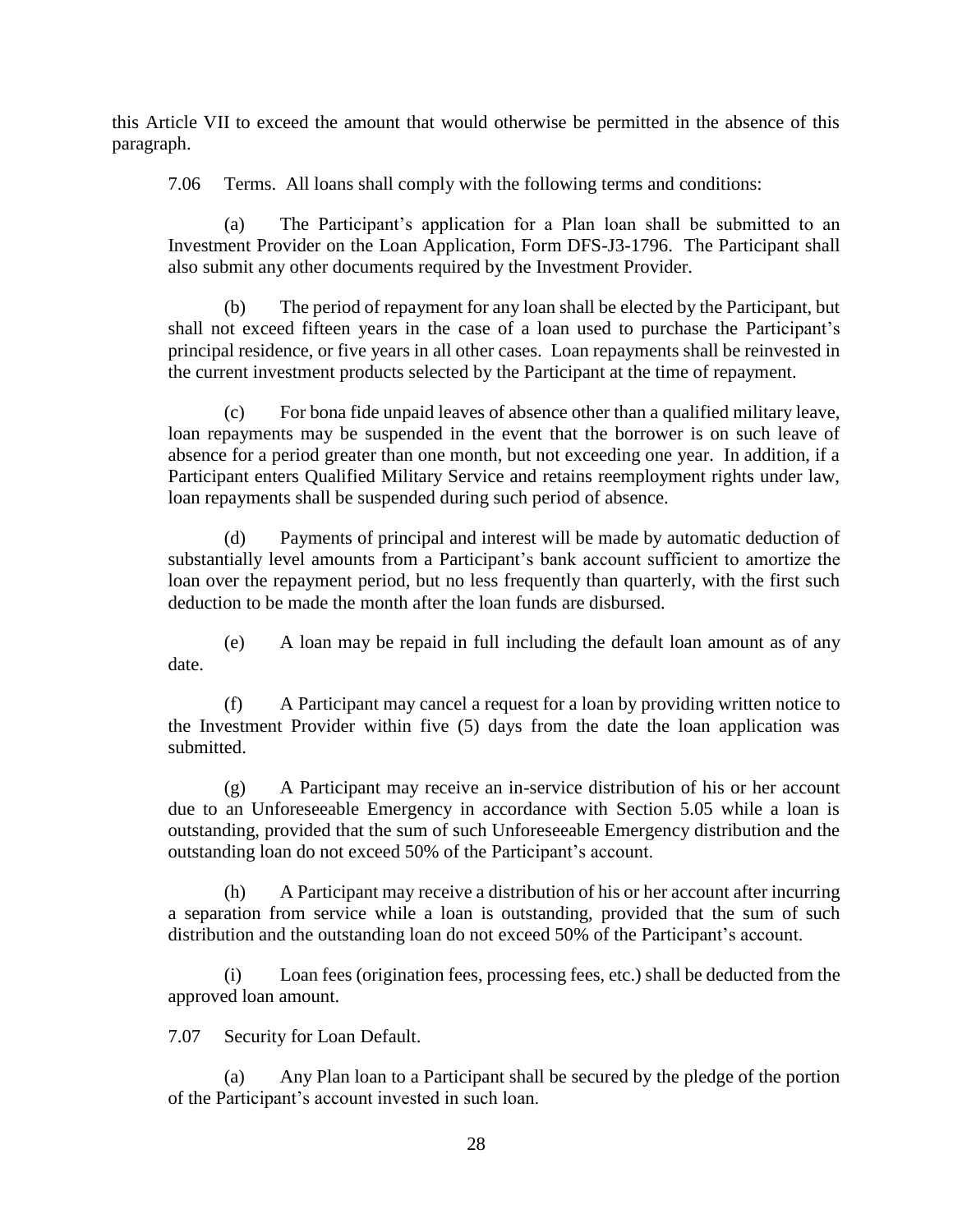this Article VII to exceed the amount that would otherwise be permitted in the absence of this paragraph.

7.06 Terms. All loans shall comply with the following terms and conditions:

(a) The Participant's application for a Plan loan shall be submitted to an Investment Provider on the Loan Application, Form DFS-J3-1796. The Participant shall also submit any other documents required by the Investment Provider.

(b) The period of repayment for any loan shall be elected by the Participant, but shall not exceed fifteen years in the case of a loan used to purchase the Participant's principal residence, or five years in all other cases. Loan repayments shall be reinvested in the current investment products selected by the Participant at the time of repayment.

(c) For bona fide unpaid leaves of absence other than a qualified military leave, loan repayments may be suspended in the event that the borrower is on such leave of absence for a period greater than one month, but not exceeding one year. In addition, if a Participant enters Qualified Military Service and retains reemployment rights under law, loan repayments shall be suspended during such period of absence.

(d) Payments of principal and interest will be made by automatic deduction of substantially level amounts from a Participant's bank account sufficient to amortize the loan over the repayment period, but no less frequently than quarterly, with the first such deduction to be made the month after the loan funds are disbursed.

(e) A loan may be repaid in full including the default loan amount as of any date.

(f) A Participant may cancel a request for a loan by providing written notice to the Investment Provider within five (5) days from the date the loan application was submitted.

(g) A Participant may receive an in-service distribution of his or her account due to an Unforeseeable Emergency in accordance with Section 5.05 while a loan is outstanding, provided that the sum of such Unforeseeable Emergency distribution and the outstanding loan do not exceed 50% of the Participant's account.

(h) A Participant may receive a distribution of his or her account after incurring a separation from service while a loan is outstanding, provided that the sum of such distribution and the outstanding loan do not exceed 50% of the Participant's account.

(i) Loan fees (origination fees, processing fees, etc.) shall be deducted from the approved loan amount.

7.07 Security for Loan Default.

(a) Any Plan loan to a Participant shall be secured by the pledge of the portion of the Participant's account invested in such loan.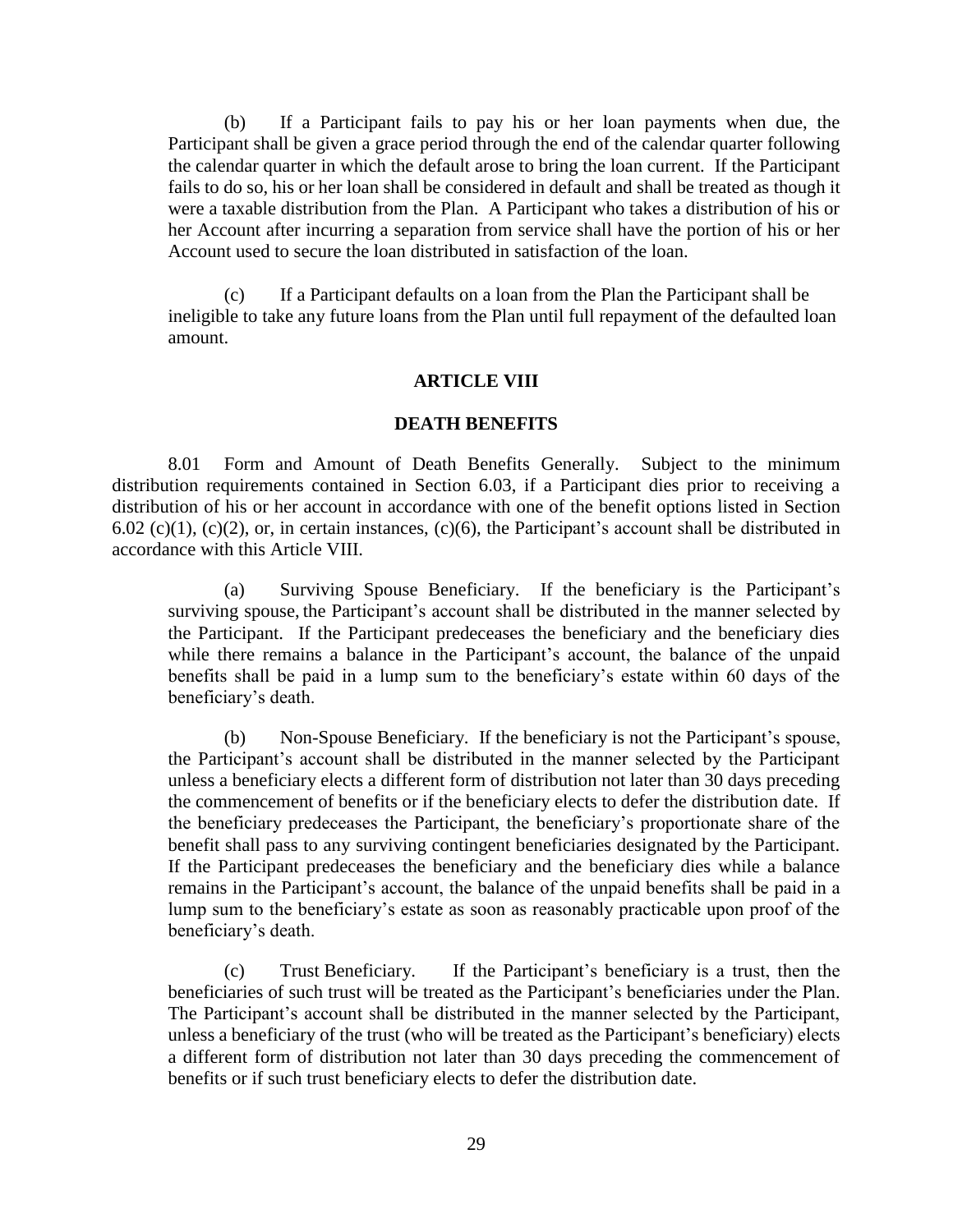(b) If a Participant fails to pay his or her loan payments when due, the Participant shall be given a grace period through the end of the calendar quarter following the calendar quarter in which the default arose to bring the loan current. If the Participant fails to do so, his or her loan shall be considered in default and shall be treated as though it were a taxable distribution from the Plan. A Participant who takes a distribution of his or her Account after incurring a separation from service shall have the portion of his or her Account used to secure the loan distributed in satisfaction of the loan.

(c) If a Participant defaults on a loan from the Plan the Participant shall be ineligible to take any future loans from the Plan until full repayment of the defaulted loan amount.

## ARTICLE VIII

## DEATH BENEFITS

8.01 Form and Amount of Death Benefits Generally. Subject to the minimum distribution requirements contained in Section 6.03, if a Participant dies prior to receiving a distribution of his or her account in accordance with one of the benefit options listed in Section 6.02 (c)(1), (c)(2), or, in certain instances, (c)(6), the Participant's account shall be distributed in accordance with this Article VIII.

(a) Surviving Spouse Beneficiary. If the beneficiary is the Participant's surviving spouse, the Participant's account shall be distributed in the manner selected by the Participant. If the Participant predeceases the beneficiary and the beneficiary dies while there remains a balance in the Participant's account, the balance of the unpaid benefits shall be paid in a lump sum to the beneficiary's estate within 60 days of the beneficiary's death.

(b) Non-Spouse Beneficiary. If the beneficiary is not the Participant's spouse, the Participant's account shall be distributed in the manner selected by the Participant unless a beneficiary elects a different form of distribution not later than 30 days preceding the commencement of benefits or if the beneficiary elects to defer the distribution date. If the beneficiary predeceases the Participant, the beneficiary's proportionate share of the benefit shall pass to any surviving contingent beneficiaries designated by the Participant. If the Participant predeceases the beneficiary and the beneficiary dies while a balance remains in the Participant's account, the balance of the unpaid benefits shall be paid in a lump sum to the beneficiary's estate as soon as reasonably practicable upon proof of the beneficiary's death.

(c) Trust Beneficiary. If the Participant's beneficiary is a trust, then the beneficiaries of such trust will be treated as the Participant's beneficiaries under the Plan. The Participant's account shall be distributed in the manner selected by the Participant, unless a beneficiary of the trust (who will be treated as the Participant's beneficiary) elects a different form of distribution not later than 30 days preceding the commencement of benefits or if such trust beneficiary elects to defer the distribution date.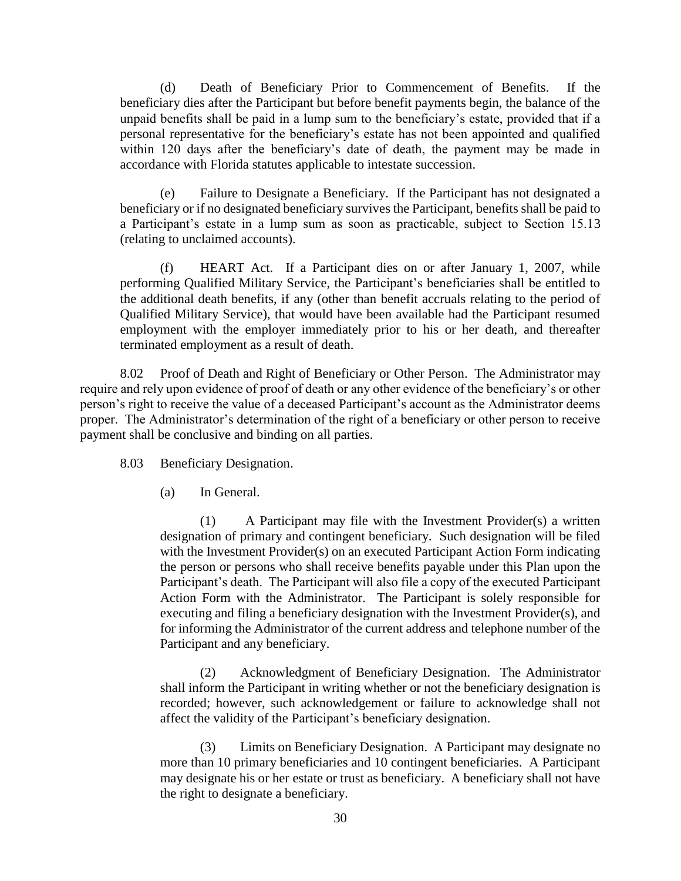(d) Death of Beneficiary Prior to Commencement of Benefits. If the beneficiary dies after the Participant but before benefit payments begin, the balance of the unpaid benefits shall be paid in a lump sum to the beneficiary's estate, provided that if a personal representative for the beneficiary's estate has not been appointed and qualified within 120 days after the beneficiary's date of death, the payment may be made in accordance with Florida statutes applicable to intestate succession.

(e) Failure to Designate a Beneficiary. If the Participant has not designated a beneficiary or if no designated beneficiary survives the Participant, benefits shall be paid to a Participant's estate in a lump sum as soon as practicable, subject to Section 15.13 (relating to unclaimed accounts).

(f) HEART Act. If a Participant dies on or after January 1, 2007, while performing Qualified Military Service, the Participant's beneficiaries shall be entitled to the additional death benefits, if any (other than benefit accruals relating to the period of Qualified Military Service), that would have been available had the Participant resumed employment with the employer immediately prior to his or her death, and thereafter terminated employment as a result of death.

8.02 Proof of Death and Right of Beneficiary or Other Person. The Administrator may require and rely upon evidence of proof of death or any other evidence of the beneficiary's or other person's right to receive the value of a deceased Participant's account as the Administrator deems proper. The Administrator's determination of the right of a beneficiary or other person to receive payment shall be conclusive and binding on all parties.

8.03 Beneficiary Designation.

(a) In General.

(1) A Participant may file with the Investment Provider(s) a written designation of primary and contingent beneficiary. Such designation will be filed with the Investment Provider(s) on an executed Participant Action Form indicating the person or persons who shall receive benefits payable under this Plan upon the Participant's death. The Participant will also file a copy of the executed Participant Action Form with the Administrator. The Participant is solely responsible for executing and filing a beneficiary designation with the Investment Provider(s), and for informing the Administrator of the current address and telephone number of the Participant and any beneficiary.

(2) Acknowledgment of Beneficiary Designation. The Administrator shall inform the Participant in writing whether or not the beneficiary designation is recorded; however, such acknowledgement or failure to acknowledge shall not affect the validity of the Participant's beneficiary designation.

(3) Limits on Beneficiary Designation. A Participant may designate no more than 10 primary beneficiaries and 10 contingent beneficiaries. A Participant may designate his or her estate or trust as beneficiary. A beneficiary shall not have the right to designate a beneficiary.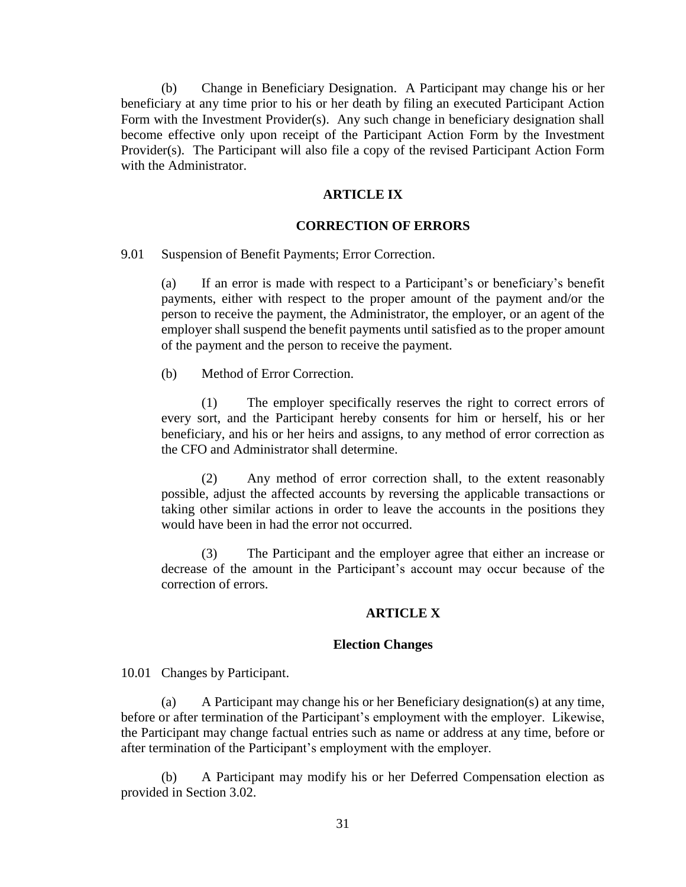(b) Change in Beneficiary Designation. A Participant may change his or her beneficiary at any time prior to his or her death by filing an executed Participant Action Form with the Investment Provider(s). Any such change in beneficiary designation shall become effective only upon receipt of the Participant Action Form by the Investment Provider(s). The Participant will also file a copy of the revised Participant Action Form with the Administrator.

## ARTICLE IX

## CORRECTION OF ERRORS

9.01 Suspension of Benefit Payments; Error Correction.

(a) If an error is made with respect to a Participant's or beneficiary's benefit payments, either with respect to the proper amount of the payment and/or the person to receive the payment, the Administrator, the employer, or an agent of the employer shall suspend the benefit payments until satisfied as to the proper amount of the payment and the person to receive the payment.

(b) Method of Error Correction.

(1) The employer specifically reserves the right to correct errors of every sort, and the Participant hereby consents for him or herself, his or her beneficiary, and his or her heirs and assigns, to any method of error correction as the CFO and Administrator shall determine.

(2) Any method of error correction shall, to the extent reasonably possible, adjust the affected accounts by reversing the applicable transactions or taking other similar actions in order to leave the accounts in the positions they would have been in had the error not occurred.

(3) The Participant and the employer agree that either an increase or decrease of the amount in the Participant's account may occur because of the correction of errors.

## ARTICLE X

## Election Changes

10.01 Changes by Participant.

(a) A Participant may change his or her Beneficiary designation(s) at any time, before or after termination of the Participant's employment with the employer. Likewise, the Participant may change factual entries such as name or address at any time, before or after termination of the Participant's employment with the employer.

(b) A Participant may modify his or her Deferred Compensation election as provided in Section 3.02.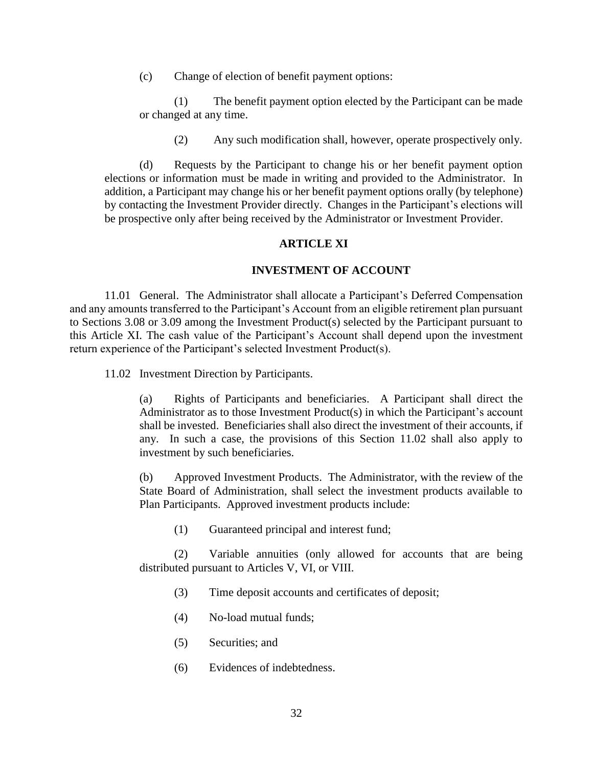(c) Change of election of benefit payment options:

(1) The benefit payment option elected by the Participant can be made or changed at any time.

(2) Any such modification shall, however, operate prospectively only.

(d) Requests by the Participant to change his or her benefit payment option elections or information must be made in writing and provided to the Administrator. In addition, a Participant may change his or her benefit payment options orally (by telephone) by contacting the Investment Provider directly. Changes in the Participant's elections will be prospective only after being received by the Administrator or Investment Provider.

## ARTICLE XI

## INVESTMENT OF ACCOUNT

11.01 General. The Administrator shall allocate a Participant's Deferred Compensation and any amounts transferred to the Participant's Account from an eligible retirement plan pursuant to Sections 3.08 or 3.09 among the Investment Product(s) selected by the Participant pursuant to this Article XI. The cash value of the Participant's Account shall depend upon the investment return experience of the Participant's selected Investment Product(s).

11.02 Investment Direction by Participants.

(a) Rights of Participants and beneficiaries. A Participant shall direct the Administrator as to those Investment Product(s) in which the Participant's account shall be invested. Beneficiaries shall also direct the investment of their accounts, if any. In such a case, the provisions of this Section 11.02 shall also apply to investment by such beneficiaries.

(b) Approved Investment Products. The Administrator, with the review of the State Board of Administration, shall select the investment products available to Plan Participants. Approved investment products include:

(1) Guaranteed principal and interest fund;

(2) Variable annuities (only allowed for accounts that are being distributed pursuant to Articles V, VI, or VIII.

(3) Time deposit accounts and certificates of deposit;

(4) No-load mutual funds;

(5) Securities; and

(6) Evidences of indebtedness.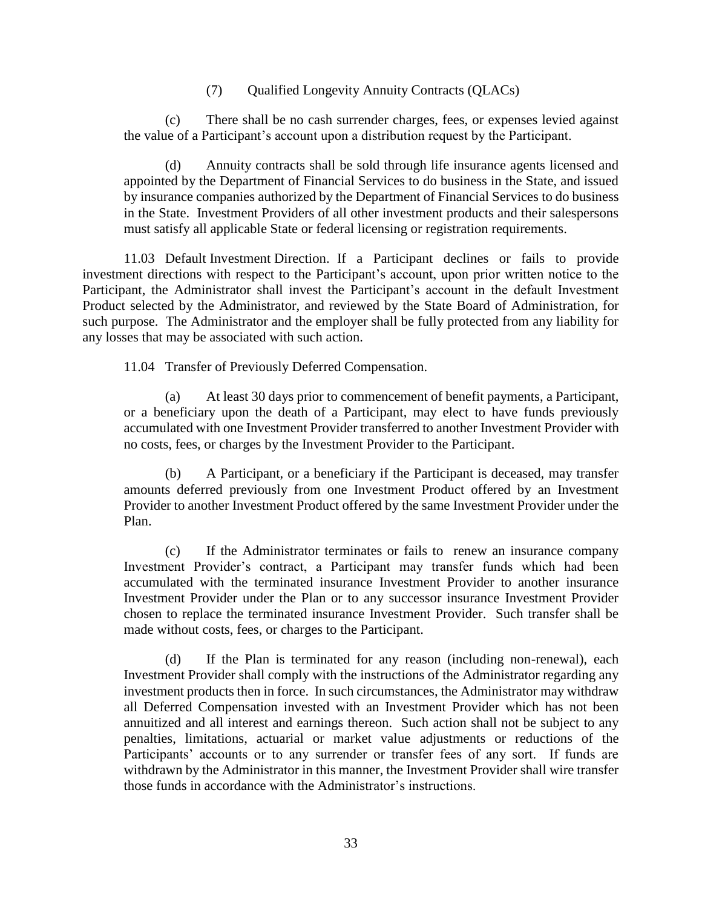(7) Qualified Longevity Annuity Contracts (QLACs)

(c) There shall be no cash surrender charges, fees, or expenses levied against the value of a Participant's account upon a distribution request by the Participant.

(d) Annuity contracts shall be sold through life insurance agents licensed and appointed by the Department of Financial Services to do business in the State, and issued by insurance companies authorized by the Department of Financial Services to do business in the State. Investment Providers of all other investment products and their salespersons must satisfy all applicable State or federal licensing or registration requirements.

11.03 Default Investment Direction. If a Participant declines or fails to provide investment directions with respect to the Participant's account, upon prior written notice to the Participant, the Administrator shall invest the Participant's account in the default Investment Product selected by the Administrator, and reviewed by the State Board of Administration, for such purpose. The Administrator and the employer shall be fully protected from any liability for any losses that may be associated with such action.

11.04 Transfer of Previously Deferred Compensation.

(a) At least 30 days prior to commencement of benefit payments, a Participant, or a beneficiary upon the death of a Participant, may elect to have funds previously accumulated with one Investment Provider transferred to another Investment Provider with no costs, fees, or charges by the Investment Provider to the Participant.

(b) A Participant, or a beneficiary if the Participant is deceased, may transfer amounts deferred previously from one Investment Product offered by an Investment Provider to another Investment Product offered by the same Investment Provider under the Plan.

(c) If the Administrator terminates or fails to renew an insurance company Investment Provider's contract, a Participant may transfer funds which had been accumulated with the terminated insurance Investment Provider to another insurance Investment Provider under the Plan or to any successor insurance Investment Provider chosen to replace the terminated insurance Investment Provider. Such transfer shall be made without costs, fees, or charges to the Participant.

(d) If the Plan is terminated for any reason (including non-renewal), each Investment Provider shall comply with the instructions of the Administrator regarding any investment products then in force. In such circumstances, the Administrator may withdraw all Deferred Compensation invested with an Investment Provider which has not been annuitized and all interest and earnings thereon. Such action shall not be subject to any penalties, limitations, actuarial or market value adjustments or reductions of the Participants' accounts or to any surrender or transfer fees of any sort. If funds are withdrawn by the Administrator in this manner, the Investment Provider shall wire transfer those funds in accordance with the Administrator's instructions.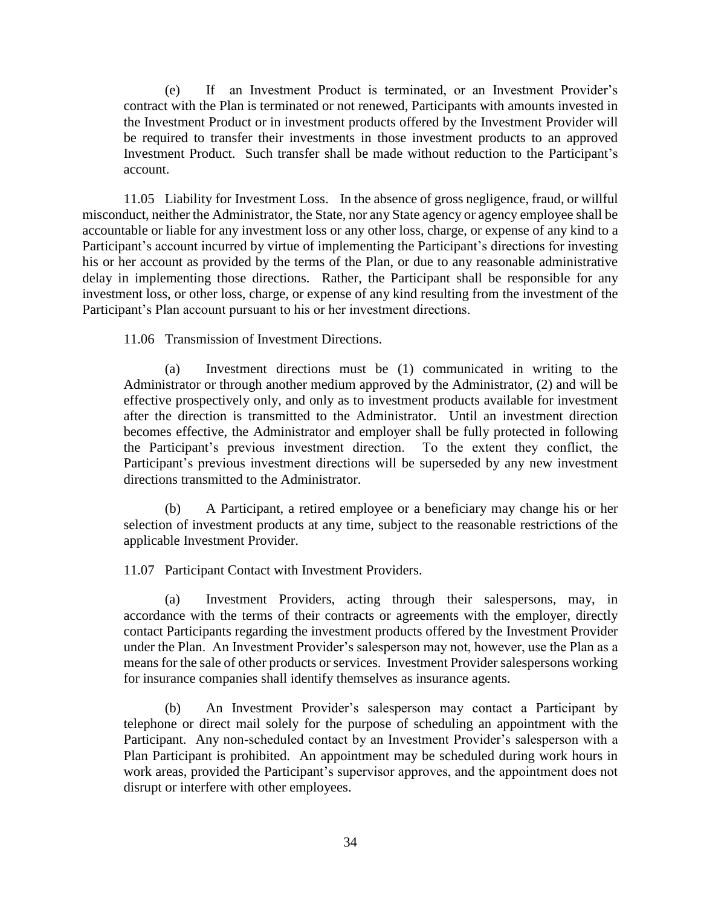(e) If an Investment Product is terminated, or an Investment Provider's contract with the Plan is terminated or not renewed, Participants with amounts invested in the Investment Product or in investment products offered by the Investment Provider will be required to transfer their investments in those investment products to an approved Investment Product. Such transfer shall be made without reduction to the Participant's account.

11.05 Liability for Investment Loss. In the absence of gross negligence, fraud, or willful misconduct, neither the Administrator, the State, nor any State agency or agency employee shall be accountable or liable for any investment loss or any other loss, charge, or expense of any kind to a Participant's account incurred by virtue of implementing the Participant's directions for investing his or her account as provided by the terms of the Plan, or due to any reasonable administrative delay in implementing those directions. Rather, the Participant shall be responsible for any investment loss, or other loss, charge, or expense of any kind resulting from the investment of the Participant's Plan account pursuant to his or her investment directions.

11.06 Transmission of Investment Directions.

(a) Investment directions must be (1) communicated in writing to the Administrator or through another medium approved by the Administrator, (2) and will be effective prospectively only, and only as to investment products available for investment after the direction is transmitted to the Administrator. Until an investment direction becomes effective, the Administrator and employer shall be fully protected in following the Participant's previous investment direction. To the extent they conflict, the Participant's previous investment directions will be superseded by any new investment directions transmitted to the Administrator.

(b) A Participant, a retired employee or a beneficiary may change his or her selection of investment products at any time, subject to the reasonable restrictions of the applicable Investment Provider.

11.07 Participant Contact with Investment Providers.

(a) Investment Providers, acting through their salespersons, may, in accordance with the terms of their contracts or agreements with the employer, directly contact Participants regarding the investment products offered by the Investment Provider under the Plan. An Investment Provider's salesperson may not, however, use the Plan as a means for the sale of other products or services. Investment Provider salespersons working for insurance companies shall identify themselves as insurance agents.

(b) An Investment Provider's salesperson may contact a Participant by telephone or direct mail solely for the purpose of scheduling an appointment with the Participant. Any non-scheduled contact by an Investment Provider's salesperson with a Plan Participant is prohibited. An appointment may be scheduled during work hours in work areas, provided the Participant's supervisor approves, and the appointment does not disrupt or interfere with other employees.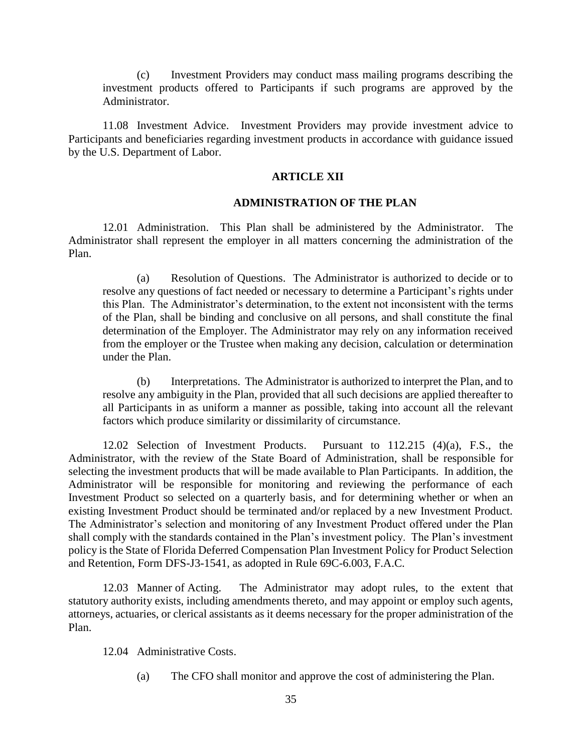(c) Investment Providers may conduct mass mailing programs describing the investment products offered to Participants if such programs are approved by the Administrator.

11.08 Investment Advice. Investment Providers may provide investment advice to Participants and beneficiaries regarding investment products in accordance with guidance issued by the U.S. Department of Labor.

## ARTICLE XII

## ADMINISTRATION OF THE PLAN

12.01 Administration. This Plan shall be administered by the Administrator. The Administrator shall represent the employer in all matters concerning the administration of the Plan.

(a) Resolution of Questions. The Administrator is authorized to decide or to resolve any questions of fact needed or necessary to determine a Participant's rights under this Plan. The Administrator's determination, to the extent not inconsistent with the terms of the Plan, shall be binding and conclusive on all persons, and shall constitute the final determination of the Employer. The Administrator may rely on any information received from the employer or the Trustee when making any decision, calculation or determination under the Plan.

(b) Interpretations. The Administrator is authorized to interpret the Plan, and to resolve any ambiguity in the Plan, provided that all such decisions are applied thereafter to all Participants in as uniform a manner as possible, taking into account all the relevant factors which produce similarity or dissimilarity of circumstance.

12.02 Selection of Investment Products. Pursuant to 112.215 (4)(a), F.S., the Administrator, with the review of the State Board of Administration, shall be responsible for selecting the investment products that will be made available to Plan Participants. In addition, the Administrator will be responsible for monitoring and reviewing the performance of each Investment Product so selected on a quarterly basis, and for determining whether or when an existing Investment Product should be terminated and/or replaced by a new Investment Product. The Administrator's selection and monitoring of any Investment Product offered under the Plan shall comply with the standards contained in the Plan's investment policy. The Plan's investment policy is the State of Florida Deferred Compensation Plan Investment Policy for Product Selection and Retention, Form DFS-J3-1541, as adopted in Rule 69C-6.003, F.A.C.

12.03 Manner of Acting. The Administrator may adopt rules, to the extent that statutory authority exists, including amendments thereto, and may appoint or employ such agents, attorneys, actuaries, or clerical assistants as it deems necessary for the proper administration of the Plan.

12.04 Administrative Costs.

(a) The CFO shall monitor and approve the cost of administering the Plan.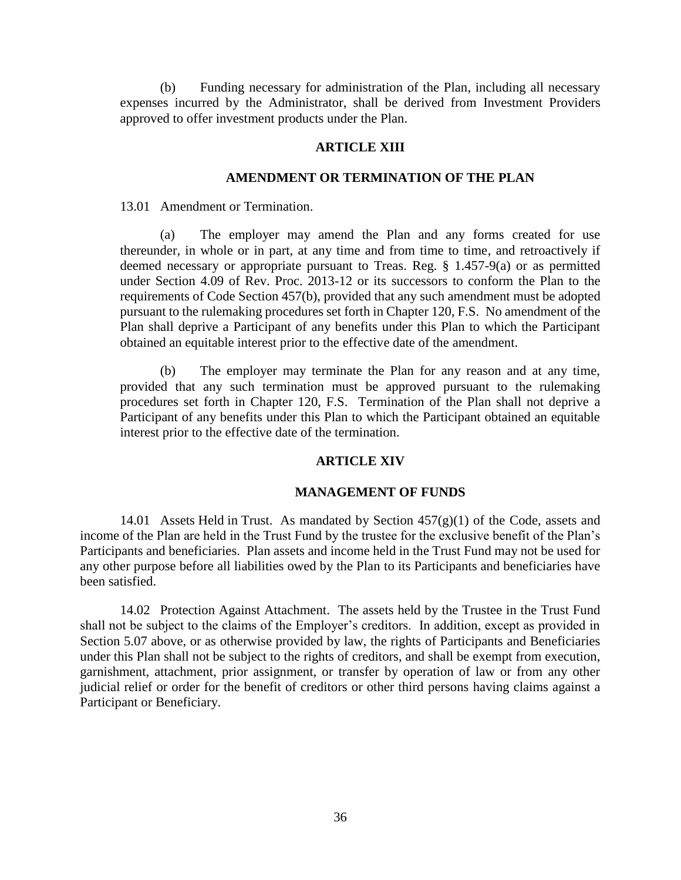(b) Funding necessary for administration of the Plan, including all necessary expenses incurred by the Administrator, shall be derived from Investment Providers approved to offer investment products under the Plan.

## ARTICLE XIII

## AMENDMENT OR TERMINATION OF THE PLAN

13.01 Amendment or Termination.

(a) The employer may amend the Plan and any forms created for use thereunder, in whole or in part, at any time and from time to time, and retroactively if deemed necessary or appropriate pursuant to Treas. Reg. § 1.457-9(a) or as permitted under Section 4.09 of Rev. Proc. 2013-12 or its successors to conform the Plan to the requirements of Code Section 457(b), provided that any such amendment must be adopted pursuant to the rulemaking procedures set forth in Chapter 120, F.S. No amendment of the Plan shall deprive a Participant of any benefits under this Plan to which the Participant obtained an equitable interest prior to the effective date of the amendment.

(b) The employer may terminate the Plan for any reason and at any time, provided that any such termination must be approved pursuant to the rulemaking procedures set forth in Chapter 120, F.S. Termination of the Plan shall not deprive a Participant of any benefits under this Plan to which the Participant obtained an equitable interest prior to the effective date of the termination.

## ARTICLE XIV

## MANAGEMENT OF FUNDS

14.01 Assets Held in Trust. As mandated by Section 457(g)(1) of the Code, assets and income of the Plan are held in the Trust Fund by the trustee for the exclusive benefit of the Plan's Participants and beneficiaries. Plan assets and income held in the Trust Fund may not be used for any other purpose before all liabilities owed by the Plan to its Participants and beneficiaries have been satisfied.

14.02 Protection Against Attachment. The assets held by the Trustee in the Trust Fund shall not be subject to the claims of the Employer's creditors. In addition, except as provided in Section 5.07 above, or as otherwise provided by law, the rights of Participants and Beneficiaries under this Plan shall not be subject to the rights of creditors, and shall be exempt from execution, garnishment, attachment, prior assignment, or transfer by operation of law or from any other judicial relief or order for the benefit of creditors or other third persons having claims against a Participant or Beneficiary.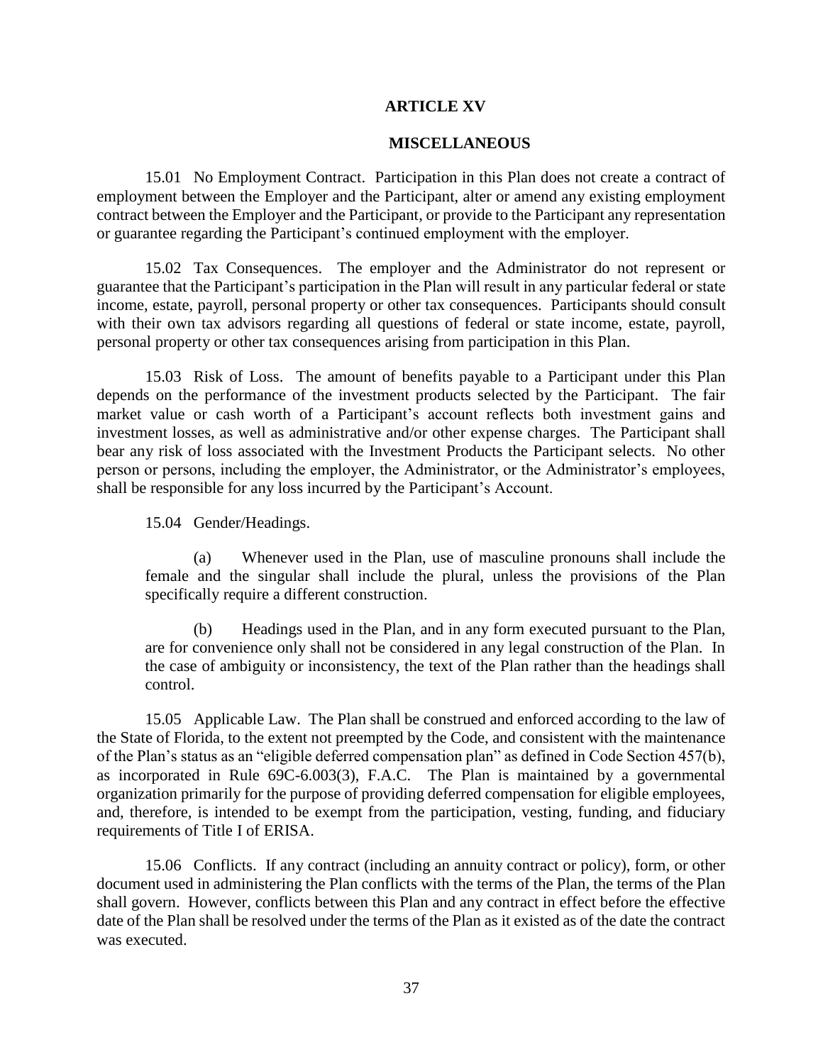# ARTICLE XV

## MISCELLANEOUS

15.01 No Employment Contract. Participation in this Plan does not create a contract of employment between the Employer and the Participant, alter or amend any existing employment contract between the Employer and the Participant, or provide to the Participant any representation or guarantee regarding the Participant's continued employment with the employer.

15.02 Tax Consequences. The employer and the Administrator do not represent or guarantee that the Participant's participation in the Plan will result in any particular federal or state income, estate, payroll, personal property or other tax consequences. Participants should consult with their own tax advisors regarding all questions of federal or state income, estate, payroll, personal property or other tax consequences arising from participation in this Plan.

15.03 Risk of Loss. The amount of benefits payable to a Participant under this Plan depends on the performance of the investment products selected by the Participant. The fair market value or cash worth of a Participant's account reflects both investment gains and investment losses, as well as administrative and/or other expense charges. The Participant shall bear any risk of loss associated with the Investment Products the Participant selects. No other person or persons, including the employer, the Administrator, or the Administrator's employees, shall be responsible for any loss incurred by the Participant's Account.

15.04 Gender/Headings.

(a) Whenever used in the Plan, use of masculine pronouns shall include the female and the singular shall include the plural, unless the provisions of the Plan specifically require a different construction.

(b) Headings used in the Plan, and in any form executed pursuant to the Plan, are for convenience only shall not be considered in any legal construction of the Plan. In the case of ambiguity or inconsistency, the text of the Plan rather than the headings shall control.

15.05 Applicable Law. The Plan shall be construed and enforced according to the law of the State of Florida, to the extent not preempted by the Code, and consistent with the maintenance of the Plan's status as an "eligible deferred compensation plan" as defined in Code Section 457(b), as incorporated in Rule 69C-6.003(3), F.A.C. The Plan is maintained by a governmental organization primarily for the purpose of providing deferred compensation for eligible employees, and, therefore, is intended to be exempt from the participation, vesting, funding, and fiduciary requirements of Title I of ERISA.

15.06 Conflicts. If any contract (including an annuity contract or policy), form, or other document used in administering the Plan conflicts with the terms of the Plan, the terms of the Plan shall govern. However, conflicts between this Plan and any contract in effect before the effective date of the Plan shall be resolved under the terms of the Plan as it existed as of the date the contract was executed.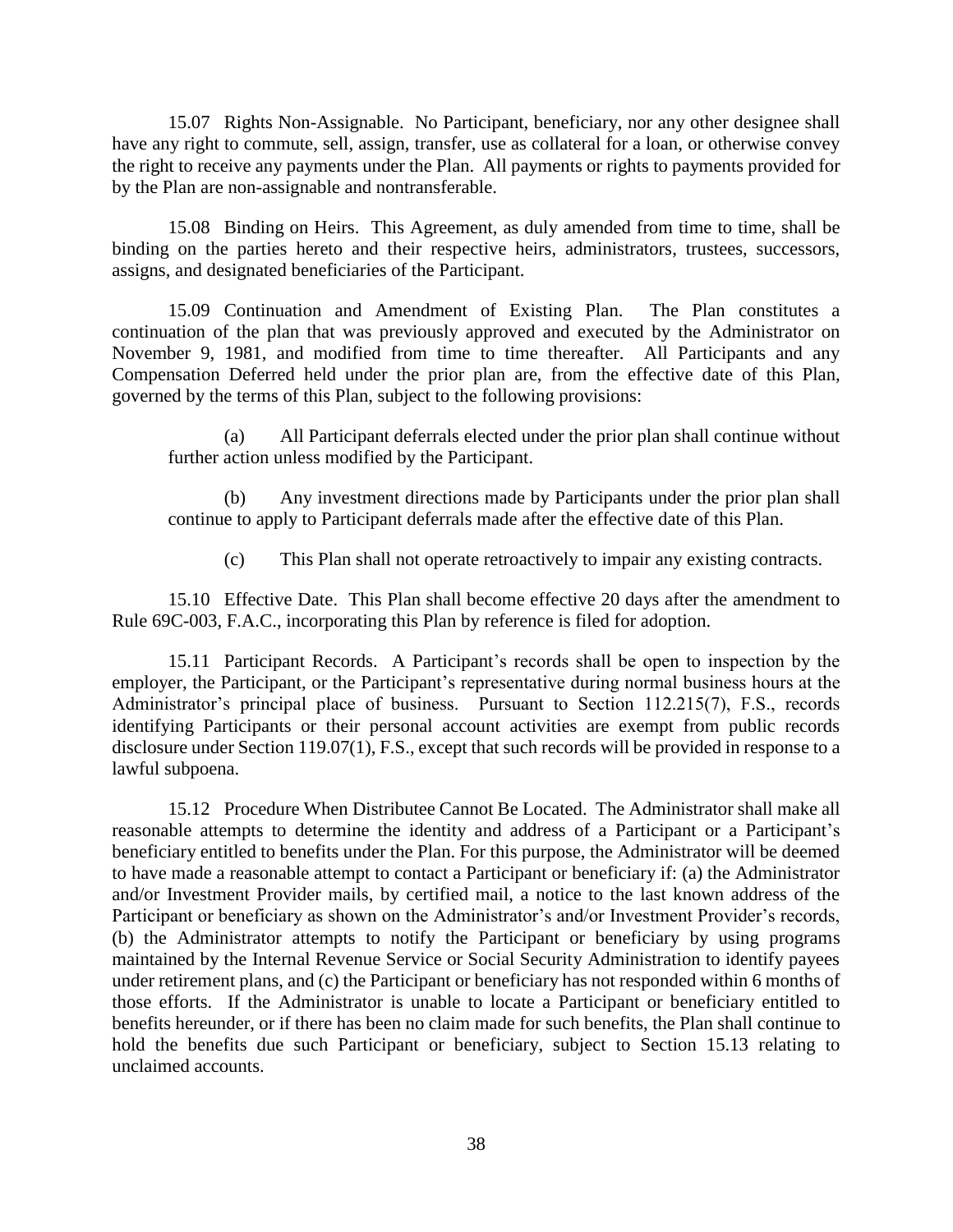15.07 Rights Non-Assignable. No Participant, beneficiary, nor any other designee shall have any right to commute, sell, assign, transfer, use as collateral for a loan, or otherwise convey the right to receive any payments under the Plan. All payments or rights to payments provided for by the Plan are non-assignable and nontransferable.

15.08 Binding on Heirs. This Agreement, as duly amended from time to time, shall be binding on the parties hereto and their respective heirs, administrators, trustees, successors, assigns, and designated beneficiaries of the Participant.

15.09 Continuation and Amendment of Existing Plan. The Plan constitutes a continuation of the plan that was previously approved and executed by the Administrator on November 9, 1981, and modified from time to time thereafter. All Participants and any Compensation Deferred held under the prior plan are, from the effective date of this Plan, governed by the terms of this Plan, subject to the following provisions:

(a) All Participant deferrals elected under the prior plan shall continue without further action unless modified by the Participant.

(b) Any investment directions made by Participants under the prior plan shall continue to apply to Participant deferrals made after the effective date of this Plan.

(c) This Plan shall not operate retroactively to impair any existing contracts.

15.10 Effective Date. This Plan shall become effective 20 days after the amendment to Rule 69C-003, F.A.C., incorporating this Plan by reference is filed for adoption.

15.11 Participant Records. A Participant's records shall be open to inspection by the employer, the Participant, or the Participant's representative during normal business hours at the Administrator's principal place of business. Pursuant to Section 112.215(7), F.S., records identifying Participants or their personal account activities are exempt from public records disclosure under Section 119.07(1), F.S., except that such records will be provided in response to a lawful subpoena.

15.12 Procedure When Distributee Cannot Be Located. The Administrator shall make all reasonable attempts to determine the identity and address of a Participant or a Participant's beneficiary entitled to benefits under the Plan. For this purpose, the Administrator will be deemed to have made a reasonable attempt to contact a Participant or beneficiary if: (a) the Administrator and/or Investment Provider mails, by certified mail, a notice to the last known address of the Participant or beneficiary as shown on the Administrator's and/or Investment Provider's records, (b) the Administrator attempts to notify the Participant or beneficiary by using programs maintained by the Internal Revenue Service or Social Security Administration to identify payees under retirement plans, and (c) the Participant or beneficiary has not responded within 6 months of those efforts. If the Administrator is unable to locate a Participant or beneficiary entitled to benefits hereunder, or if there has been no claim made for such benefits, the Plan shall continue to hold the benefits due such Participant or beneficiary, subject to Section 15.13 relating to unclaimed accounts.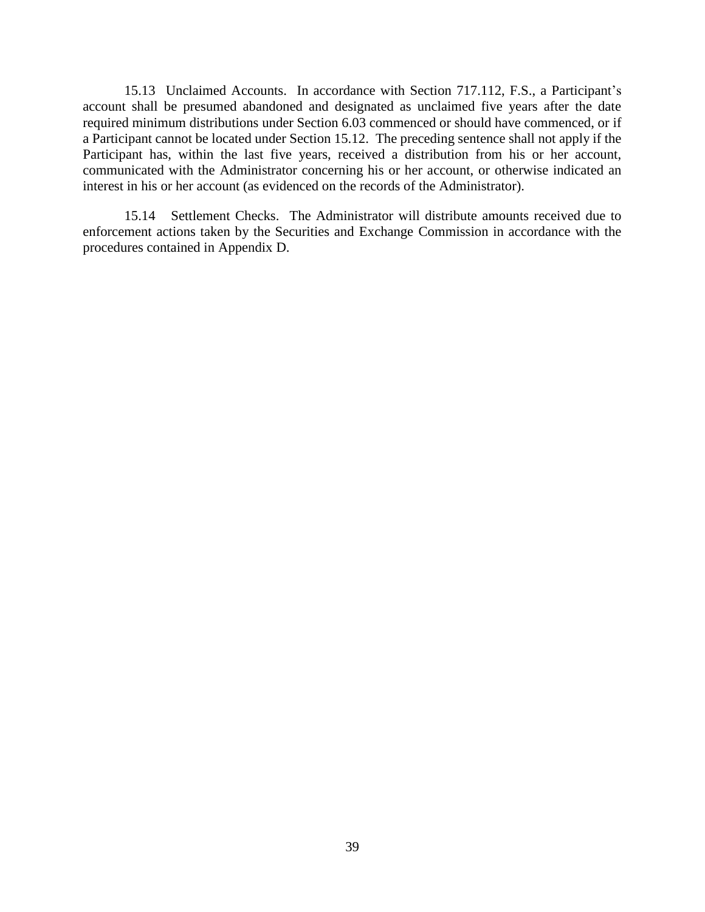15.13 Unclaimed Accounts. In accordance with Section 717.112, F.S., a Participant's account shall be presumed abandoned and designated as unclaimed five years after the date required minimum distributions under Section 6.03 commenced or should have commenced, or if a Participant cannot be located under Section 15.12. The preceding sentence shall not apply if the Participant has, within the last five years, received a distribution from his or her account, communicated with the Administrator concerning his or her account, or otherwise indicated an interest in his or her account (as evidenced on the records of the Administrator).

15.14 Settlement Checks. The Administrator will distribute amounts received due to enforcement actions taken by the Securities and Exchange Commission in accordance with the procedures contained in Appendix D.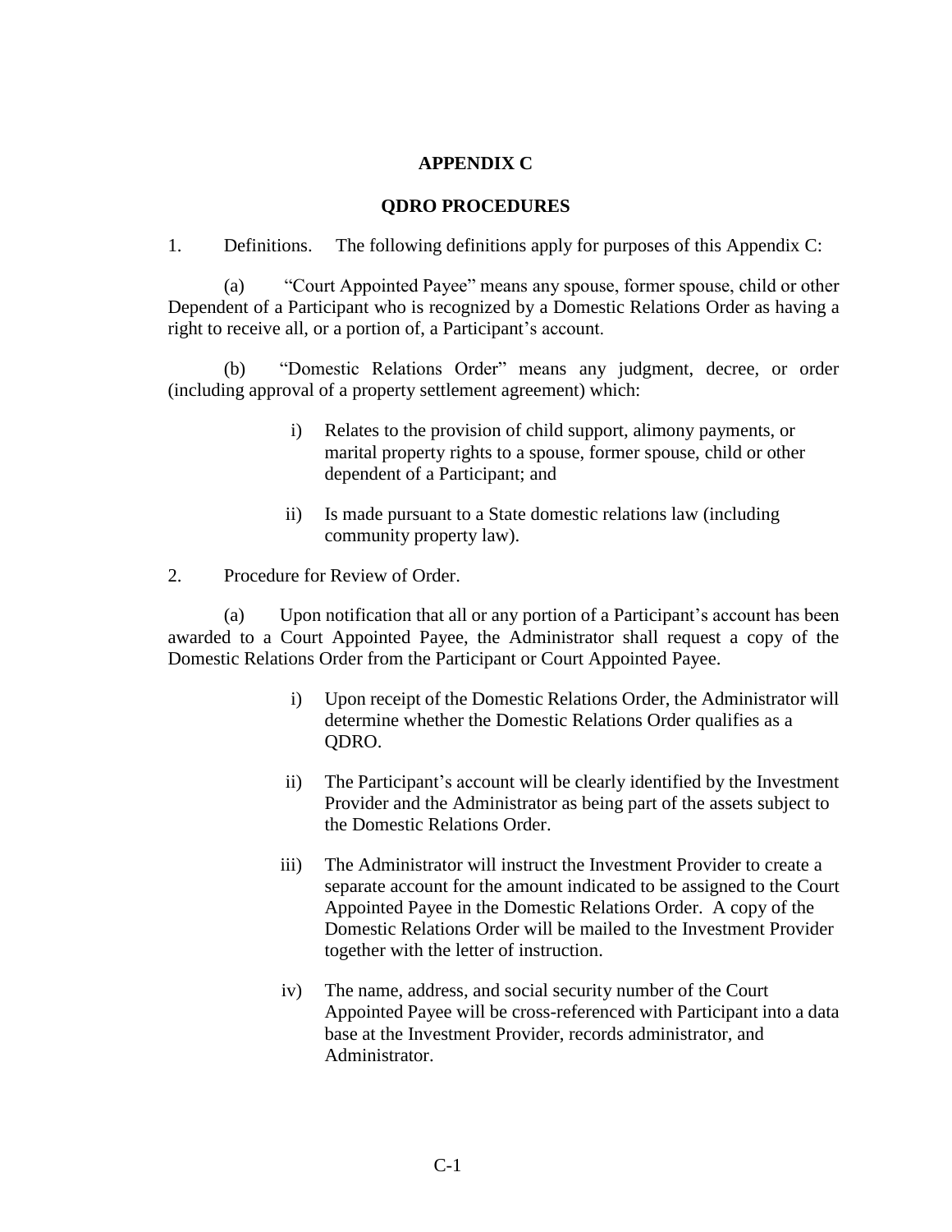# APPENDIX C

## QDRO PROCEDURES

1. Definitions. The following definitions apply for purposes of this Appendix C:

   (a) "Court Appointed Payee" means any spouse, former spouse, child or other Dependent of a Participant who is recognized by a Domestic Relations Order as having a right to receive all, or a portion of, a Participant's account.

   (b) "Domestic Relations Order" means any judgment, decree, or order (including approval of a property settlement agreement) which:

   i) Relates to the provision of child support, alimony payments, or marital property rights to a spouse, former spouse, child or other dependent of a Participant; and

   ii) Is made pursuant to a State domestic relations law (including community property law).

2. Procedure for Review of Order.

   (a) Upon notification that all or any portion of a Participant's account has been awarded to a Court Appointed Payee, the Administrator shall request a copy of the Domestic Relations Order from the Participant or Court Appointed Payee.

   i) Upon receipt of the Domestic Relations Order, the Administrator will determine whether the Domestic Relations Order qualifies as a QDRO.

   ii) The Participant's account will be clearly identified by the Investment Provider and the Administrator as being part of the assets subject to the Domestic Relations Order.

   iii) The Administrator will instruct the Investment Provider to create a separate account for the amount indicated to be assigned to the Court Appointed Payee in the Domestic Relations Order. A copy of the Domestic Relations Order will be mailed to the Investment Provider together with the letter of instruction.

   iv) The name, address, and social security number of the Court Appointed Payee will be cross-referenced with Participant into a data base at the Investment Provider, records administrator, and Administrator.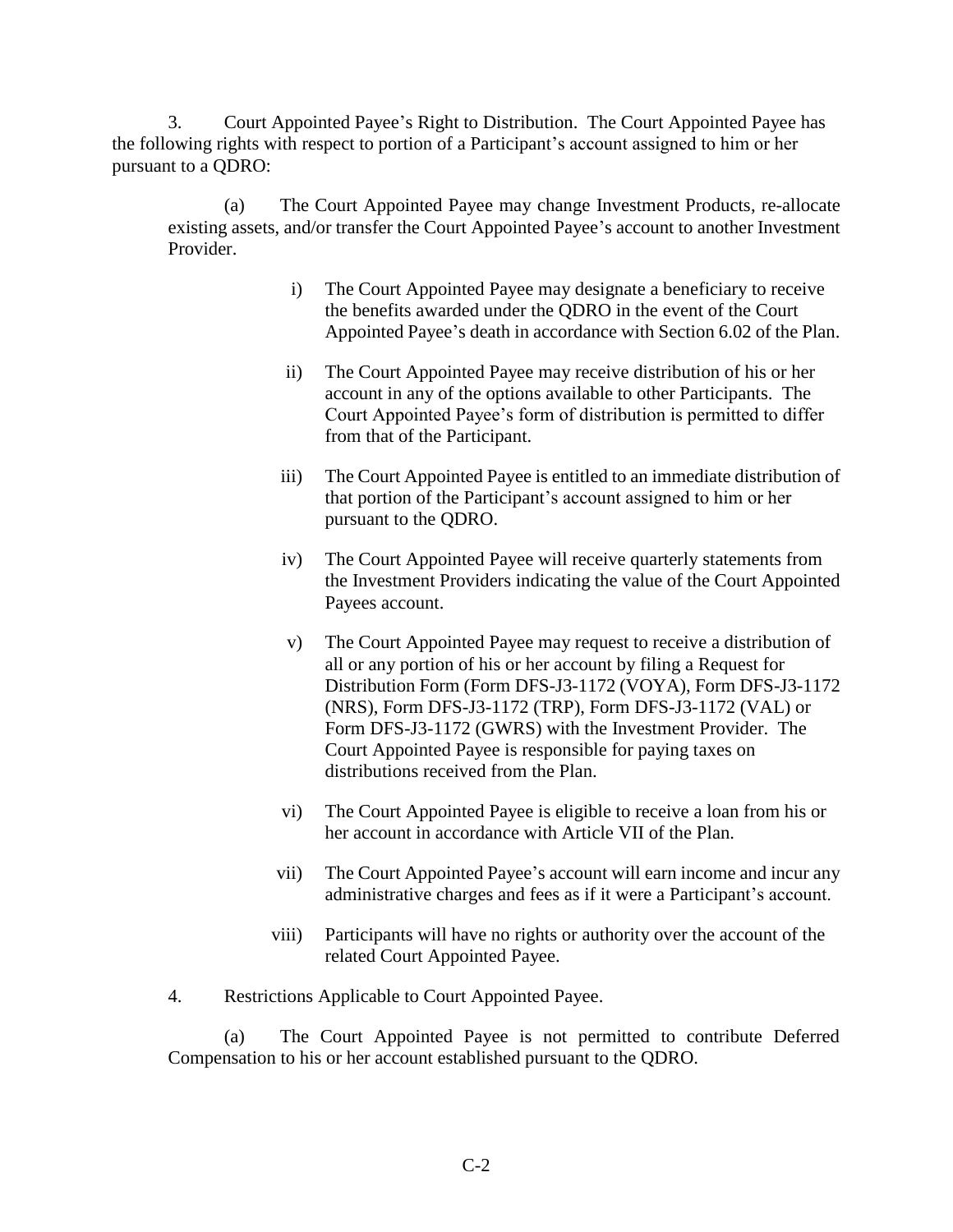3. Court Appointed Payee's Right to Distribution. The Court Appointed Payee has the following rights with respect to portion of a Participant's account assigned to him or her pursuant to a QDRO:

(a) The Court Appointed Payee may change Investment Products, re-allocate existing assets, and/or transfer the Court Appointed Payee's account to another Investment Provider.

i) The Court Appointed Payee may designate a beneficiary to receive the benefits awarded under the QDRO in the event of the Court Appointed Payee's death in accordance with Section 6.02 of the Plan.

ii) The Court Appointed Payee may receive distribution of his or her account in any of the options available to other Participants. The Court Appointed Payee's form of distribution is permitted to differ from that of the Participant.

iii) The Court Appointed Payee is entitled to an immediate distribution of that portion of the Participant's account assigned to him or her pursuant to the QDRO.

iv) The Court Appointed Payee will receive quarterly statements from the Investment Providers indicating the value of the Court Appointed Payees account.

v) The Court Appointed Payee may request to receive a distribution of all or any portion of his or her account by filing a Request for Distribution Form (Form DFS-J3-1172 (VOYA), Form DFS-J3-1172 (NRS), Form DFS-J3-1172 (TRP), Form DFS-J3-1172 (VAL) or Form DFS-J3-1172 (GWRS) with the Investment Provider. The Court Appointed Payee is responsible for paying taxes on distributions received from the Plan.

vi) The Court Appointed Payee is eligible to receive a loan from his or her account in accordance with Article VII of the Plan.

vii) The Court Appointed Payee's account will earn income and incur any administrative charges and fees as if it were a Participant's account.

viii) Participants will have no rights or authority over the account of the related Court Appointed Payee.

4. Restrictions Applicable to Court Appointed Payee.

(a) The Court Appointed Payee is not permitted to contribute Deferred Compensation to his or her account established pursuant to the QDRO.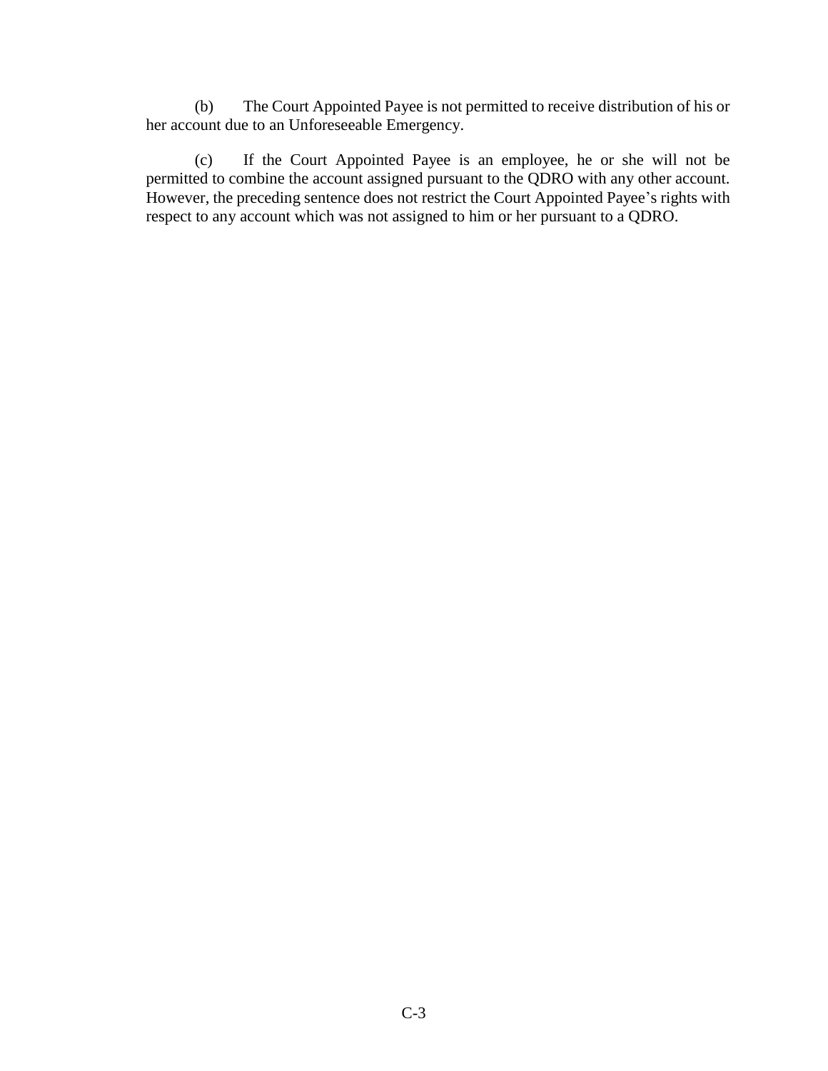(b) The Court Appointed Payee is not permitted to receive distribution of his or her account due to an Unforeseeable Emergency.

(c) If the Court Appointed Payee is an employee, he or she will not be permitted to combine the account assigned pursuant to the QDRO with any other account. However, the preceding sentence does not restrict the Court Appointed Payee's rights with respect to any account which was not assigned to him or her pursuant to a QDRO.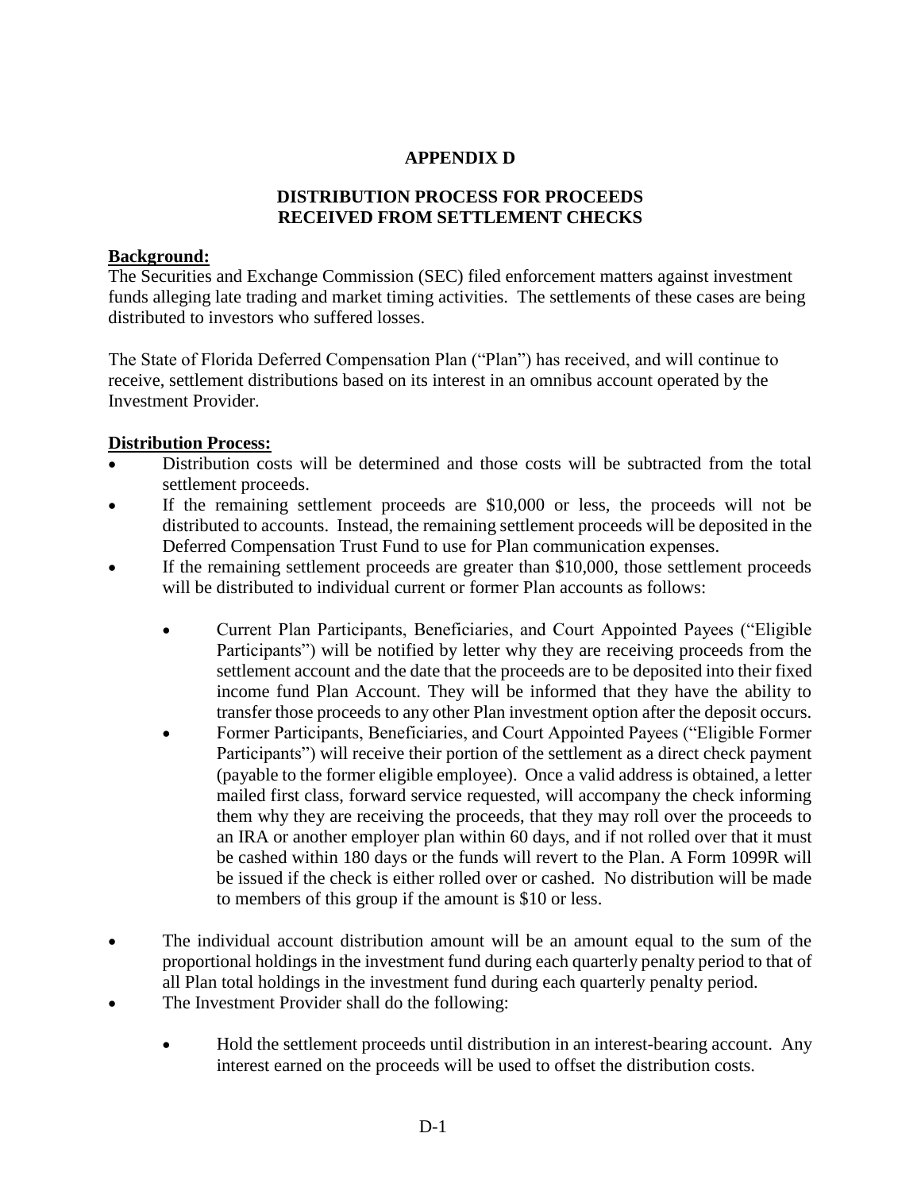# APPENDIX D

## DISTRIBUTION PROCESS FOR PROCEEDS RECEIVED FROM SETTLEMENT CHECKS

**Background:**

The Securities and Exchange Commission (SEC) filed enforcement matters against investment funds alleging late trading and market timing activities. The settlements of these cases are being distributed to investors who suffered losses.

The State of Florida Deferred Compensation Plan ("Plan") has received, and will continue to receive, settlement distributions based on its interest in an omnibus account operated by the Investment Provider.

**Distribution Process:**

- Distribution costs will be determined and those costs will be subtracted from the total settlement proceeds.
- If the remaining settlement proceeds are $10,000 or less, the proceeds will not be distributed to accounts. Instead, the remaining settlement proceeds will be deposited in the Deferred Compensation Trust Fund to use for Plan communication expenses.
- If the remaining settlement proceeds are greater than $10,000, those settlement proceeds will be distributed to individual current or former Plan accounts as follows:
    - Current Plan Participants, Beneficiaries, and Court Appointed Payees ("Eligible Participants") will be notified by letter why they are receiving proceeds from the settlement account and the date that the proceeds are to be deposited into their fixed income fund Plan Account. They will be informed that they have the ability to transfer those proceeds to any other Plan investment option after the deposit occurs.
    - Former Participants, Beneficiaries, and Court Appointed Payees ("Eligible Former Participants") will receive their portion of the settlement as a direct check payment (payable to the former eligible employee). Once a valid address is obtained, a letter mailed first class, forward service requested, will accompany the check informing them why they are receiving the proceeds, that they may roll over the proceeds to an IRA or another employer plan within 60 days, and if not rolled over that it must be cashed within 180 days or the funds will revert to the Plan. A Form 1099R will be issued if the check is either rolled over or cashed. No distribution will be made to members of this group if the amount is $10 or less.
- The individual account distribution amount will be an amount equal to the sum of the proportional holdings in the investment fund during each quarterly penalty period to that of all Plan total holdings in the investment fund during each quarterly penalty period.
- The Investment Provider shall do the following:
    - Hold the settlement proceeds until distribution in an interest-bearing account. Any interest earned on the proceeds will be used to offset the distribution costs.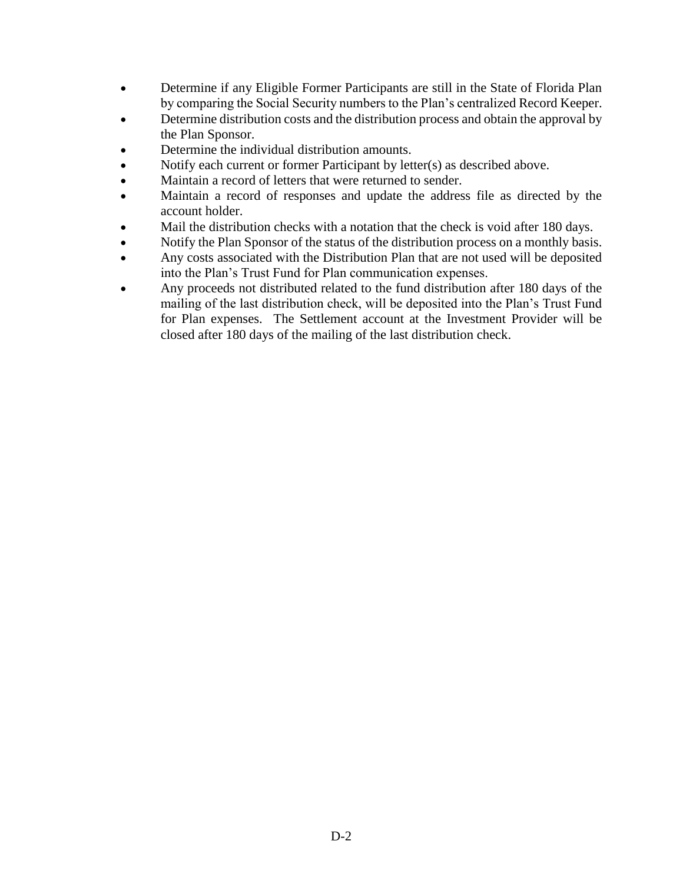- Determine if any Eligible Former Participants are still in the State of Florida Plan by comparing the Social Security numbers to the Plan's centralized Record Keeper.
- Determine distribution costs and the distribution process and obtain the approval by the Plan Sponsor.
- Determine the individual distribution amounts.
- Notify each current or former Participant by letter(s) as described above.
- Maintain a record of letters that were returned to sender.
- Maintain a record of responses and update the address file as directed by the account holder.
- Mail the distribution checks with a notation that the check is void after 180 days.
- Notify the Plan Sponsor of the status of the distribution process on a monthly basis.
- Any costs associated with the Distribution Plan that are not used will be deposited into the Plan's Trust Fund for Plan communication expenses.
- Any proceeds not distributed related to the fund distribution after 180 days of the mailing of the last distribution check, will be deposited into the Plan's Trust Fund for Plan expenses. The Settlement account at the Investment Provider will be closed after 180 days of the mailing of the last distribution check.